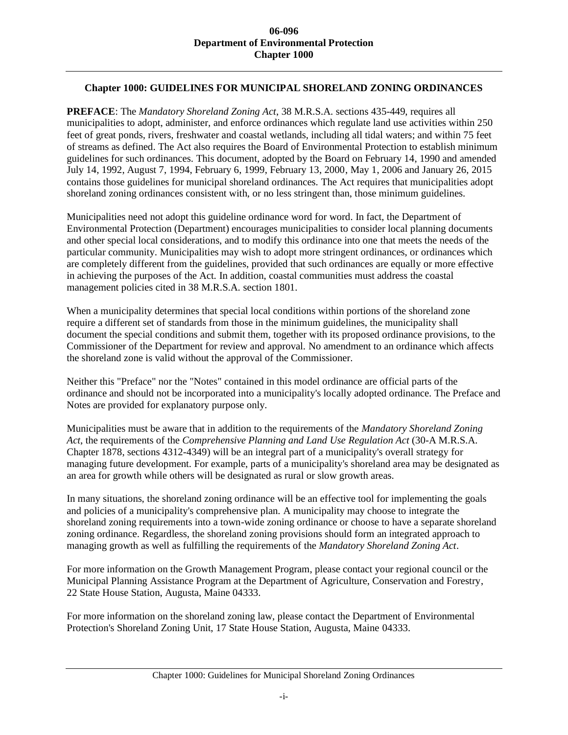# Chapter 1000: GUIDELINES FOR MUNICIPAL SHORELAND ZONING ORDINANCES

**PREFACE**: The *Mandatory Shoreland Zoning Act*, 38 M.R.S.A. sections 435-449, requires all municipalities to adopt, administer, and enforce ordinances which regulate land use activities within 250 feet of great ponds, rivers, freshwater and coastal wetlands, including all tidal waters; and within 75 feet of streams as defined. The Act also requires the Board of Environmental Protection to establish minimum guidelines for such ordinances. This document, adopted by the Board on February 14, 1990 and amended July 14, 1992, August 7, 1994, February 6, 1999, February 13, 2000, May 1, 2006 and January 26, 2015 contains those guidelines for municipal shoreland ordinances. The Act requires that municipalities adopt shoreland zoning ordinances consistent with, or no less stringent than, those minimum guidelines.

Municipalities need not adopt this guideline ordinance word for word. In fact, the Department of Environmental Protection (Department) encourages municipalities to consider local planning documents and other special local considerations, and to modify this ordinance into one that meets the needs of the particular community. Municipalities may wish to adopt more stringent ordinances, or ordinances which are completely different from the guidelines, provided that such ordinances are equally or more effective in achieving the purposes of the Act. In addition, coastal communities must address the coastal management policies cited in 38 M.R.S.A. section 1801.

When a municipality determines that special local conditions within portions of the shoreland zone require a different set of standards from those in the minimum guidelines, the municipality shall document the special conditions and submit them, together with its proposed ordinance provisions, to the Commissioner of the Department for review and approval. No amendment to an ordinance which affects the shoreland zone is valid without the approval of the Commissioner.

Neither this "Preface" nor the "Notes" contained in this model ordinance are official parts of the ordinance and should not be incorporated into a municipality's locally adopted ordinance. The Preface and Notes are provided for explanatory purpose only.

Municipalities must be aware that in addition to the requirements of the *Mandatory Shoreland Zoning Act*, the requirements of the *Comprehensive Planning and Land Use Regulation Act* (30-A M.R.S.A. Chapter 1878, sections 4312-4349) will be an integral part of a municipality's overall strategy for managing future development. For example, parts of a municipality's shoreland area may be designated as an area for growth while others will be designated as rural or slow growth areas.

In many situations, the shoreland zoning ordinance will be an effective tool for implementing the goals and policies of a municipality's comprehensive plan. A municipality may choose to integrate the shoreland zoning requirements into a town-wide zoning ordinance or choose to have a separate shoreland zoning ordinance. Regardless, the shoreland zoning provisions should form an integrated approach to managing growth as well as fulfilling the requirements of the *Mandatory Shoreland Zoning Act*.

For more information on the Growth Management Program, please contact your regional council or the Municipal Planning Assistance Program at the Department of Agriculture, Conservation and Forestry, 22 State House Station, Augusta, Maine 04333.

For more information on the shoreland zoning law, please contact the Department of Environmental Protection's Shoreland Zoning Unit, 17 State House Station, Augusta, Maine 04333.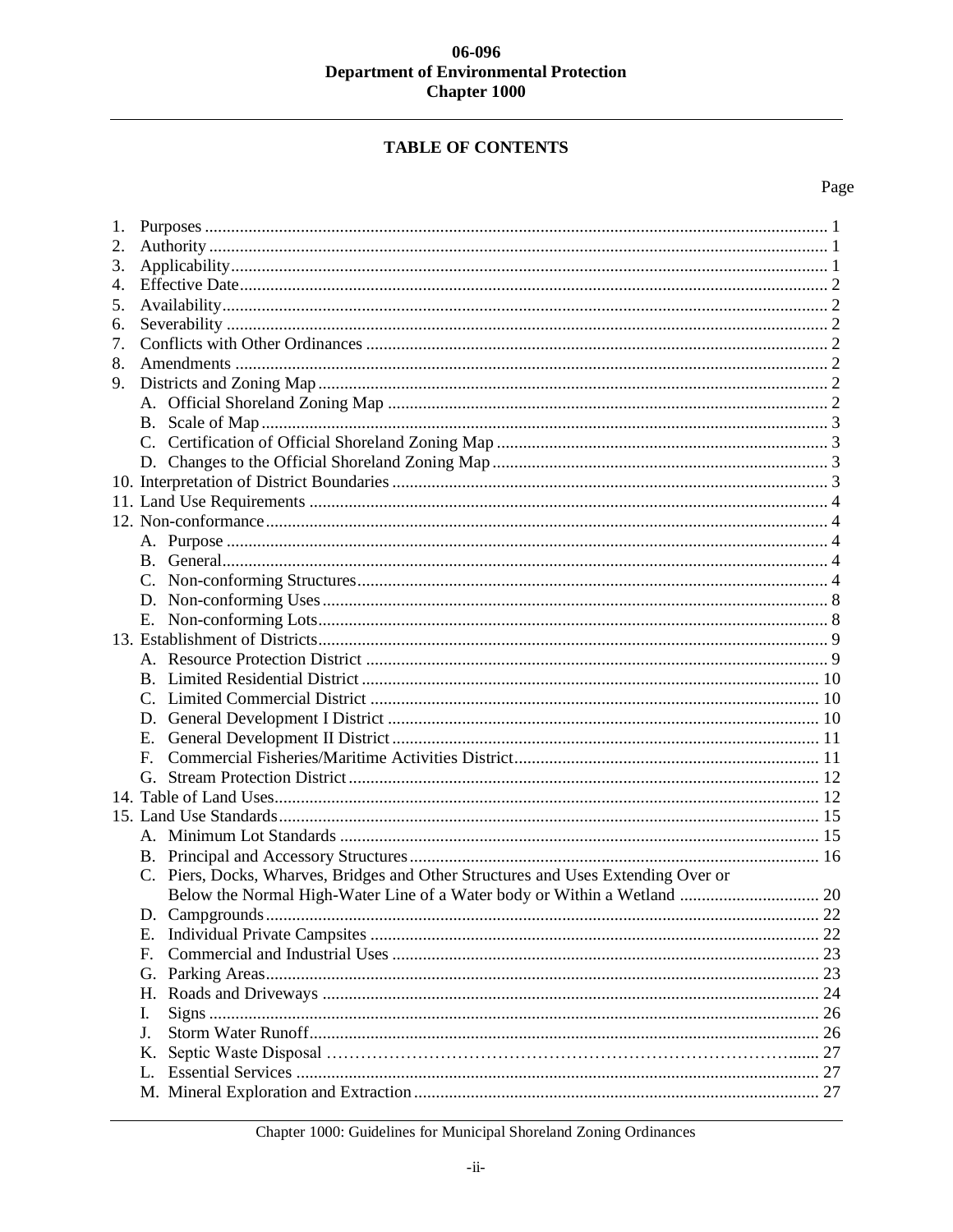## TABLE OF CONTENTS

Page

1. Purposes .... 1
2. Authority .... 1
3. Applicability .... 1
4. Effective Date .... 2
5. Availability .... 2
6. Severability .... 2
7. Conflicts with Other Ordinances .... 2
8. Amendments .... 2
9. Districts and Zoning Map .... 2
   - A. Official Shoreland Zoning Map .... 2
   - B. Scale of Map .... 3
   - C. Certification of Official Shoreland Zoning Map .... 3
   - D. Changes to the Official Shoreland Zoning Map .... 3
10. Interpretation of District Boundaries .... 3
11. Land Use Requirements .... 4
12. Non-conformance .... 4
    - A. Purpose .... 4
    - B. General .... 4
    - C. Non-conforming Structures .... 4
    - D. Non-conforming Uses .... 8
    - E. Non-conforming Lots .... 8
13. Establishment of Districts .... 9
    - A. Resource Protection District .... 9
    - B. Limited Residential District .... 10
    - C. Limited Commercial District .... 10
    - D. General Development I District .... 10
    - E. General Development II District .... 11
    - F. Commercial Fisheries/Maritime Activities District .... 11
    - G. Stream Protection District .... 12
14. Table of Land Uses .... 12
15. Land Use Standards .... 15
    - A. Minimum Lot Standards .... 15
    - B. Principal and Accessory Structures .... 16
    - C. Piers, Docks, Wharves, Bridges and Other Structures and Uses Extending Over or Below the Normal High-Water Line of a Water body or Within a Wetland .... 20
    - D. Campgrounds .... 22
    - E. Individual Private Campsites .... 22
    - F. Commercial and Industrial Uses .... 23
    - G. Parking Areas .... 23
    - H. Roads and Driveways .... 24
    - I. Signs .... 26
    - J. Storm Water Runoff .... 26
    - K. Septic Waste Disposal .... 27
    - L. Essential Services .... 27
    - M. Mineral Exploration and Extraction .... 27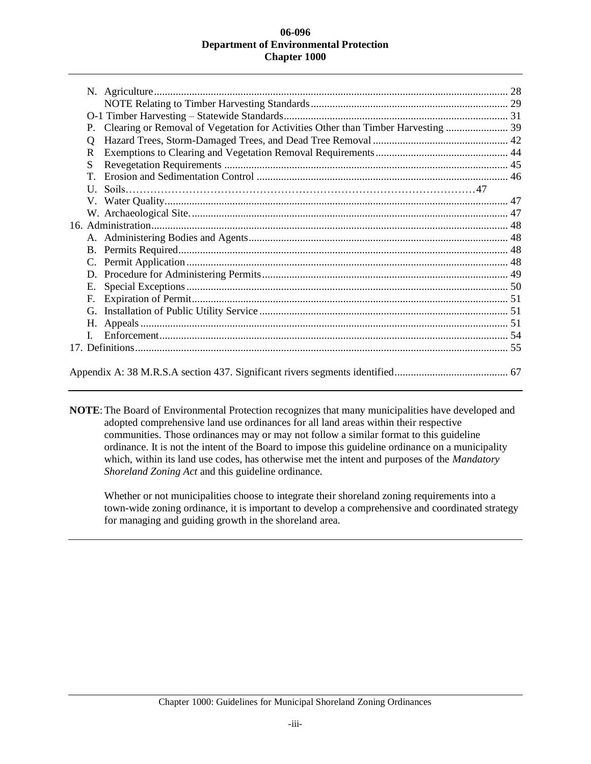N. Agriculture ........................................................................................................................ 28
NOTE Relating to Timber Harvesting Standards ........................................................................ 29
O-1 Timber Harvesting – Statewide Standards .................................................................................. 31
P. Clearing or Removal of Vegetation for Activities Other than Timber Harvesting ....................... 39
Q Hazard Trees, Storm-Damaged Trees, and Dead Tree Removal ................................................. 42
R Exemptions to Clearing and Vegetation Removal Requirements ................................................ 44
S Revegetation Requirements ........................................................................................................ 45
T. Erosion and Sedimentation Control ............................................................................................ 46
U. Soils………………………………………………………………………………………47
V. Water Quality ............................................................................................................................. 47
W. Archaeological Site. .................................................................................................................... 47

16. Administration ................................................................................................................................ 48
A. Administering Bodies and Agents ............................................................................................... 48
B. Permits Required ........................................................................................................................ 48
C. Permit Application ...................................................................................................................... 48
D. Procedure for Administering Permits .......................................................................................... 49
E. Special Exceptions ...................................................................................................................... 50
F. Expiration of Permit .................................................................................................................... 51
G. Installation of Public Utility Service ........................................................................................... 51
H. Appeals ....................................................................................................................................... 51
I. Enforcement ................................................................................................................................ 54

17. Definitions ..................................................................................................................................... 55

Appendix A: 38 M.R.S.A section 437. Significant rivers segments identified .......................................... 67

---

**NOTE**: The Board of Environmental Protection recognizes that many municipalities have developed and adopted comprehensive land use ordinances for all land areas within their respective communities. Those ordinances may or may not follow a similar format to this guideline ordinance. It is not the intent of the Board to impose this guideline ordinance on a municipality which, within its land use codes, has otherwise met the intent and purposes of the *Mandatory Shoreland Zoning Act* and this guideline ordinance.

Whether or not municipalities choose to integrate their shoreland zoning requirements into a town-wide zoning ordinance, it is important to develop a comprehensive and coordinated strategy for managing and guiding growth in the shoreland area.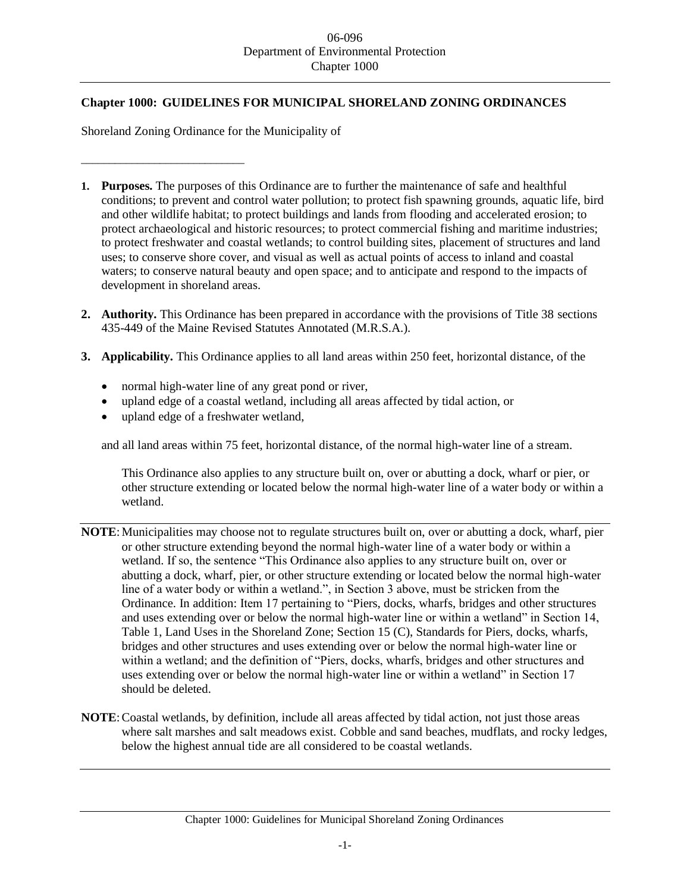## Chapter 1000: GUIDELINES FOR MUNICIPAL SHORELAND ZONING ORDINANCES

Shoreland Zoning Ordinance for the Municipality of

___________________________

1. **Purposes.** The purposes of this Ordinance are to further the maintenance of safe and healthful conditions; to prevent and control water pollution; to protect fish spawning grounds, aquatic life, bird and other wildlife habitat; to protect buildings and lands from flooding and accelerated erosion; to protect archaeological and historic resources; to protect commercial fishing and maritime industries; to protect freshwater and coastal wetlands; to control building sites, placement of structures and land uses; to conserve shore cover, and visual as well as actual points of access to inland and coastal waters; to conserve natural beauty and open space; and to anticipate and respond to the impacts of development in shoreland areas.

2. **Authority.** This Ordinance has been prepared in accordance with the provisions of Title 38 sections 435-449 of the Maine Revised Statutes Annotated (M.R.S.A.).

3. **Applicability.** This Ordinance applies to all land areas within 250 feet, horizontal distance, of the

   - normal high-water line of any great pond or river,
   - upland edge of a coastal wetland, including all areas affected by tidal action, or
   - upland edge of a freshwater wetland,

   and all land areas within 75 feet, horizontal distance, of the normal high-water line of a stream.

   This Ordinance also applies to any structure built on, over or abutting a dock, wharf or pier, or other structure extending or located below the normal high-water line of a water body or within a wetland.

---

**NOTE**: Municipalities may choose not to regulate structures built on, over or abutting a dock, wharf, pier or other structure extending beyond the normal high-water line of a water body or within a wetland. If so, the sentence "This Ordinance also applies to any structure built on, over or abutting a dock, wharf, pier, or other structure extending or located below the normal high-water line of a water body or within a wetland.", in Section 3 above, must be stricken from the Ordinance. In addition: Item 17 pertaining to "Piers, docks, wharfs, bridges and other structures and uses extending over or below the normal high-water line or within a wetland" in Section 14, Table 1, Land Uses in the Shoreland Zone; Section 15 (C), Standards for Piers, docks, wharfs, bridges and other structures and uses extending over or below the normal high-water line or within a wetland; and the definition of "Piers, docks, wharfs, bridges and other structures and uses extending over or below the normal high-water line or within a wetland" in Section 17 should be deleted.

**NOTE**: Coastal wetlands, by definition, include all areas affected by tidal action, not just those areas where salt marshes and salt meadows exist. Cobble and sand beaches, mudflats, and rocky ledges, below the highest annual tide are all considered to be coastal wetlands.

---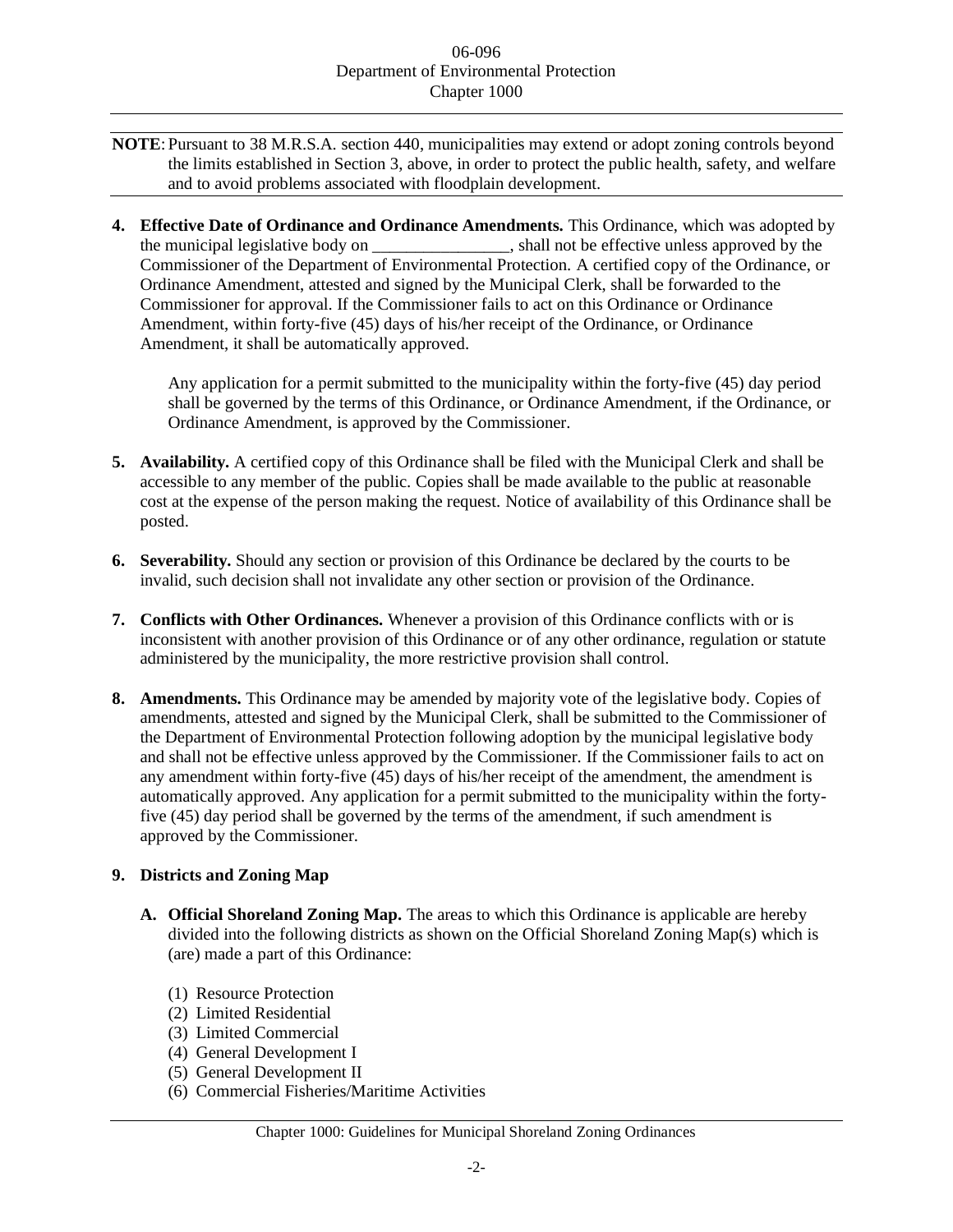**NOTE**: Pursuant to 38 M.R.S.A. section 440, municipalities may extend or adopt zoning controls beyond the limits established in Section 3, above, in order to protect the public health, safety, and welfare and to avoid problems associated with floodplain development.

**4. Effective Date of Ordinance and Ordinance Amendments.** This Ordinance, which was adopted by the municipal legislative body on ________________, shall not be effective unless approved by the Commissioner of the Department of Environmental Protection. A certified copy of the Ordinance, or Ordinance Amendment, attested and signed by the Municipal Clerk, shall be forwarded to the Commissioner for approval. If the Commissioner fails to act on this Ordinance or Ordinance Amendment, within forty-five (45) days of his/her receipt of the Ordinance, or Ordinance Amendment, it shall be automatically approved.

Any application for a permit submitted to the municipality within the forty-five (45) day period shall be governed by the terms of this Ordinance, or Ordinance Amendment, if the Ordinance, or Ordinance Amendment, is approved by the Commissioner.

**5. Availability.** A certified copy of this Ordinance shall be filed with the Municipal Clerk and shall be accessible to any member of the public. Copies shall be made available to the public at reasonable cost at the expense of the person making the request. Notice of availability of this Ordinance shall be posted.

**6. Severability.** Should any section or provision of this Ordinance be declared by the courts to be invalid, such decision shall not invalidate any other section or provision of the Ordinance.

**7. Conflicts with Other Ordinances.** Whenever a provision of this Ordinance conflicts with or is inconsistent with another provision of this Ordinance or of any other ordinance, regulation or statute administered by the municipality, the more restrictive provision shall control.

**8. Amendments.** This Ordinance may be amended by majority vote of the legislative body. Copies of amendments, attested and signed by the Municipal Clerk, shall be submitted to the Commissioner of the Department of Environmental Protection following adoption by the municipal legislative body and shall not be effective unless approved by the Commissioner. If the Commissioner fails to act on any amendment within forty-five (45) days of his/her receipt of the amendment, the amendment is automatically approved. Any application for a permit submitted to the municipality within the forty-five (45) day period shall be governed by the terms of the amendment, if such amendment is approved by the Commissioner.

**9. Districts and Zoning Map**

**A. Official Shoreland Zoning Map.** The areas to which this Ordinance is applicable are hereby divided into the following districts as shown on the Official Shoreland Zoning Map(s) which is (are) made a part of this Ordinance:

(1) Resource Protection
(2) Limited Residential
(3) Limited Commercial
(4) General Development I
(5) General Development II
(6) Commercial Fisheries/Maritime Activities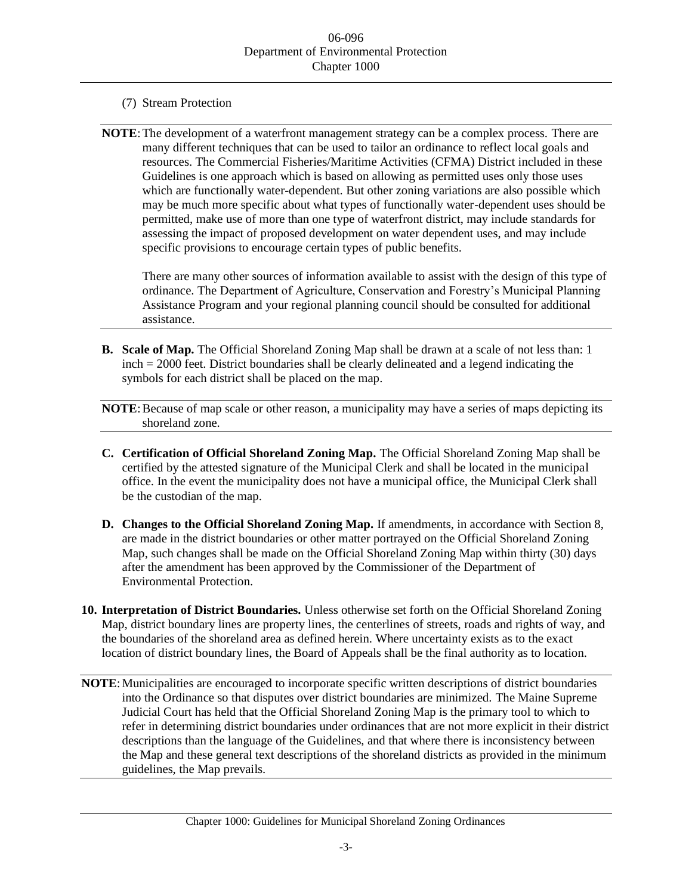(7) Stream Protection

---

**NOTE**: The development of a waterfront management strategy can be a complex process. There are many different techniques that can be used to tailor an ordinance to reflect local goals and resources. The Commercial Fisheries/Maritime Activities (CFMA) District included in these Guidelines is one approach which is based on allowing as permitted uses only those uses which are functionally water-dependent. But other zoning variations are also possible which may be much more specific about what types of functionally water-dependent uses should be permitted, make use of more than one type of waterfront district, may include standards for assessing the impact of proposed development on water dependent uses, and may include specific provisions to encourage certain types of public benefits.

There are many other sources of information available to assist with the design of this type of ordinance. The Department of Agriculture, Conservation and Forestry's Municipal Planning Assistance Program and your regional planning council should be consulted for additional assistance.

---

**B. Scale of Map.** The Official Shoreland Zoning Map shall be drawn at a scale of not less than: 1 inch = 2000 feet. District boundaries shall be clearly delineated and a legend indicating the symbols for each district shall be placed on the map.

---

**NOTE**: Because of map scale or other reason, a municipality may have a series of maps depicting its shoreland zone.

---

**C. Certification of Official Shoreland Zoning Map.** The Official Shoreland Zoning Map shall be certified by the attested signature of the Municipal Clerk and shall be located in the municipal office. In the event the municipality does not have a municipal office, the Municipal Clerk shall be the custodian of the map.

**D. Changes to the Official Shoreland Zoning Map.** If amendments, in accordance with Section 8, are made in the district boundaries or other matter portrayed on the Official Shoreland Zoning Map, such changes shall be made on the Official Shoreland Zoning Map within thirty (30) days after the amendment has been approved by the Commissioner of the Department of Environmental Protection.

**10. Interpretation of District Boundaries.** Unless otherwise set forth on the Official Shoreland Zoning Map, district boundary lines are property lines, the centerlines of streets, roads and rights of way, and the boundaries of the shoreland area as defined herein. Where uncertainty exists as to the exact location of district boundary lines, the Board of Appeals shall be the final authority as to location.

---

**NOTE**: Municipalities are encouraged to incorporate specific written descriptions of district boundaries into the Ordinance so that disputes over district boundaries are minimized. The Maine Supreme Judicial Court has held that the Official Shoreland Zoning Map is the primary tool to which to refer in determining district boundaries under ordinances that are not more explicit in their district descriptions than the language of the Guidelines, and that where there is inconsistency between the Map and these general text descriptions of the shoreland districts as provided in the minimum guidelines, the Map prevails.

---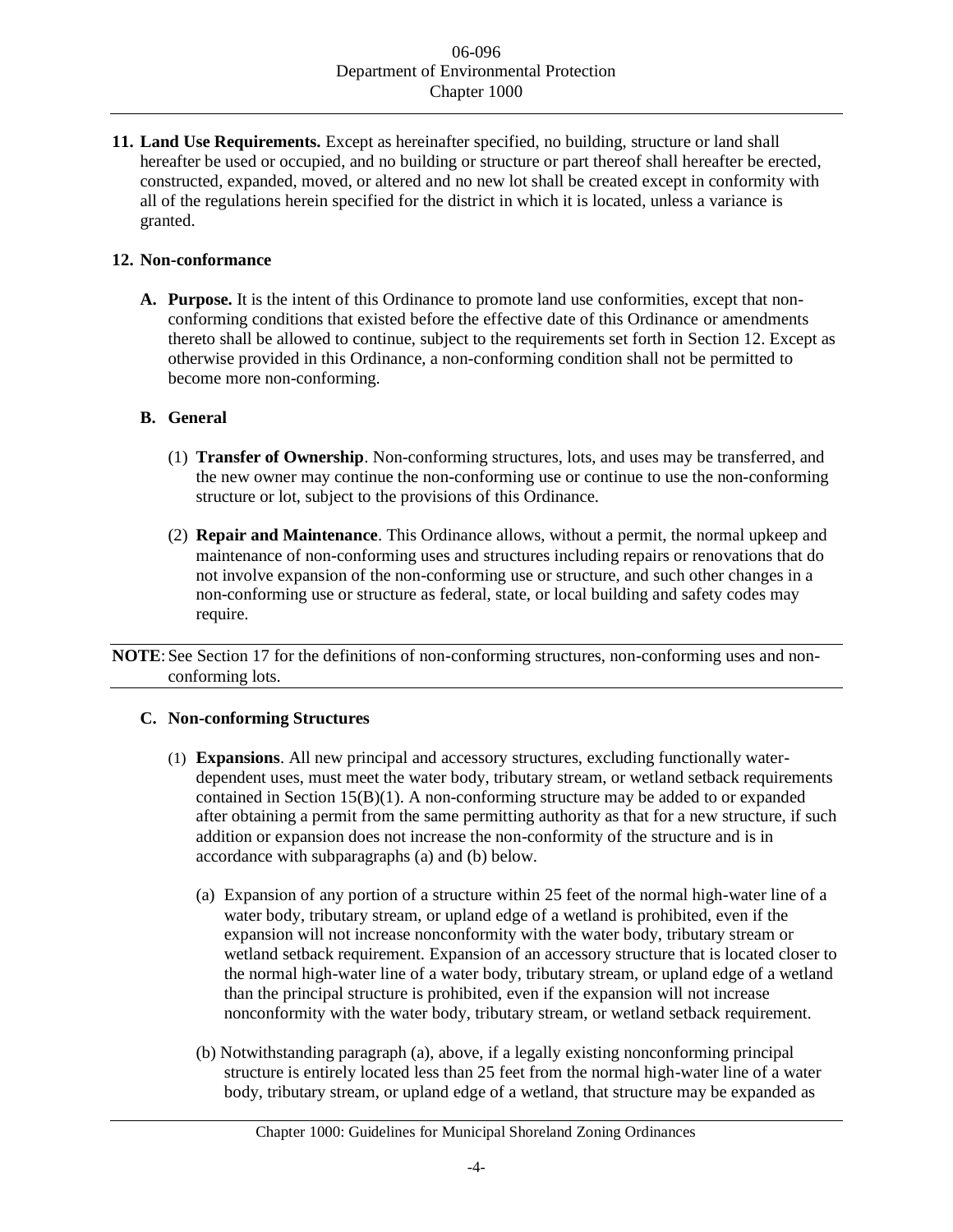**11. Land Use Requirements.** Except as hereinafter specified, no building, structure or land shall hereafter be used or occupied, and no building or structure or part thereof shall hereafter be erected, constructed, expanded, moved, or altered and no new lot shall be created except in conformity with all of the regulations herein specified for the district in which it is located, unless a variance is granted.

**12. Non-conformance**

**A. Purpose.** It is the intent of this Ordinance to promote land use conformities, except that non-conforming conditions that existed before the effective date of this Ordinance or amendments thereto shall be allowed to continue, subject to the requirements set forth in Section 12. Except as otherwise provided in this Ordinance, a non-conforming condition shall not be permitted to become more non-conforming.

**B. General**

(1) **Transfer of Ownership**. Non-conforming structures, lots, and uses may be transferred, and the new owner may continue the non-conforming use or continue to use the non-conforming structure or lot, subject to the provisions of this Ordinance.

(2) **Repair and Maintenance**. This Ordinance allows, without a permit, the normal upkeep and maintenance of non-conforming uses and structures including repairs or renovations that do not involve expansion of the non-conforming use or structure, and such other changes in a non-conforming use or structure as federal, state, or local building and safety codes may require.

**NOTE**: See Section 17 for the definitions of non-conforming structures, non-conforming uses and non-conforming lots.

**C. Non-conforming Structures**

(1) **Expansions**. All new principal and accessory structures, excluding functionally water-dependent uses, must meet the water body, tributary stream, or wetland setback requirements contained in Section 15(B)(1). A non-conforming structure may be added to or expanded after obtaining a permit from the same permitting authority as that for a new structure, if such addition or expansion does not increase the non-conformity of the structure and is in accordance with subparagraphs (a) and (b) below.

(a) Expansion of any portion of a structure within 25 feet of the normal high-water line of a water body, tributary stream, or upland edge of a wetland is prohibited, even if the expansion will not increase nonconformity with the water body, tributary stream or wetland setback requirement. Expansion of an accessory structure that is located closer to the normal high-water line of a water body, tributary stream, or upland edge of a wetland than the principal structure is prohibited, even if the expansion will not increase nonconformity with the water body, tributary stream, or wetland setback requirement.

(b) Notwithstanding paragraph (a), above, if a legally existing nonconforming principal structure is entirely located less than 25 feet from the normal high-water line of a water body, tributary stream, or upland edge of a wetland, that structure may be expanded as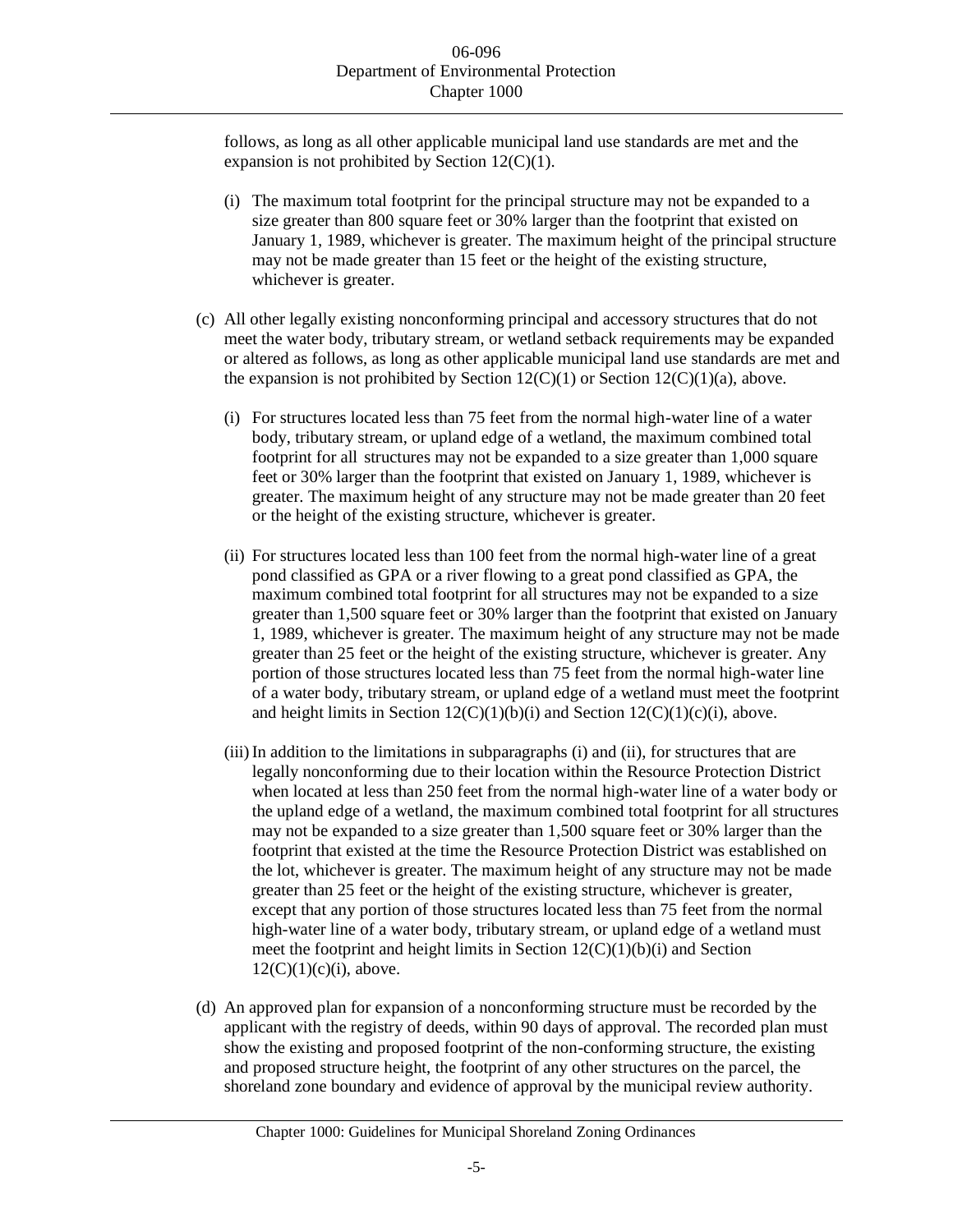follows, as long as all other applicable municipal land use standards are met and the expansion is not prohibited by Section 12(C)(1).

(i) The maximum total footprint for the principal structure may not be expanded to a size greater than 800 square feet or 30% larger than the footprint that existed on January 1, 1989, whichever is greater. The maximum height of the principal structure may not be made greater than 15 feet or the height of the existing structure, whichever is greater.

(c) All other legally existing nonconforming principal and accessory structures that do not meet the water body, tributary stream, or wetland setback requirements may be expanded or altered as follows, as long as other applicable municipal land use standards are met and the expansion is not prohibited by Section 12(C)(1) or Section 12(C)(1)(a), above.

(i) For structures located less than 75 feet from the normal high-water line of a water body, tributary stream, or upland edge of a wetland, the maximum combined total footprint for all structures may not be expanded to a size greater than 1,000 square feet or 30% larger than the footprint that existed on January 1, 1989, whichever is greater. The maximum height of any structure may not be made greater than 20 feet or the height of the existing structure, whichever is greater.

(ii) For structures located less than 100 feet from the normal high-water line of a great pond classified as GPA or a river flowing to a great pond classified as GPA, the maximum combined total footprint for all structures may not be expanded to a size greater than 1,500 square feet or 30% larger than the footprint that existed on January 1, 1989, whichever is greater. The maximum height of any structure may not be made greater than 25 feet or the height of the existing structure, whichever is greater. Any portion of those structures located less than 75 feet from the normal high-water line of a water body, tributary stream, or upland edge of a wetland must meet the footprint and height limits in Section 12(C)(1)(b)(i) and Section 12(C)(1)(c)(i), above.

(iii) In addition to the limitations in subparagraphs (i) and (ii), for structures that are legally nonconforming due to their location within the Resource Protection District when located at less than 250 feet from the normal high-water line of a water body or the upland edge of a wetland, the maximum combined total footprint for all structures may not be expanded to a size greater than 1,500 square feet or 30% larger than the footprint that existed at the time the Resource Protection District was established on the lot, whichever is greater. The maximum height of any structure may not be made greater than 25 feet or the height of the existing structure, whichever is greater, except that any portion of those structures located less than 75 feet from the normal high-water line of a water body, tributary stream, or upland edge of a wetland must meet the footprint and height limits in Section 12(C)(1)(b)(i) and Section 12(C)(1)(c)(i), above.

(d) An approved plan for expansion of a nonconforming structure must be recorded by the applicant with the registry of deeds, within 90 days of approval. The recorded plan must show the existing and proposed footprint of the non-conforming structure, the existing and proposed structure height, the footprint of any other structures on the parcel, the shoreland zone boundary and evidence of approval by the municipal review authority.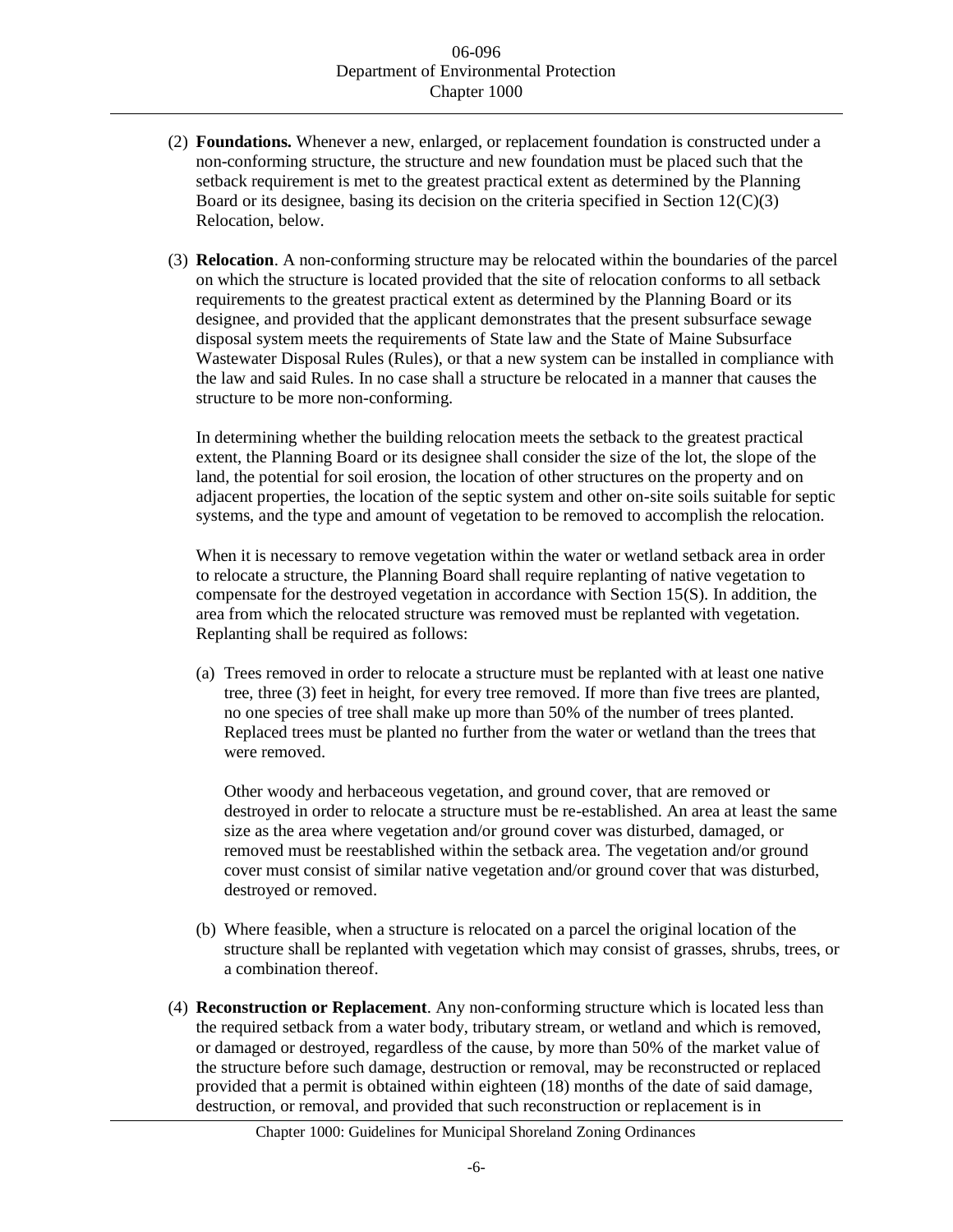(2) **Foundations.** Whenever a new, enlarged, or replacement foundation is constructed under a non-conforming structure, the structure and new foundation must be placed such that the setback requirement is met to the greatest practical extent as determined by the Planning Board or its designee, basing its decision on the criteria specified in Section 12(C)(3) Relocation, below.

(3) **Relocation**. A non-conforming structure may be relocated within the boundaries of the parcel on which the structure is located provided that the site of relocation conforms to all setback requirements to the greatest practical extent as determined by the Planning Board or its designee, and provided that the applicant demonstrates that the present subsurface sewage disposal system meets the requirements of State law and the State of Maine Subsurface Wastewater Disposal Rules (Rules), or that a new system can be installed in compliance with the law and said Rules. In no case shall a structure be relocated in a manner that causes the structure to be more non-conforming.

In determining whether the building relocation meets the setback to the greatest practical extent, the Planning Board or its designee shall consider the size of the lot, the slope of the land, the potential for soil erosion, the location of other structures on the property and on adjacent properties, the location of the septic system and other on-site soils suitable for septic systems, and the type and amount of vegetation to be removed to accomplish the relocation.

When it is necessary to remove vegetation within the water or wetland setback area in order to relocate a structure, the Planning Board shall require replanting of native vegetation to compensate for the destroyed vegetation in accordance with Section 15(S). In addition, the area from which the relocated structure was removed must be replanted with vegetation. Replanting shall be required as follows:

(a) Trees removed in order to relocate a structure must be replanted with at least one native tree, three (3) feet in height, for every tree removed. If more than five trees are planted, no one species of tree shall make up more than 50% of the number of trees planted. Replaced trees must be planted no further from the water or wetland than the trees that were removed.

Other woody and herbaceous vegetation, and ground cover, that are removed or destroyed in order to relocate a structure must be re-established. An area at least the same size as the area where vegetation and/or ground cover was disturbed, damaged, or removed must be reestablished within the setback area. The vegetation and/or ground cover must consist of similar native vegetation and/or ground cover that was disturbed, destroyed or removed.

(b) Where feasible, when a structure is relocated on a parcel the original location of the structure shall be replanted with vegetation which may consist of grasses, shrubs, trees, or a combination thereof.

(4) **Reconstruction or Replacement**. Any non-conforming structure which is located less than the required setback from a water body, tributary stream, or wetland and which is removed, or damaged or destroyed, regardless of the cause, by more than 50% of the market value of the structure before such damage, destruction or removal, may be reconstructed or replaced provided that a permit is obtained within eighteen (18) months of the date of said damage, destruction, or removal, and provided that such reconstruction or replacement is in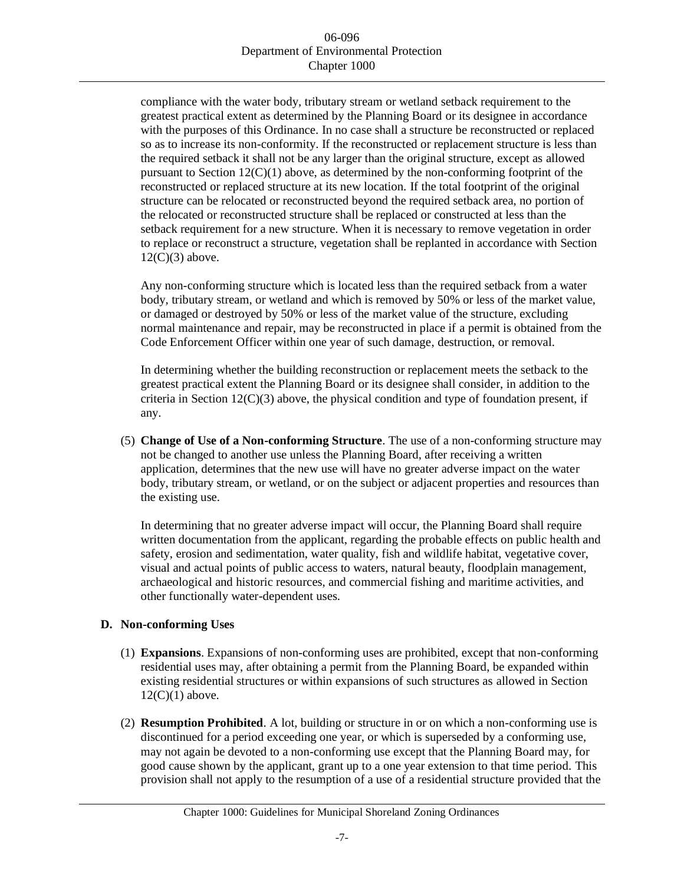compliance with the water body, tributary stream or wetland setback requirement to the greatest practical extent as determined by the Planning Board or its designee in accordance with the purposes of this Ordinance. In no case shall a structure be reconstructed or replaced so as to increase its non-conformity. If the reconstructed or replacement structure is less than the required setback it shall not be any larger than the original structure, except as allowed pursuant to Section 12(C)(1) above, as determined by the non-conforming footprint of the reconstructed or replaced structure at its new location. If the total footprint of the original structure can be relocated or reconstructed beyond the required setback area, no portion of the relocated or reconstructed structure shall be replaced or constructed at less than the setback requirement for a new structure. When it is necessary to remove vegetation in order to replace or reconstruct a structure, vegetation shall be replanted in accordance with Section 12(C)(3) above.

Any non-conforming structure which is located less than the required setback from a water body, tributary stream, or wetland and which is removed by 50% or less of the market value, or damaged or destroyed by 50% or less of the market value of the structure, excluding normal maintenance and repair, may be reconstructed in place if a permit is obtained from the Code Enforcement Officer within one year of such damage, destruction, or removal.

In determining whether the building reconstruction or replacement meets the setback to the greatest practical extent the Planning Board or its designee shall consider, in addition to the criteria in Section 12(C)(3) above, the physical condition and type of foundation present, if any.

(5) **Change of Use of a Non-conforming Structure**. The use of a non-conforming structure may not be changed to another use unless the Planning Board, after receiving a written application, determines that the new use will have no greater adverse impact on the water body, tributary stream, or wetland, or on the subject or adjacent properties and resources than the existing use.

In determining that no greater adverse impact will occur, the Planning Board shall require written documentation from the applicant, regarding the probable effects on public health and safety, erosion and sedimentation, water quality, fish and wildlife habitat, vegetative cover, visual and actual points of public access to waters, natural beauty, floodplain management, archaeological and historic resources, and commercial fishing and maritime activities, and other functionally water-dependent uses.

**D. Non-conforming Uses**

(1) **Expansions**. Expansions of non-conforming uses are prohibited, except that non-conforming residential uses may, after obtaining a permit from the Planning Board, be expanded within existing residential structures or within expansions of such structures as allowed in Section 12(C)(1) above.

(2) **Resumption Prohibited**. A lot, building or structure in or on which a non-conforming use is discontinued for a period exceeding one year, or which is superseded by a conforming use, may not again be devoted to a non-conforming use except that the Planning Board may, for good cause shown by the applicant, grant up to a one year extension to that time period. This provision shall not apply to the resumption of a use of a residential structure provided that the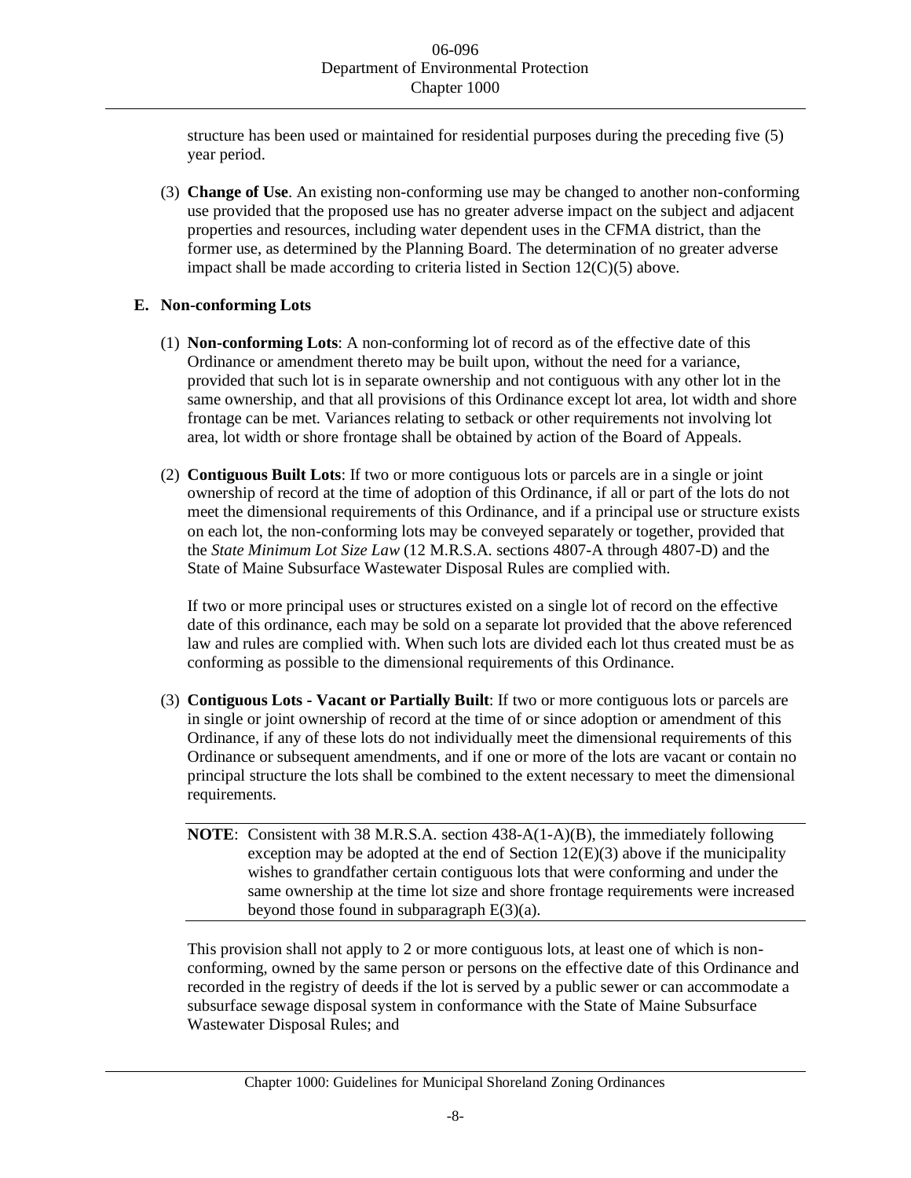structure has been used or maintained for residential purposes during the preceding five (5) year period.

(3) **Change of Use**. An existing non-conforming use may be changed to another non-conforming use provided that the proposed use has no greater adverse impact on the subject and adjacent properties and resources, including water dependent uses in the CFMA district, than the former use, as determined by the Planning Board. The determination of no greater adverse impact shall be made according to criteria listed in Section 12(C)(5) above.

**E. Non-conforming Lots**

(1) **Non-conforming Lots**: A non-conforming lot of record as of the effective date of this Ordinance or amendment thereto may be built upon, without the need for a variance, provided that such lot is in separate ownership and not contiguous with any other lot in the same ownership, and that all provisions of this Ordinance except lot area, lot width and shore frontage can be met. Variances relating to setback or other requirements not involving lot area, lot width or shore frontage shall be obtained by action of the Board of Appeals.

(2) **Contiguous Built Lots**: If two or more contiguous lots or parcels are in a single or joint ownership of record at the time of adoption of this Ordinance, if all or part of the lots do not meet the dimensional requirements of this Ordinance, and if a principal use or structure exists on each lot, the non-conforming lots may be conveyed separately or together, provided that the *State Minimum Lot Size Law* (12 M.R.S.A. sections 4807-A through 4807-D) and the State of Maine Subsurface Wastewater Disposal Rules are complied with.

If two or more principal uses or structures existed on a single lot of record on the effective date of this ordinance, each may be sold on a separate lot provided that the above referenced law and rules are complied with. When such lots are divided each lot thus created must be as conforming as possible to the dimensional requirements of this Ordinance.

(3) **Contiguous Lots - Vacant or Partially Built**: If two or more contiguous lots or parcels are in single or joint ownership of record at the time of or since adoption or amendment of this Ordinance, if any of these lots do not individually meet the dimensional requirements of this Ordinance or subsequent amendments, and if one or more of the lots are vacant or contain no principal structure the lots shall be combined to the extent necessary to meet the dimensional requirements.

**NOTE**: Consistent with 38 M.R.S.A. section 438-A(1-A)(B), the immediately following exception may be adopted at the end of Section 12(E)(3) above if the municipality wishes to grandfather certain contiguous lots that were conforming and under the same ownership at the time lot size and shore frontage requirements were increased beyond those found in subparagraph E(3)(a).

This provision shall not apply to 2 or more contiguous lots, at least one of which is non-conforming, owned by the same person or persons on the effective date of this Ordinance and recorded in the registry of deeds if the lot is served by a public sewer or can accommodate a subsurface sewage disposal system in conformance with the State of Maine Subsurface Wastewater Disposal Rules; and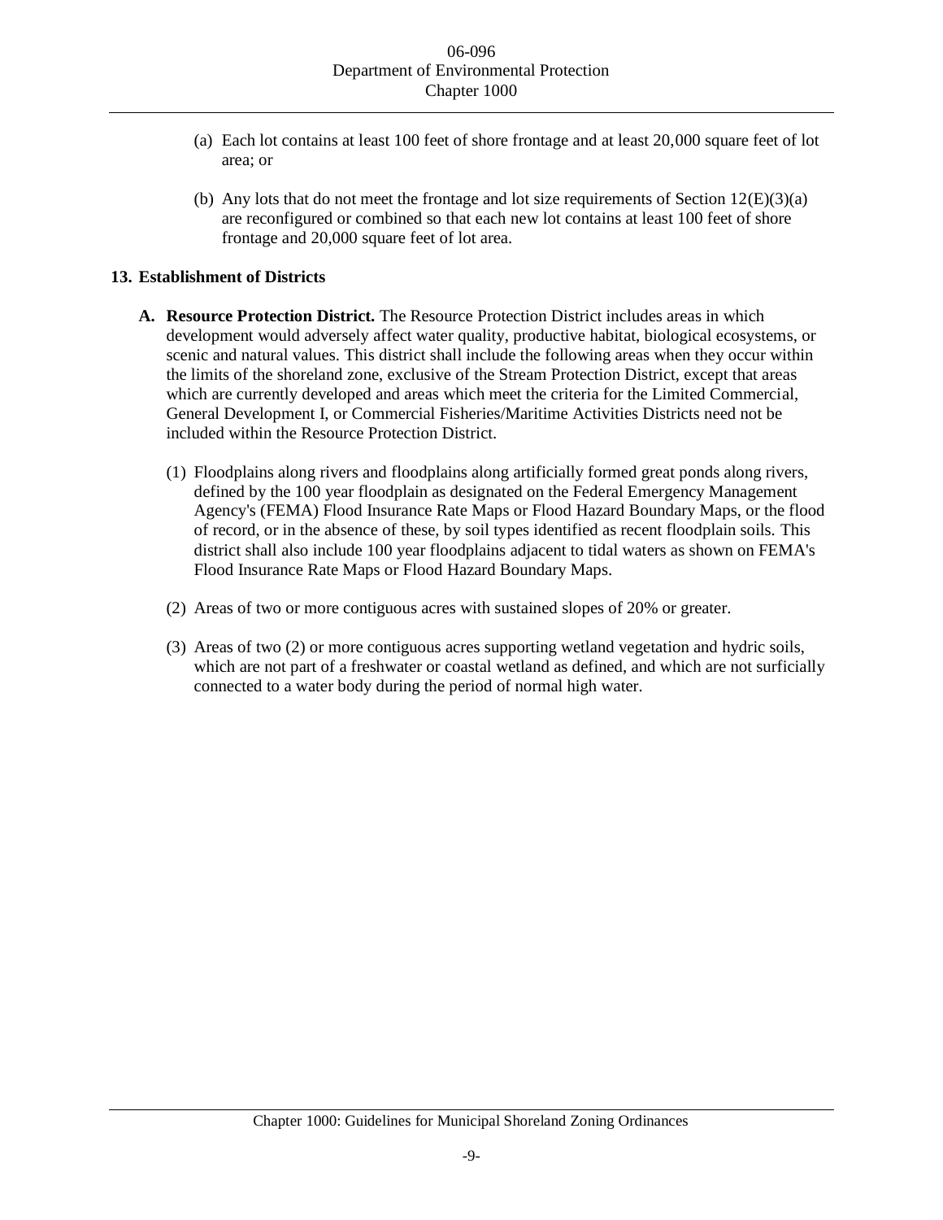(a) Each lot contains at least 100 feet of shore frontage and at least 20,000 square feet of lot area; or

(b) Any lots that do not meet the frontage and lot size requirements of Section 12(E)(3)(a) are reconfigured or combined so that each new lot contains at least 100 feet of shore frontage and 20,000 square feet of lot area.

## 13. Establishment of Districts

**A. Resource Protection District.** The Resource Protection District includes areas in which development would adversely affect water quality, productive habitat, biological ecosystems, or scenic and natural values. This district shall include the following areas when they occur within the limits of the shoreland zone, exclusive of the Stream Protection District, except that areas which are currently developed and areas which meet the criteria for the Limited Commercial, General Development I, or Commercial Fisheries/Maritime Activities Districts need not be included within the Resource Protection District.

(1) Floodplains along rivers and floodplains along artificially formed great ponds along rivers, defined by the 100 year floodplain as designated on the Federal Emergency Management Agency's (FEMA) Flood Insurance Rate Maps or Flood Hazard Boundary Maps, or the flood of record, or in the absence of these, by soil types identified as recent floodplain soils. This district shall also include 100 year floodplains adjacent to tidal waters as shown on FEMA's Flood Insurance Rate Maps or Flood Hazard Boundary Maps.

(2) Areas of two or more contiguous acres with sustained slopes of 20% or greater.

(3) Areas of two (2) or more contiguous acres supporting wetland vegetation and hydric soils, which are not part of a freshwater or coastal wetland as defined, and which are not surficially connected to a water body during the period of normal high water.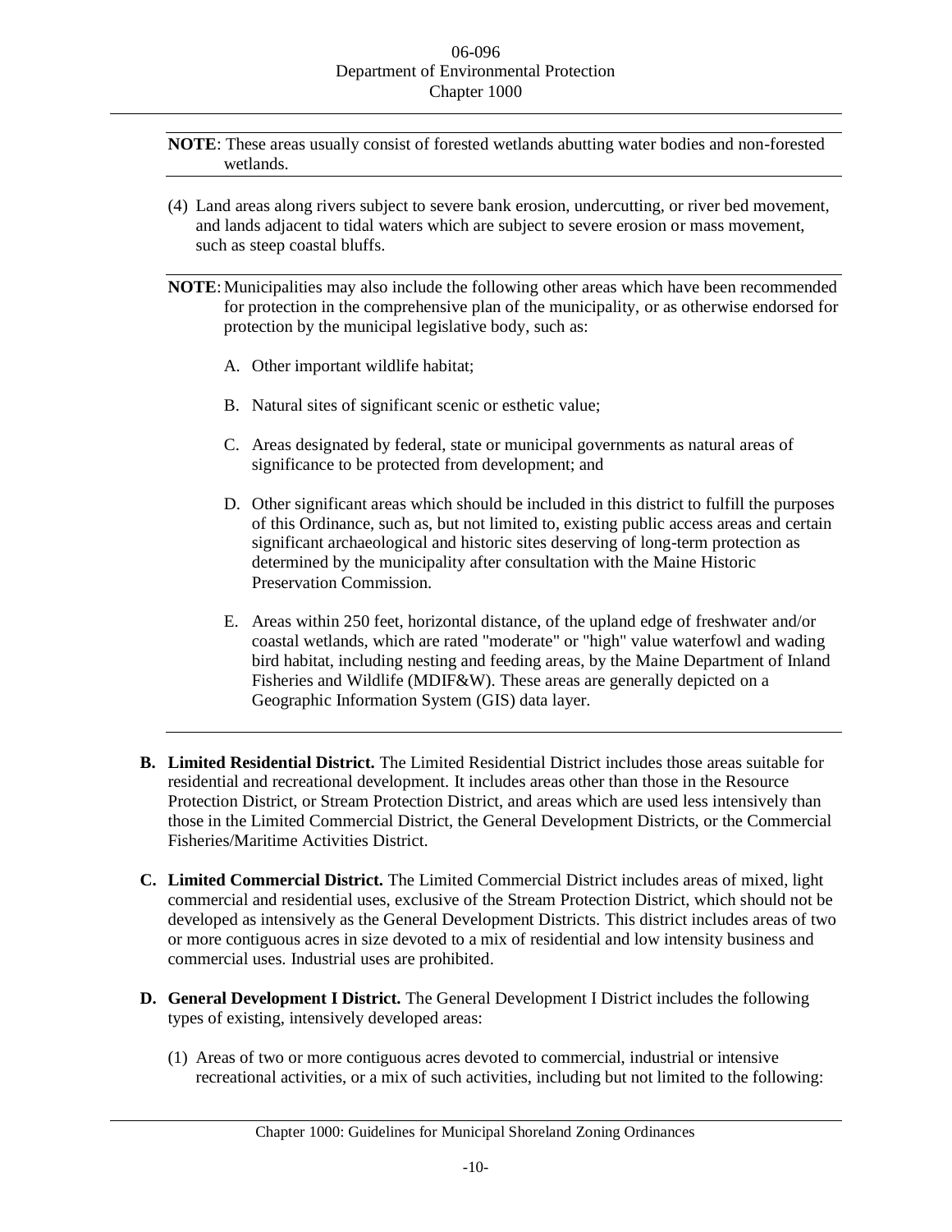**NOTE**: These areas usually consist of forested wetlands abutting water bodies and non-forested wetlands.

(4) Land areas along rivers subject to severe bank erosion, undercutting, or river bed movement, and lands adjacent to tidal waters which are subject to severe erosion or mass movement, such as steep coastal bluffs.

**NOTE**: Municipalities may also include the following other areas which have been recommended for protection in the comprehensive plan of the municipality, or as otherwise endorsed for protection by the municipal legislative body, such as:

A. Other important wildlife habitat;

B. Natural sites of significant scenic or esthetic value;

C. Areas designated by federal, state or municipal governments as natural areas of significance to be protected from development; and

D. Other significant areas which should be included in this district to fulfill the purposes of this Ordinance, such as, but not limited to, existing public access areas and certain significant archaeological and historic sites deserving of long-term protection as determined by the municipality after consultation with the Maine Historic Preservation Commission.

E. Areas within 250 feet, horizontal distance, of the upland edge of freshwater and/or coastal wetlands, which are rated "moderate" or "high" value waterfowl and wading bird habitat, including nesting and feeding areas, by the Maine Department of Inland Fisheries and Wildlife (MDIF&W). These areas are generally depicted on a Geographic Information System (GIS) data layer.

**B. Limited Residential District.** The Limited Residential District includes those areas suitable for residential and recreational development. It includes areas other than those in the Resource Protection District, or Stream Protection District, and areas which are used less intensively than those in the Limited Commercial District, the General Development Districts, or the Commercial Fisheries/Maritime Activities District.

**C. Limited Commercial District.** The Limited Commercial District includes areas of mixed, light commercial and residential uses, exclusive of the Stream Protection District, which should not be developed as intensively as the General Development Districts. This district includes areas of two or more contiguous acres in size devoted to a mix of residential and low intensity business and commercial uses. Industrial uses are prohibited.

**D. General Development I District.** The General Development I District includes the following types of existing, intensively developed areas:

(1) Areas of two or more contiguous acres devoted to commercial, industrial or intensive recreational activities, or a mix of such activities, including but not limited to the following: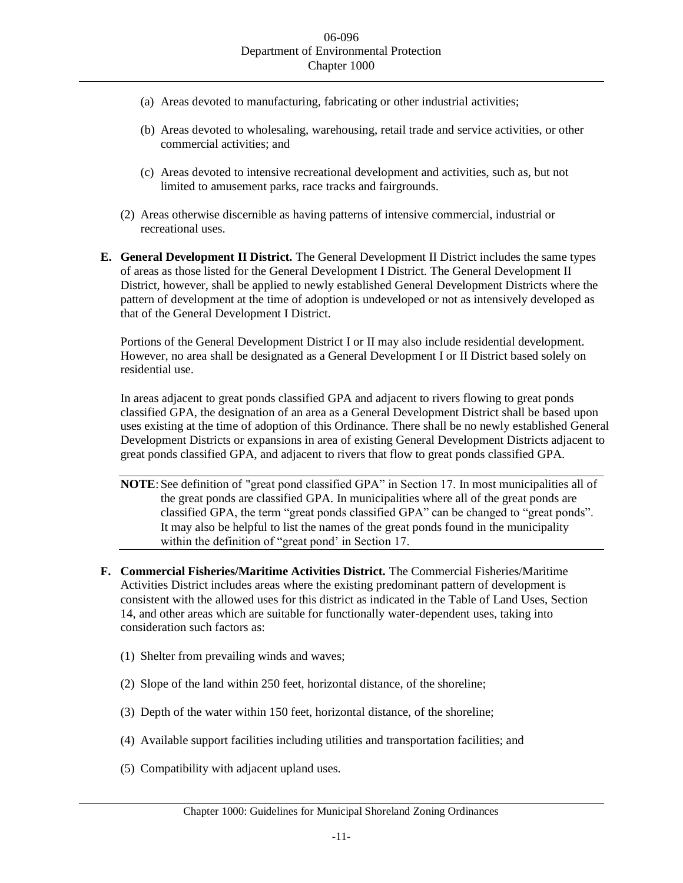(a) Areas devoted to manufacturing, fabricating or other industrial activities;

(b) Areas devoted to wholesaling, warehousing, retail trade and service activities, or other commercial activities; and

(c) Areas devoted to intensive recreational development and activities, such as, but not limited to amusement parks, race tracks and fairgrounds.

(2) Areas otherwise discernible as having patterns of intensive commercial, industrial or recreational uses.

**E. General Development II District.** The General Development II District includes the same types of areas as those listed for the General Development I District. The General Development II District, however, shall be applied to newly established General Development Districts where the pattern of development at the time of adoption is undeveloped or not as intensively developed as that of the General Development I District.

Portions of the General Development District I or II may also include residential development. However, no area shall be designated as a General Development I or II District based solely on residential use.

In areas adjacent to great ponds classified GPA and adjacent to rivers flowing to great ponds classified GPA, the designation of an area as a General Development District shall be based upon uses existing at the time of adoption of this Ordinance. There shall be no newly established General Development Districts or expansions in area of existing General Development Districts adjacent to great ponds classified GPA, and adjacent to rivers that flow to great ponds classified GPA.

---

**NOTE**: See definition of "great pond classified GPA" in Section 17. In most municipalities all of the great ponds are classified GPA. In municipalities where all of the great ponds are classified GPA, the term "great ponds classified GPA" can be changed to "great ponds". It may also be helpful to list the names of the great ponds found in the municipality within the definition of "great pond' in Section 17.

---

**F. Commercial Fisheries/Maritime Activities District.** The Commercial Fisheries/Maritime Activities District includes areas where the existing predominant pattern of development is consistent with the allowed uses for this district as indicated in the Table of Land Uses, Section 14, and other areas which are suitable for functionally water-dependent uses, taking into consideration such factors as:

(1) Shelter from prevailing winds and waves;

(2) Slope of the land within 250 feet, horizontal distance, of the shoreline;

(3) Depth of the water within 150 feet, horizontal distance, of the shoreline;

(4) Available support facilities including utilities and transportation facilities; and

(5) Compatibility with adjacent upland uses.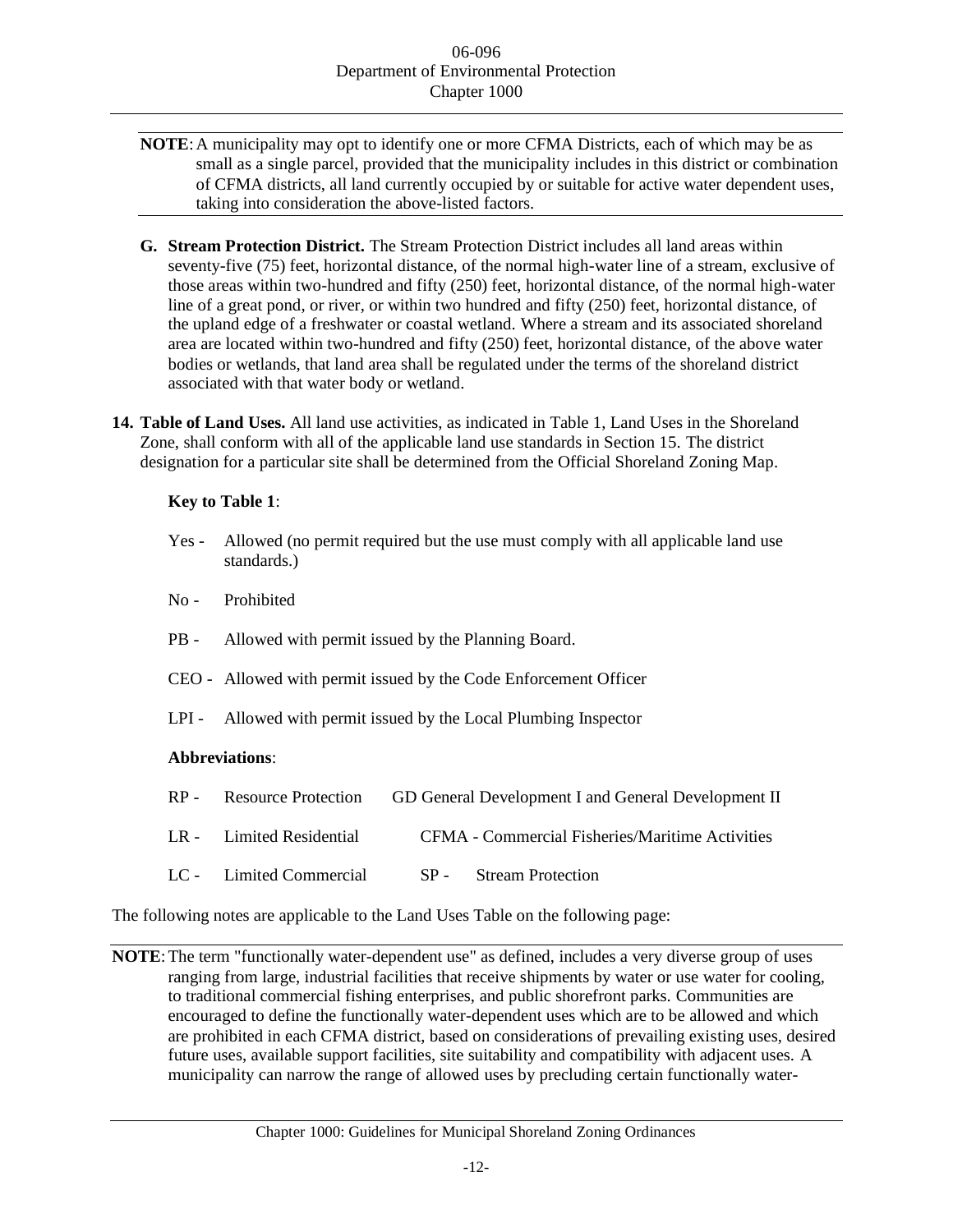**NOTE**: A municipality may opt to identify one or more CFMA Districts, each of which may be as small as a single parcel, provided that the municipality includes in this district or combination of CFMA districts, all land currently occupied by or suitable for active water dependent uses, taking into consideration the above-listed factors.

**G. Stream Protection District.** The Stream Protection District includes all land areas within seventy-five (75) feet, horizontal distance, of the normal high-water line of a stream, exclusive of those areas within two-hundred and fifty (250) feet, horizontal distance, of the normal high-water line of a great pond, or river, or within two hundred and fifty (250) feet, horizontal distance, of the upland edge of a freshwater or coastal wetland. Where a stream and its associated shoreland area are located within two-hundred and fifty (250) feet, horizontal distance, of the above water bodies or wetlands, that land area shall be regulated under the terms of the shoreland district associated with that water body or wetland.

**14. Table of Land Uses.** All land use activities, as indicated in Table 1, Land Uses in the Shoreland Zone, shall conform with all of the applicable land use standards in Section 15. The district designation for a particular site shall be determined from the Official Shoreland Zoning Map.

**Key to Table 1**:

- Yes - Allowed (no permit required but the use must comply with all applicable land use standards.)
- No - Prohibited
- PB - Allowed with permit issued by the Planning Board.
- CEO - Allowed with permit issued by the Code Enforcement Officer
- LPI - Allowed with permit issued by the Local Plumbing Inspector

**Abbreviations**:

- RP - Resource Protection
- GD General Development I and General Development II
- LR - Limited Residential
- CFMA - Commercial Fisheries/Maritime Activities
- LC - Limited Commercial
- SP - Stream Protection

The following notes are applicable to the Land Uses Table on the following page:

**NOTE**: The term "functionally water-dependent use" as defined, includes a very diverse group of uses ranging from large, industrial facilities that receive shipments by water or use water for cooling, to traditional commercial fishing enterprises, and public shorefront parks. Communities are encouraged to define the functionally water-dependent uses which are to be allowed and which are prohibited in each CFMA district, based on considerations of prevailing existing uses, desired future uses, available support facilities, site suitability and compatibility with adjacent uses. A municipality can narrow the range of allowed uses by precluding certain functionally water-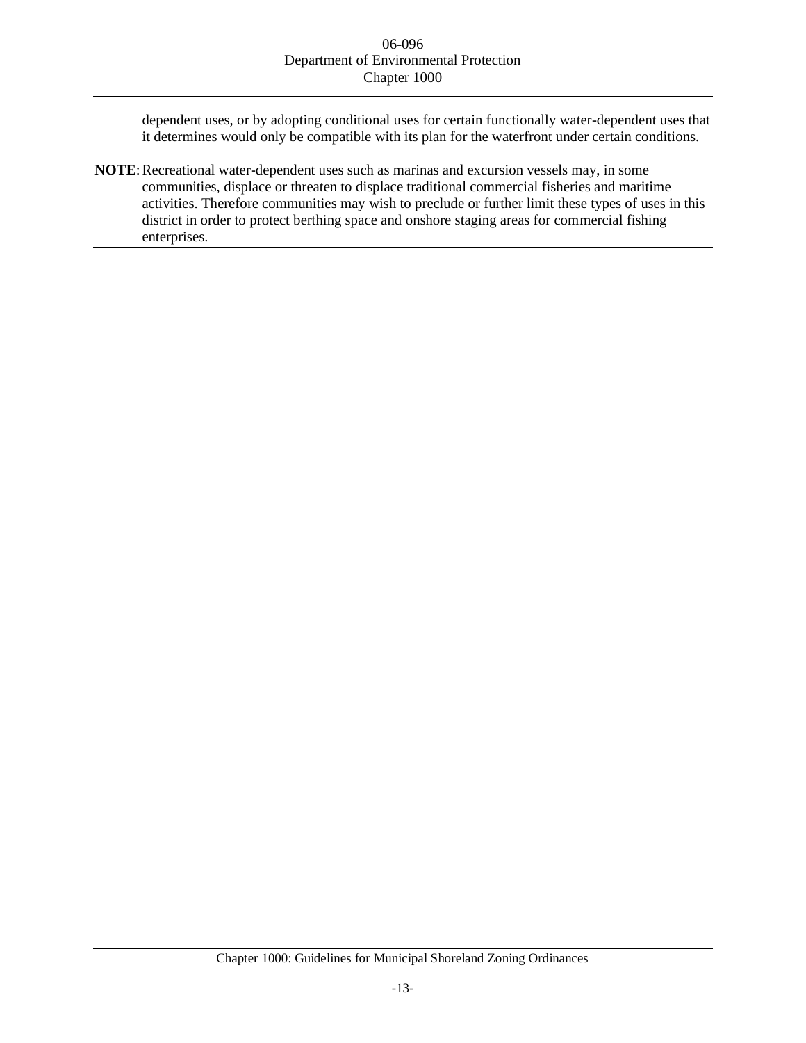dependent uses, or by adopting conditional uses for certain functionally water-dependent uses that it determines would only be compatible with its plan for the waterfront under certain conditions.

**NOTE**: Recreational water-dependent uses such as marinas and excursion vessels may, in some communities, displace or threaten to displace traditional commercial fisheries and maritime activities. Therefore communities may wish to preclude or further limit these types of uses in this district in order to protect berthing space and onshore staging areas for commercial fishing enterprises.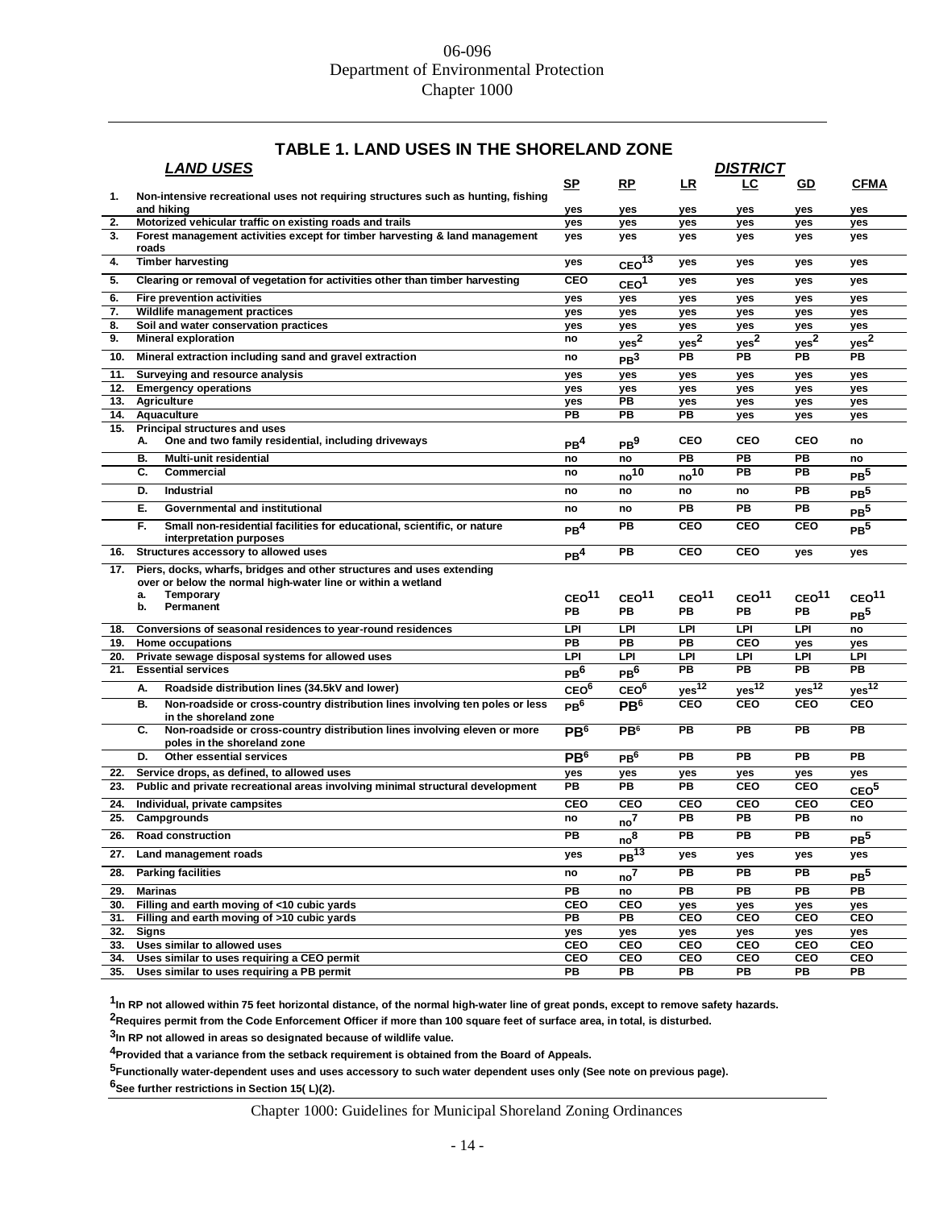## TABLE 1. LAND USES IN THE SHORELAND ZONE

| | *LAND USES* | SP | RP | LR | LC | GD | CFMA |
|---|---|---|---|---|---|---|---|
| 1. | Non-intensive recreational uses not requiring structures such as hunting, fishing and hiking | yes | yes | yes | yes | yes | yes |
| 2. | Motorized vehicular traffic on existing roads and trails | yes | yes | yes | yes | yes | yes |
| 3. | Forest management activities except for timber harvesting & land management roads | yes | yes | yes | yes | yes | yes |
| 4. | Timber harvesting | yes | CEO[13] | yes | yes | yes | yes |
| 5. | Clearing or removal of vegetation for activities other than timber harvesting | CEO | CEO[1] | yes | yes | yes | yes |
| 6. | Fire prevention activities | yes | yes | yes | yes | yes | yes |
| 7. | Wildlife management practices | yes | yes | yes | yes | yes | yes |
| 8. | Soil and water conservation practices | yes | yes | yes | yes | yes | yes |
| 9. | Mineral exploration | no | yes[2] | yes[2] | yes[2] | yes[2] | yes[2] |
| 10. | Mineral extraction including sand and gravel extraction | no | PB[3] | PB | PB | PB | PB |
| 11. | Surveying and resource analysis | yes | yes | yes | yes | yes | yes |
| 12. | Emergency operations | yes | yes | yes | yes | yes | yes |
| 13. | Agriculture | yes | PB | yes | yes | yes | yes |
| 14. | Aquaculture | PB | PB | PB | yes | yes | yes |
| 15. | Principal structures and uses | | | | | | |
| | A. One and two family residential, including driveways | PB[4] | PB[9] | CEO | CEO | CEO | no |
| | B. Multi-unit residential | no | no | PB | PB | PB | no |
| | C. Commercial | no | no[10] | no[10] | PB | PB | PB[5] |
| | D. Industrial | no | no | no | no | PB | PB[5] |
| | E. Governmental and institutional | no | no | PB | PB | PB | PB[5] |
| | F. Small non-residential facilities for educational, scientific, or nature interpretation purposes | PB[4] | PB | CEO | CEO | CEO | PB[5] |
| 16. | Structures accessory to allowed uses | PB[4] | PB | CEO | CEO | yes | yes |
| 17. | Piers, docks, wharfs, bridges and other structures and uses extending over or below the normal high-water line or within a wetland | | | | | | |
| | a. Temporary | CEO[11] | CEO[11] | CEO[11] | CEO[11] | CEO[11] | CEO[11] |
| | b. Permanent | PB | PB | PB | PB | PB | PB[5] |
| 18. | Conversions of seasonal residences to year-round residences | LPI | LPI | LPI | LPI | LPI | no |
| 19. | Home occupations | PB | PB | PB | CEO | yes | yes |
| 20. | Private sewage disposal systems for allowed uses | LPI | LPI | LPI | LPI | LPI | LPI |
| 21. | Essential services | PB[6] | PB[6] | PB | PB | PB | PB |
| | A. Roadside distribution lines (34.5kV and lower) | CEO[6] | CEO[6] | yes[12] | yes[12] | yes[12] | yes[12] |
| | B. Non-roadside or cross-country distribution lines involving ten poles or less in the shoreland zone | PB[6] | PB[6] | CEO | CEO | CEO | CEO |
| | C. Non-roadside or cross-country distribution lines involving eleven or more poles in the shoreland zone | PB[6] | PB[6] | PB | PB | PB | PB |
| | D. Other essential services | PB[6] | PB[6] | PB | PB | PB | PB |
| 22. | Service drops, as defined, to allowed uses | yes | yes | yes | yes | yes | yes |
| 23. | Public and private recreational areas involving minimal structural development | PB | PB | PB | CEO | CEO | CEO[5] |
| 24. | Individual, private campsites | CEO | CEO | CEO | CEO | CEO | CEO |
| 25. | Campgrounds | no | no[7] | PB | PB | PB | no |
| 26. | Road construction | PB | no[8] | PB | PB | PB | PB[5] |
| 27. | Land management roads | yes | PB[13] | yes | yes | yes | yes |
| 28. | Parking facilities | no | no[7] | PB | PB | PB | PB[5] |
| 29. | Marinas | PB | no | PB | PB | PB | PB |
| 30. | Filling and earth moving of <10 cubic yards | CEO | CEO | yes | yes | yes | yes |
| 31. | Filling and earth moving of >10 cubic yards | PB | PB | CEO | CEO | CEO | CEO |
| 32. | Signs | yes | yes | yes | yes | yes | yes |
| 33. | Uses similar to allowed uses | CEO | CEO | CEO | CEO | CEO | CEO |
| 34. | Uses similar to uses requiring a CEO permit | CEO | CEO | CEO | CEO | CEO | CEO |
| 35. | Uses similar to uses requiring a PB permit | PB | PB | PB | PB | PB | PB |

[1]In RP not allowed within 75 feet horizontal distance, of the normal high-water line of great ponds, except to remove safety hazards.

[2]Requires permit from the Code Enforcement Officer if more than 100 square feet of surface area, in total, is disturbed.

[3]In RP not allowed in areas so designated because of wildlife value.

[4]Provided that a variance from the setback requirement is obtained from the Board of Appeals.

[5]Functionally water-dependent uses and uses accessory to such water dependent uses only (See note on previous page).

[6]See further restrictions in Section 15( L)(2).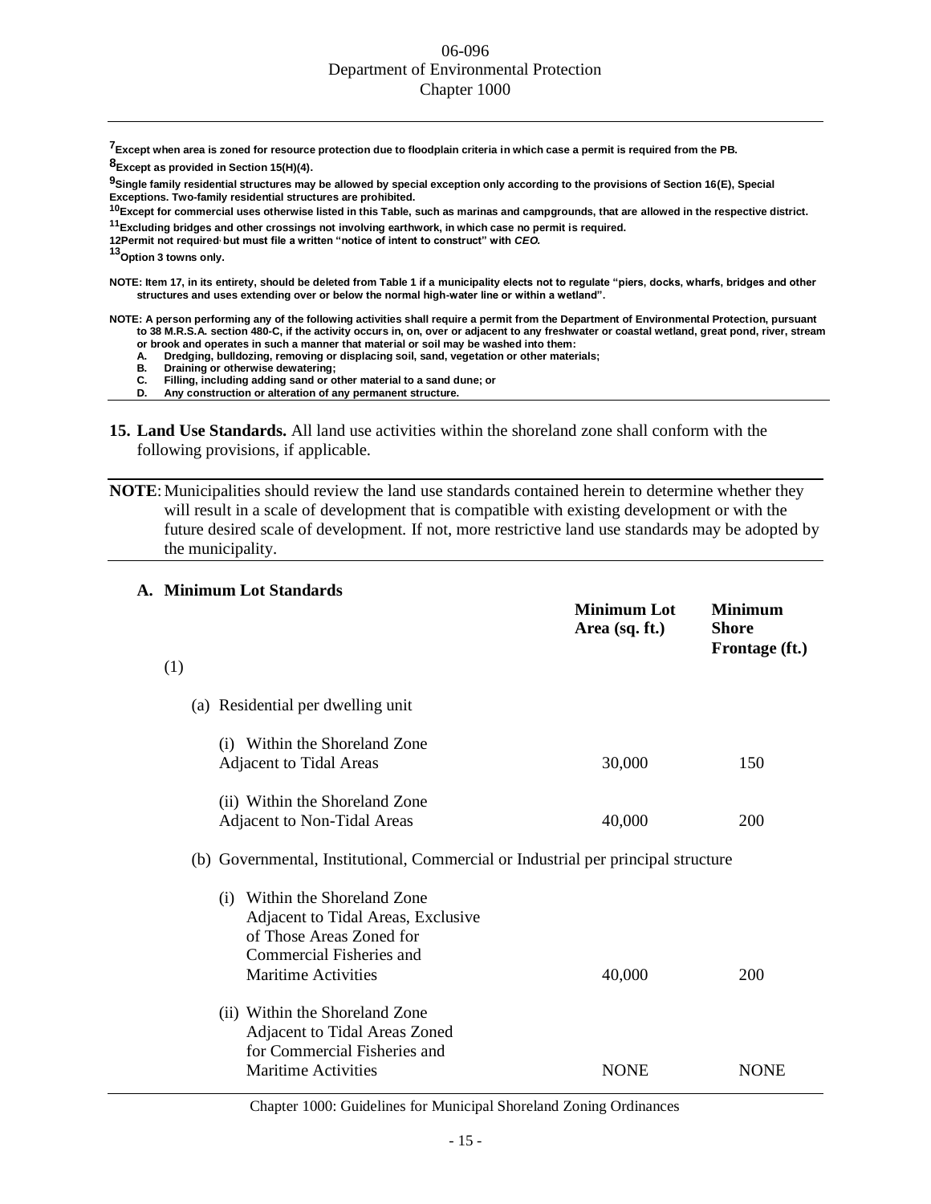[7]Except when area is zoned for resource protection due to floodplain criteria in which case a permit is required from the PB.

[8]Except as provided in Section 15(H)(4).

[9]Single family residential structures may be allowed by special exception only according to the provisions of Section 16(E), Special Exceptions. Two-family residential structures are prohibited.

[10]Except for commercial uses otherwise listed in this Table, such as marinas and campgrounds, that are allowed in the respective district.

[11]Excluding bridges and other crossings not involving earthwork, in which case no permit is required.

12Permit not required, but must file a written "notice of intent to construct" with *CEO.*

[13]Option 3 towns only.

NOTE: Item 17, in its entirety, should be deleted from Table 1 if a municipality elects not to regulate "piers, docks, wharfs, bridges and other structures and uses extending over or below the normal high-water line or within a wetland".

NOTE: A person performing any of the following activities shall require a permit from the Department of Environmental Protection, pursuant to 38 M.R.S.A. section 480-C, if the activity occurs in, on, over or adjacent to any freshwater or coastal wetland, great pond, river, stream or brook and operates in such a manner that material or soil may be washed into them:

A. Dredging, bulldozing, removing or displacing soil, sand, vegetation or other materials;
B. Draining or otherwise dewatering;
C. Filling, including adding sand or other material to a sand dune; or
D. Any construction or alteration of any permanent structure.

**15. Land Use Standards.** All land use activities within the shoreland zone shall conform with the following provisions, if applicable.

**NOTE**: Municipalities should review the land use standards contained herein to determine whether they will result in a scale of development that is compatible with existing development or with the future desired scale of development. If not, more restrictive land use standards may be adopted by the municipality.

**A. Minimum Lot Standards**

| (1) | Minimum Lot Area (sq. ft.) | Minimum Shore Frontage (ft.) |
|---|---|---|
| (a) Residential per dwelling unit | | |
| (i) Within the Shoreland Zone Adjacent to Tidal Areas | 30,000 | 150 |
| (ii) Within the Shoreland Zone Adjacent to Non-Tidal Areas | 40,000 | 200 |
| (b) Governmental, Institutional, Commercial or Industrial per principal structure | | |
| (i) Within the Shoreland Zone Adjacent to Tidal Areas, Exclusive of Those Areas Zoned for Commercial Fisheries and Maritime Activities | 40,000 | 200 |
| (ii) Within the Shoreland Zone Adjacent to Tidal Areas Zoned for Commercial Fisheries and Maritime Activities | NONE | NONE |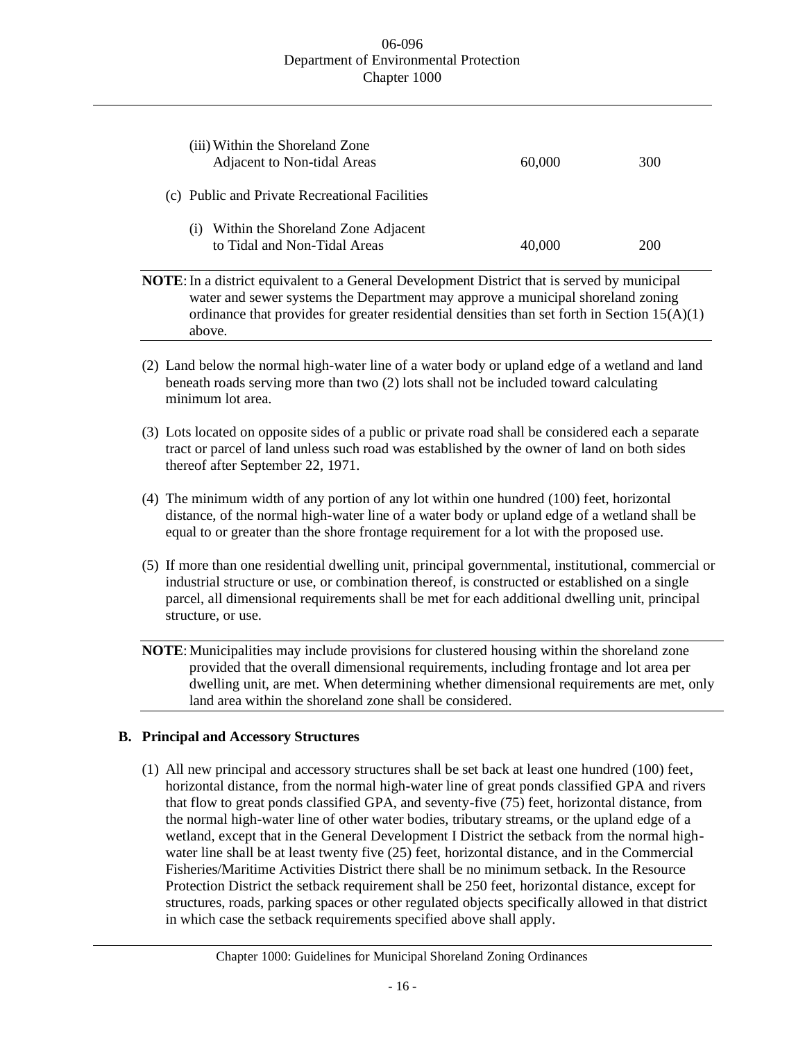| | | |
|---|---|---|
| (iii) Within the Shoreland Zone Adjacent to Non-tidal Areas | 60,000 | 300 |
| (c) Public and Private Recreational Facilities | | |
| (i) Within the Shoreland Zone Adjacent to Tidal and Non-Tidal Areas | 40,000 | 200 |

**NOTE**: In a district equivalent to a General Development District that is served by municipal water and sewer systems the Department may approve a municipal shoreland zoning ordinance that provides for greater residential densities than set forth in Section 15(A)(1) above.

(2) Land below the normal high-water line of a water body or upland edge of a wetland and land beneath roads serving more than two (2) lots shall not be included toward calculating minimum lot area.

(3) Lots located on opposite sides of a public or private road shall be considered each a separate tract or parcel of land unless such road was established by the owner of land on both sides thereof after September 22, 1971.

(4) The minimum width of any portion of any lot within one hundred (100) feet, horizontal distance, of the normal high-water line of a water body or upland edge of a wetland shall be equal to or greater than the shore frontage requirement for a lot with the proposed use.

(5) If more than one residential dwelling unit, principal governmental, institutional, commercial or industrial structure or use, or combination thereof, is constructed or established on a single parcel, all dimensional requirements shall be met for each additional dwelling unit, principal structure, or use.

**NOTE**: Municipalities may include provisions for clustered housing within the shoreland zone provided that the overall dimensional requirements, including frontage and lot area per dwelling unit, are met. When determining whether dimensional requirements are met, only land area within the shoreland zone shall be considered.

**B. Principal and Accessory Structures**

(1) All new principal and accessory structures shall be set back at least one hundred (100) feet, horizontal distance, from the normal high-water line of great ponds classified GPA and rivers that flow to great ponds classified GPA, and seventy-five (75) feet, horizontal distance, from the normal high-water line of other water bodies, tributary streams, or the upland edge of a wetland, except that in the General Development I District the setback from the normal high-water line shall be at least twenty five (25) feet, horizontal distance, and in the Commercial Fisheries/Maritime Activities District there shall be no minimum setback. In the Resource Protection District the setback requirement shall be 250 feet, horizontal distance, except for structures, roads, parking spaces or other regulated objects specifically allowed in that district in which case the setback requirements specified above shall apply.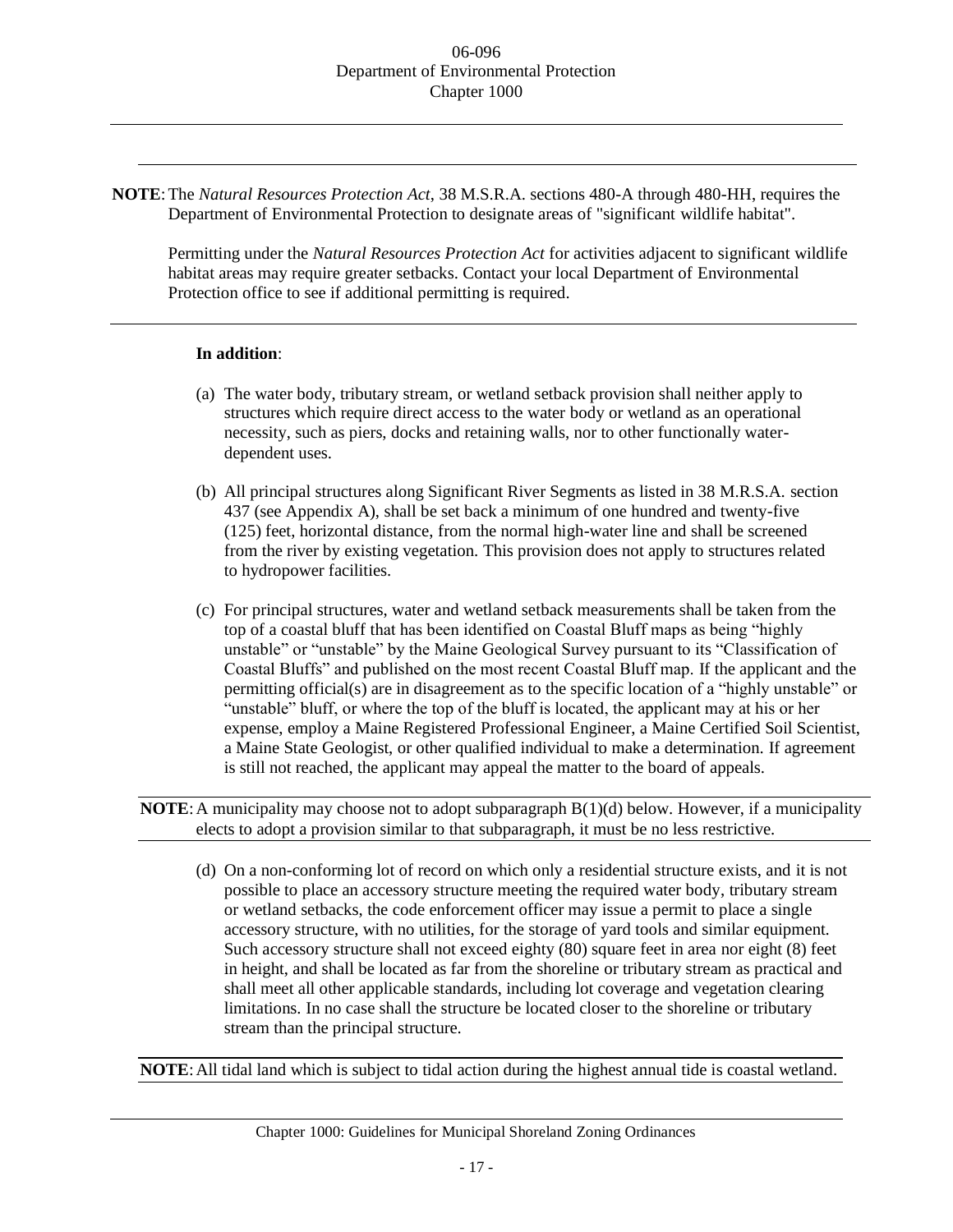**NOTE**: The *Natural Resources Protection Act*, 38 M.S.R.A. sections 480-A through 480-HH, requires the Department of Environmental Protection to designate areas of "significant wildlife habitat".

Permitting under the *Natural Resources Protection Act* for activities adjacent to significant wildlife habitat areas may require greater setbacks. Contact your local Department of Environmental Protection office to see if additional permitting is required.

---

**In addition**:

(a) The water body, tributary stream, or wetland setback provision shall neither apply to structures which require direct access to the water body or wetland as an operational necessity, such as piers, docks and retaining walls, nor to other functionally water-dependent uses.

(b) All principal structures along Significant River Segments as listed in 38 M.R.S.A. section 437 (see Appendix A), shall be set back a minimum of one hundred and twenty-five (125) feet, horizontal distance, from the normal high-water line and shall be screened from the river by existing vegetation. This provision does not apply to structures related to hydropower facilities.

(c) For principal structures, water and wetland setback measurements shall be taken from the top of a coastal bluff that has been identified on Coastal Bluff maps as being "highly unstable" or "unstable" by the Maine Geological Survey pursuant to its "Classification of Coastal Bluffs" and published on the most recent Coastal Bluff map. If the applicant and the permitting official(s) are in disagreement as to the specific location of a "highly unstable" or "unstable" bluff, or where the top of the bluff is located, the applicant may at his or her expense, employ a Maine Registered Professional Engineer, a Maine Certified Soil Scientist, a Maine State Geologist, or other qualified individual to make a determination. If agreement is still not reached, the applicant may appeal the matter to the board of appeals.

---

**NOTE**: A municipality may choose not to adopt subparagraph B(1)(d) below. However, if a municipality elects to adopt a provision similar to that subparagraph, it must be no less restrictive.

---

(d) On a non-conforming lot of record on which only a residential structure exists, and it is not possible to place an accessory structure meeting the required water body, tributary stream or wetland setbacks, the code enforcement officer may issue a permit to place a single accessory structure, with no utilities, for the storage of yard tools and similar equipment. Such accessory structure shall not exceed eighty (80) square feet in area nor eight (8) feet in height, and shall be located as far from the shoreline or tributary stream as practical and shall meet all other applicable standards, including lot coverage and vegetation clearing limitations. In no case shall the structure be located closer to the shoreline or tributary stream than the principal structure.

---

**NOTE**: All tidal land which is subject to tidal action during the highest annual tide is coastal wetland.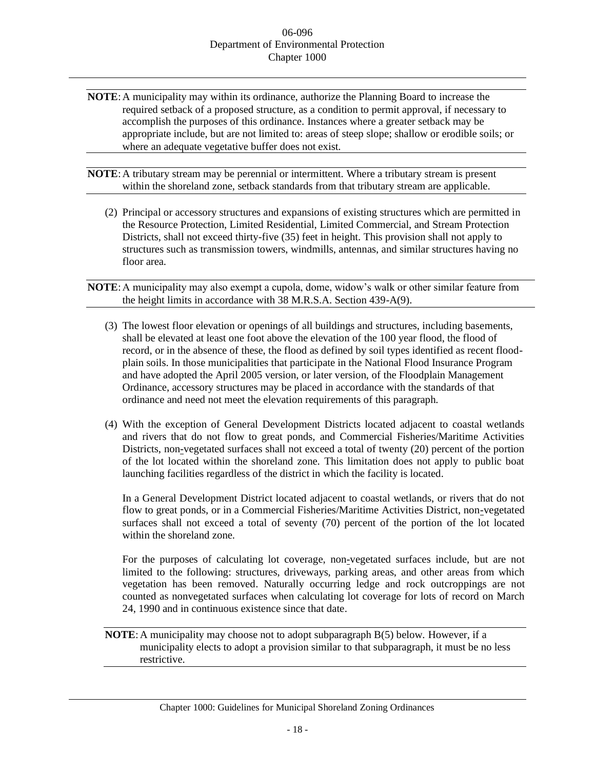**NOTE**: A municipality may within its ordinance, authorize the Planning Board to increase the required setback of a proposed structure, as a condition to permit approval, if necessary to accomplish the purposes of this ordinance. Instances where a greater setback may be appropriate include, but are not limited to: areas of steep slope; shallow or erodible soils; or where an adequate vegetative buffer does not exist.

**NOTE**: A tributary stream may be perennial or intermittent. Where a tributary stream is present within the shoreland zone, setback standards from that tributary stream are applicable.

(2) Principal or accessory structures and expansions of existing structures which are permitted in the Resource Protection, Limited Residential, Limited Commercial, and Stream Protection Districts, shall not exceed thirty-five (35) feet in height. This provision shall not apply to structures such as transmission towers, windmills, antennas, and similar structures having no floor area.

**NOTE**: A municipality may also exempt a cupola, dome, widow's walk or other similar feature from the height limits in accordance with 38 M.R.S.A. Section 439-A(9).

(3) The lowest floor elevation or openings of all buildings and structures, including basements, shall be elevated at least one foot above the elevation of the 100 year flood, the flood of record, or in the absence of these, the flood as defined by soil types identified as recent flood-plain soils. In those municipalities that participate in the National Flood Insurance Program and have adopted the April 2005 version, or later version, of the Floodplain Management Ordinance, accessory structures may be placed in accordance with the standards of that ordinance and need not meet the elevation requirements of this paragraph.

(4) With the exception of General Development Districts located adjacent to coastal wetlands and rivers that do not flow to great ponds, and Commercial Fisheries/Maritime Activities Districts, non-vegetated surfaces shall not exceed a total of twenty (20) percent of the portion of the lot located within the shoreland zone. This limitation does not apply to public boat launching facilities regardless of the district in which the facility is located.

In a General Development District located adjacent to coastal wetlands, or rivers that do not flow to great ponds, or in a Commercial Fisheries/Maritime Activities District, non-vegetated surfaces shall not exceed a total of seventy (70) percent of the portion of the lot located within the shoreland zone.

For the purposes of calculating lot coverage, non-vegetated surfaces include, but are not limited to the following: structures, driveways, parking areas, and other areas from which vegetation has been removed. Naturally occurring ledge and rock outcroppings are not counted as nonvegetated surfaces when calculating lot coverage for lots of record on March 24, 1990 and in continuous existence since that date.

**NOTE**: A municipality may choose not to adopt subparagraph B(5) below. However, if a municipality elects to adopt a provision similar to that subparagraph, it must be no less restrictive.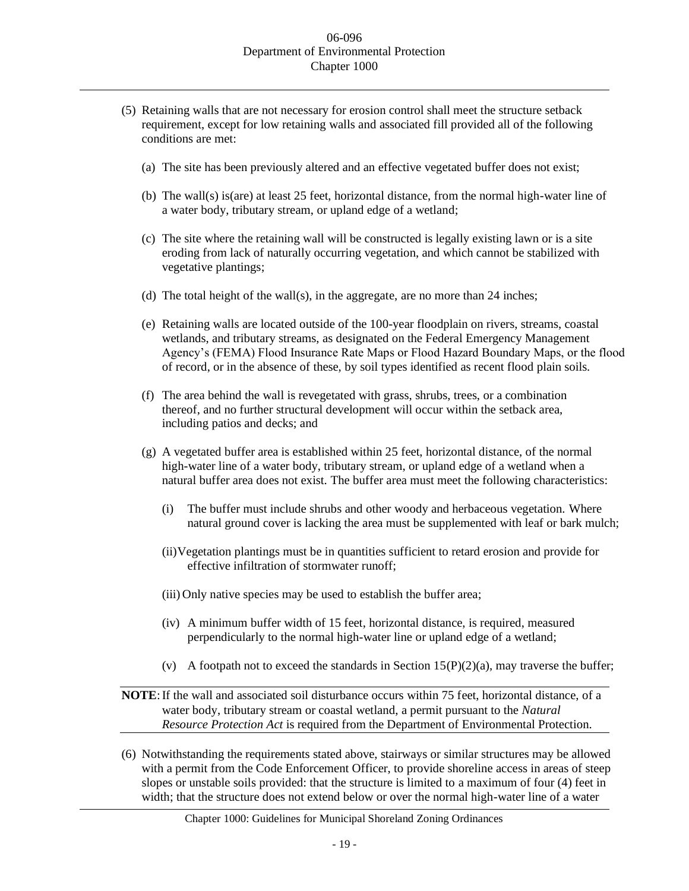(5) Retaining walls that are not necessary for erosion control shall meet the structure setback requirement, except for low retaining walls and associated fill provided all of the following conditions are met:

   (a) The site has been previously altered and an effective vegetated buffer does not exist;

   (b) The wall(s) is(are) at least 25 feet, horizontal distance, from the normal high-water line of a water body, tributary stream, or upland edge of a wetland;

   (c) The site where the retaining wall will be constructed is legally existing lawn or is a site eroding from lack of naturally occurring vegetation, and which cannot be stabilized with vegetative plantings;

   (d) The total height of the wall(s), in the aggregate, are no more than 24 inches;

   (e) Retaining walls are located outside of the 100-year floodplain on rivers, streams, coastal wetlands, and tributary streams, as designated on the Federal Emergency Management Agency's (FEMA) Flood Insurance Rate Maps or Flood Hazard Boundary Maps, or the flood of record, or in the absence of these, by soil types identified as recent flood plain soils.

   (f) The area behind the wall is revegetated with grass, shrubs, trees, or a combination thereof, and no further structural development will occur within the setback area, including patios and decks; and

   (g) A vegetated buffer area is established within 25 feet, horizontal distance, of the normal high-water line of a water body, tributary stream, or upland edge of a wetland when a natural buffer area does not exist. The buffer area must meet the following characteristics:

      (i) The buffer must include shrubs and other woody and herbaceous vegetation. Where natural ground cover is lacking the area must be supplemented with leaf or bark mulch;

      (ii) Vegetation plantings must be in quantities sufficient to retard erosion and provide for effective infiltration of stormwater runoff;

      (iii) Only native species may be used to establish the buffer area;

      (iv) A minimum buffer width of 15 feet, horizontal distance, is required, measured perpendicularly to the normal high-water line or upland edge of a wetland;

      (v) A footpath not to exceed the standards in Section 15(P)(2)(a), may traverse the buffer;

**NOTE**: If the wall and associated soil disturbance occurs within 75 feet, horizontal distance, of a water body, tributary stream or coastal wetland, a permit pursuant to the *Natural Resource Protection Act* is required from the Department of Environmental Protection.

(6) Notwithstanding the requirements stated above, stairways or similar structures may be allowed with a permit from the Code Enforcement Officer, to provide shoreline access in areas of steep slopes or unstable soils provided: that the structure is limited to a maximum of four (4) feet in width; that the structure does not extend below or over the normal high-water line of a water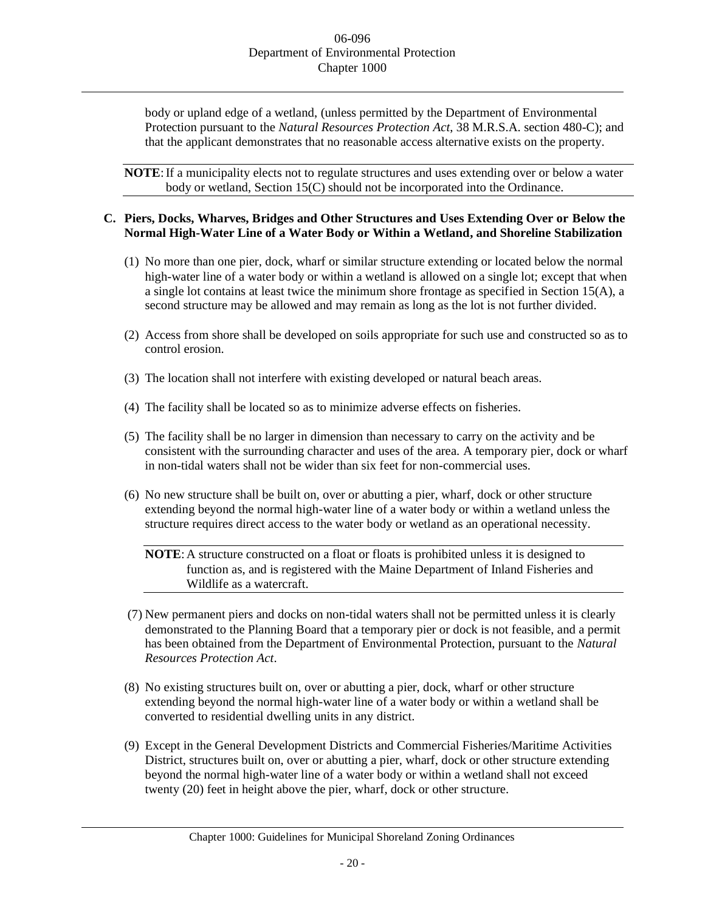body or upland edge of a wetland, (unless permitted by the Department of Environmental Protection pursuant to the *Natural Resources Protection Act*, 38 M.R.S.A. section 480-C); and that the applicant demonstrates that no reasonable access alternative exists on the property.

**NOTE**: If a municipality elects not to regulate structures and uses extending over or below a water body or wetland, Section 15(C) should not be incorporated into the Ordinance.

**C. Piers, Docks, Wharves, Bridges and Other Structures and Uses Extending Over or Below the Normal High-Water Line of a Water Body or Within a Wetland, and Shoreline Stabilization**

(1) No more than one pier, dock, wharf or similar structure extending or located below the normal high-water line of a water body or within a wetland is allowed on a single lot; except that when a single lot contains at least twice the minimum shore frontage as specified in Section 15(A), a second structure may be allowed and may remain as long as the lot is not further divided.

(2) Access from shore shall be developed on soils appropriate for such use and constructed so as to control erosion.

(3) The location shall not interfere with existing developed or natural beach areas.

(4) The facility shall be located so as to minimize adverse effects on fisheries.

(5) The facility shall be no larger in dimension than necessary to carry on the activity and be consistent with the surrounding character and uses of the area. A temporary pier, dock or wharf in non-tidal waters shall not be wider than six feet for non-commercial uses.

(6) No new structure shall be built on, over or abutting a pier, wharf, dock or other structure extending beyond the normal high-water line of a water body or within a wetland unless the structure requires direct access to the water body or wetland as an operational necessity.

**NOTE**: A structure constructed on a float or floats is prohibited unless it is designed to function as, and is registered with the Maine Department of Inland Fisheries and Wildlife as a watercraft.

(7) New permanent piers and docks on non-tidal waters shall not be permitted unless it is clearly demonstrated to the Planning Board that a temporary pier or dock is not feasible, and a permit has been obtained from the Department of Environmental Protection, pursuant to the *Natural Resources Protection Act*.

(8) No existing structures built on, over or abutting a pier, dock, wharf or other structure extending beyond the normal high-water line of a water body or within a wetland shall be converted to residential dwelling units in any district.

(9) Except in the General Development Districts and Commercial Fisheries/Maritime Activities District, structures built on, over or abutting a pier, wharf, dock or other structure extending beyond the normal high-water line of a water body or within a wetland shall not exceed twenty (20) feet in height above the pier, wharf, dock or other structure.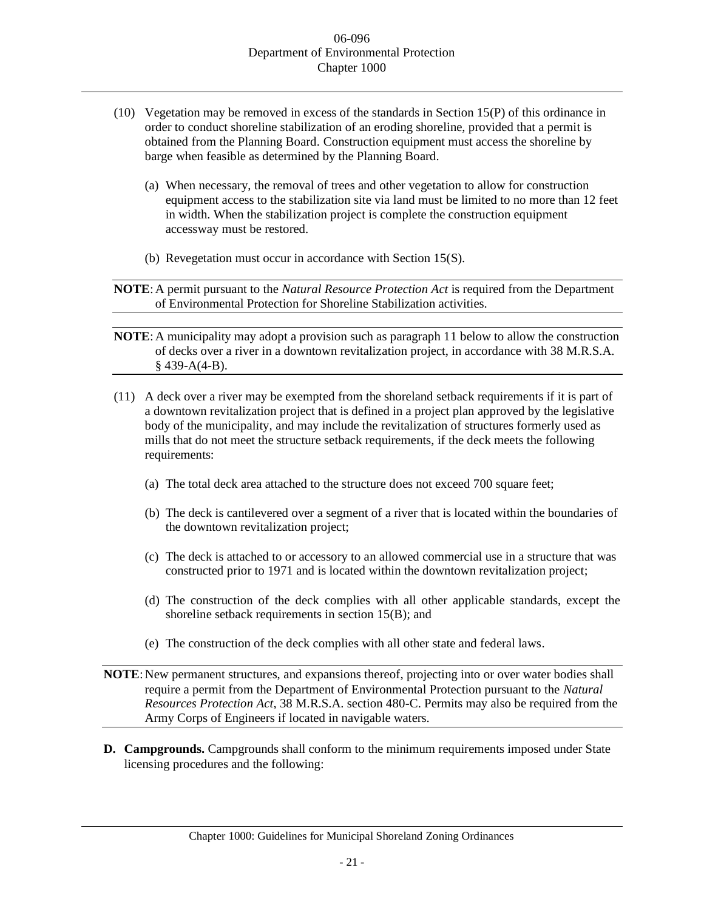(10) Vegetation may be removed in excess of the standards in Section 15(P) of this ordinance in order to conduct shoreline stabilization of an eroding shoreline, provided that a permit is obtained from the Planning Board. Construction equipment must access the shoreline by barge when feasible as determined by the Planning Board.

   (a) When necessary, the removal of trees and other vegetation to allow for construction equipment access to the stabilization site via land must be limited to no more than 12 feet in width. When the stabilization project is complete the construction equipment accessway must be restored.

   (b) Revegetation must occur in accordance with Section 15(S).

**NOTE**: A permit pursuant to the *Natural Resource Protection Act* is required from the Department of Environmental Protection for Shoreline Stabilization activities.

**NOTE**: A municipality may adopt a provision such as paragraph 11 below to allow the construction of decks over a river in a downtown revitalization project, in accordance with 38 M.R.S.A. § 439-A(4-B).

(11) A deck over a river may be exempted from the shoreland setback requirements if it is part of a downtown revitalization project that is defined in a project plan approved by the legislative body of the municipality, and may include the revitalization of structures formerly used as mills that do not meet the structure setback requirements, if the deck meets the following requirements:

   (a) The total deck area attached to the structure does not exceed 700 square feet;

   (b) The deck is cantilevered over a segment of a river that is located within the boundaries of the downtown revitalization project;

   (c) The deck is attached to or accessory to an allowed commercial use in a structure that was constructed prior to 1971 and is located within the downtown revitalization project;

   (d) The construction of the deck complies with all other applicable standards, except the shoreline setback requirements in section 15(B); and

   (e) The construction of the deck complies with all other state and federal laws.

**NOTE**: New permanent structures, and expansions thereof, projecting into or over water bodies shall require a permit from the Department of Environmental Protection pursuant to the *Natural Resources Protection Act*, 38 M.R.S.A. section 480-C. Permits may also be required from the Army Corps of Engineers if located in navigable waters.

**D. Campgrounds.** Campgrounds shall conform to the minimum requirements imposed under State licensing procedures and the following: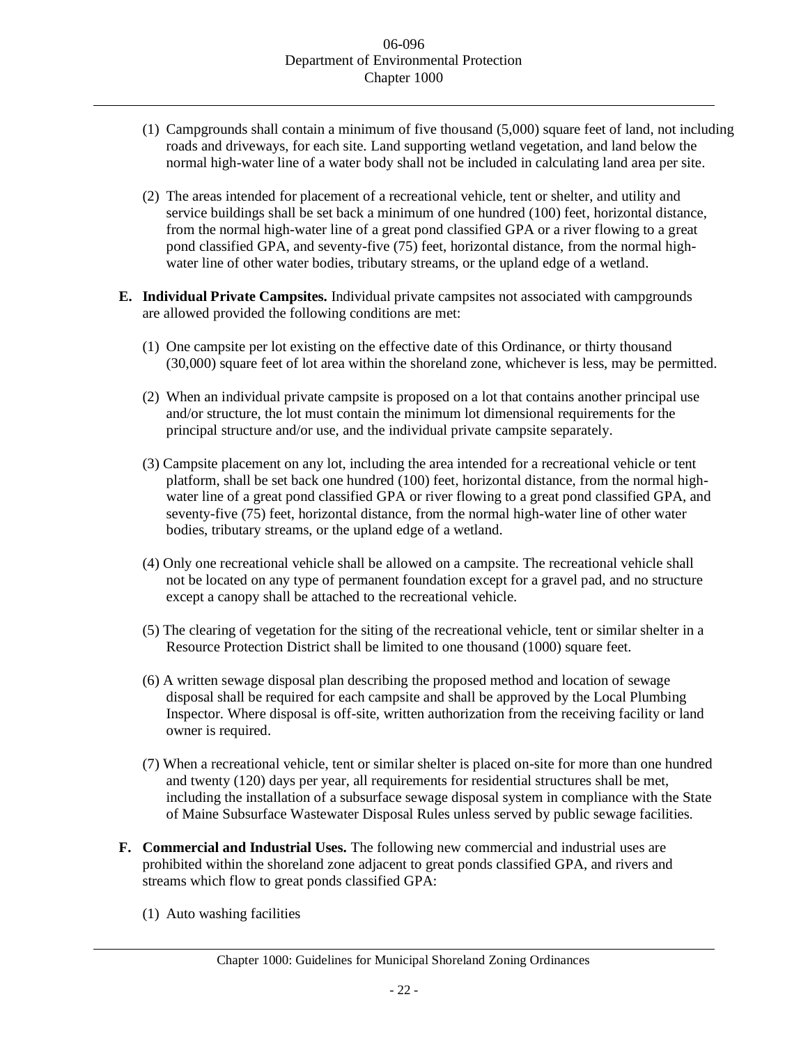(1) Campgrounds shall contain a minimum of five thousand (5,000) square feet of land, not including roads and driveways, for each site. Land supporting wetland vegetation, and land below the normal high-water line of a water body shall not be included in calculating land area per site.

(2) The areas intended for placement of a recreational vehicle, tent or shelter, and utility and service buildings shall be set back a minimum of one hundred (100) feet, horizontal distance, from the normal high-water line of a great pond classified GPA or a river flowing to a great pond classified GPA, and seventy-five (75) feet, horizontal distance, from the normal high-water line of other water bodies, tributary streams, or the upland edge of a wetland.

**E. Individual Private Campsites.** Individual private campsites not associated with campgrounds are allowed provided the following conditions are met:

(1) One campsite per lot existing on the effective date of this Ordinance, or thirty thousand (30,000) square feet of lot area within the shoreland zone, whichever is less, may be permitted.

(2) When an individual private campsite is proposed on a lot that contains another principal use and/or structure, the lot must contain the minimum lot dimensional requirements for the principal structure and/or use, and the individual private campsite separately.

(3) Campsite placement on any lot, including the area intended for a recreational vehicle or tent platform, shall be set back one hundred (100) feet, horizontal distance, from the normal high-water line of a great pond classified GPA or river flowing to a great pond classified GPA, and seventy-five (75) feet, horizontal distance, from the normal high-water line of other water bodies, tributary streams, or the upland edge of a wetland.

(4) Only one recreational vehicle shall be allowed on a campsite. The recreational vehicle shall not be located on any type of permanent foundation except for a gravel pad, and no structure except a canopy shall be attached to the recreational vehicle.

(5) The clearing of vegetation for the siting of the recreational vehicle, tent or similar shelter in a Resource Protection District shall be limited to one thousand (1000) square feet.

(6) A written sewage disposal plan describing the proposed method and location of sewage disposal shall be required for each campsite and shall be approved by the Local Plumbing Inspector. Where disposal is off-site, written authorization from the receiving facility or land owner is required.

(7) When a recreational vehicle, tent or similar shelter is placed on-site for more than one hundred and twenty (120) days per year, all requirements for residential structures shall be met, including the installation of a subsurface sewage disposal system in compliance with the State of Maine Subsurface Wastewater Disposal Rules unless served by public sewage facilities.

**F. Commercial and Industrial Uses.** The following new commercial and industrial uses are prohibited within the shoreland zone adjacent to great ponds classified GPA, and rivers and streams which flow to great ponds classified GPA:

(1) Auto washing facilities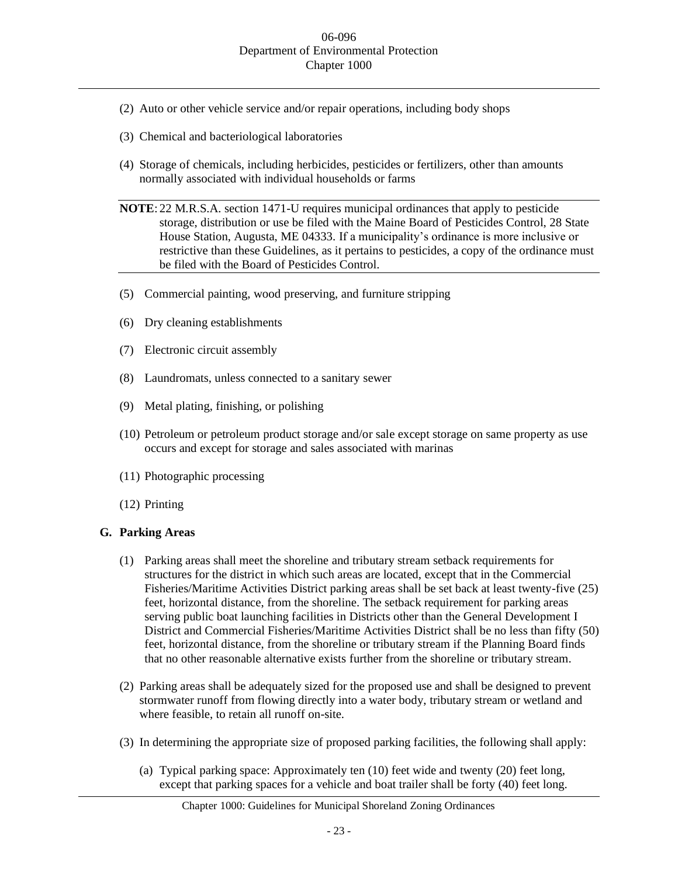(2) Auto or other vehicle service and/or repair operations, including body shops

(3) Chemical and bacteriological laboratories

(4) Storage of chemicals, including herbicides, pesticides or fertilizers, other than amounts normally associated with individual households or farms

**NOTE**: 22 M.R.S.A. section 1471-U requires municipal ordinances that apply to pesticide storage, distribution or use be filed with the Maine Board of Pesticides Control, 28 State House Station, Augusta, ME 04333. If a municipality's ordinance is more inclusive or restrictive than these Guidelines, as it pertains to pesticides, a copy of the ordinance must be filed with the Board of Pesticides Control.

(5) Commercial painting, wood preserving, and furniture stripping

(6) Dry cleaning establishments

(7) Electronic circuit assembly

(8) Laundromats, unless connected to a sanitary sewer

(9) Metal plating, finishing, or polishing

(10) Petroleum or petroleum product storage and/or sale except storage on same property as use occurs and except for storage and sales associated with marinas

(11) Photographic processing

(12) Printing

**G. Parking Areas**

(1) Parking areas shall meet the shoreline and tributary stream setback requirements for structures for the district in which such areas are located, except that in the Commercial Fisheries/Maritime Activities District parking areas shall be set back at least twenty-five (25) feet, horizontal distance, from the shoreline. The setback requirement for parking areas serving public boat launching facilities in Districts other than the General Development I District and Commercial Fisheries/Maritime Activities District shall be no less than fifty (50) feet, horizontal distance, from the shoreline or tributary stream if the Planning Board finds that no other reasonable alternative exists further from the shoreline or tributary stream.

(2) Parking areas shall be adequately sized for the proposed use and shall be designed to prevent stormwater runoff from flowing directly into a water body, tributary stream or wetland and where feasible, to retain all runoff on-site.

(3) In determining the appropriate size of proposed parking facilities, the following shall apply:

(a) Typical parking space: Approximately ten (10) feet wide and twenty (20) feet long, except that parking spaces for a vehicle and boat trailer shall be forty (40) feet long.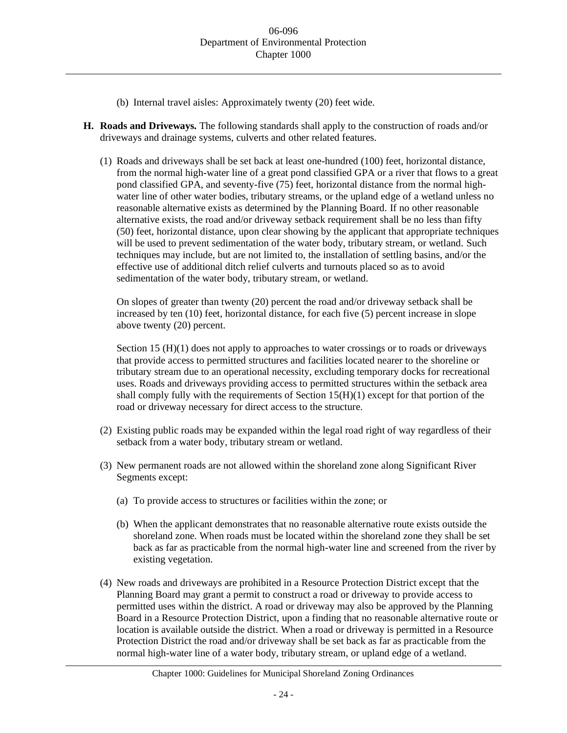(b) Internal travel aisles: Approximately twenty (20) feet wide.

**H. Roads and Driveways.** The following standards shall apply to the construction of roads and/or driveways and drainage systems, culverts and other related features.

(1) Roads and driveways shall be set back at least one-hundred (100) feet, horizontal distance, from the normal high-water line of a great pond classified GPA or a river that flows to a great pond classified GPA, and seventy-five (75) feet, horizontal distance from the normal high-water line of other water bodies, tributary streams, or the upland edge of a wetland unless no reasonable alternative exists as determined by the Planning Board. If no other reasonable alternative exists, the road and/or driveway setback requirement shall be no less than fifty (50) feet, horizontal distance, upon clear showing by the applicant that appropriate techniques will be used to prevent sedimentation of the water body, tributary stream, or wetland. Such techniques may include, but are not limited to, the installation of settling basins, and/or the effective use of additional ditch relief culverts and turnouts placed so as to avoid sedimentation of the water body, tributary stream, or wetland.

On slopes of greater than twenty (20) percent the road and/or driveway setback shall be increased by ten (10) feet, horizontal distance, for each five (5) percent increase in slope above twenty (20) percent.

Section 15 (H)(1) does not apply to approaches to water crossings or to roads or driveways that provide access to permitted structures and facilities located nearer to the shoreline or tributary stream due to an operational necessity, excluding temporary docks for recreational uses. Roads and driveways providing access to permitted structures within the setback area shall comply fully with the requirements of Section 15(H)(1) except for that portion of the road or driveway necessary for direct access to the structure.

(2) Existing public roads may be expanded within the legal road right of way regardless of their setback from a water body, tributary stream or wetland.

(3) New permanent roads are not allowed within the shoreland zone along Significant River Segments except:

(a) To provide access to structures or facilities within the zone; or

(b) When the applicant demonstrates that no reasonable alternative route exists outside the shoreland zone. When roads must be located within the shoreland zone they shall be set back as far as practicable from the normal high-water line and screened from the river by existing vegetation.

(4) New roads and driveways are prohibited in a Resource Protection District except that the Planning Board may grant a permit to construct a road or driveway to provide access to permitted uses within the district. A road or driveway may also be approved by the Planning Board in a Resource Protection District, upon a finding that no reasonable alternative route or location is available outside the district. When a road or driveway is permitted in a Resource Protection District the road and/or driveway shall be set back as far as practicable from the normal high-water line of a water body, tributary stream, or upland edge of a wetland.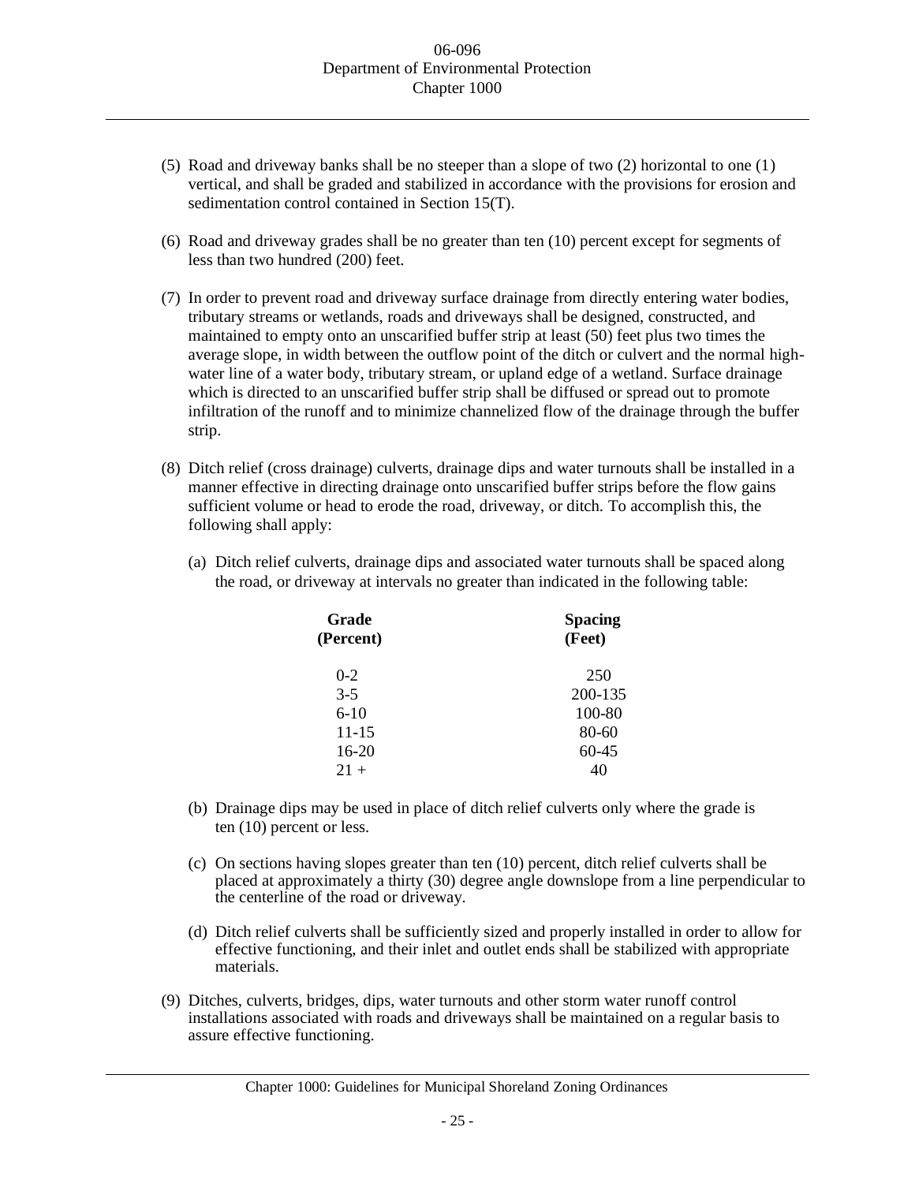(5) Road and driveway banks shall be no steeper than a slope of two (2) horizontal to one (1) vertical, and shall be graded and stabilized in accordance with the provisions for erosion and sedimentation control contained in Section 15(T).

(6) Road and driveway grades shall be no greater than ten (10) percent except for segments of less than two hundred (200) feet.

(7) In order to prevent road and driveway surface drainage from directly entering water bodies, tributary streams or wetlands, roads and driveways shall be designed, constructed, and maintained to empty onto an unscarified buffer strip at least (50) feet plus two times the average slope, in width between the outflow point of the ditch or culvert and the normal high-water line of a water body, tributary stream, or upland edge of a wetland. Surface drainage which is directed to an unscarified buffer strip shall be diffused or spread out to promote infiltration of the runoff and to minimize channelized flow of the drainage through the buffer strip.

(8) Ditch relief (cross drainage) culverts, drainage dips and water turnouts shall be installed in a manner effective in directing drainage onto unscarified buffer strips before the flow gains sufficient volume or head to erode the road, driveway, or ditch. To accomplish this, the following shall apply:

   (a) Ditch relief culverts, drainage dips and associated water turnouts shall be spaced along the road, or driveway at intervals no greater than indicated in the following table:

| **Grade (Percent)** | **Spacing (Feet)** |
|---|---|
| 0-2 | 250 |
| 3-5 | 200-135 |
| 6-10 | 100-80 |
| 11-15 | 80-60 |
| 16-20 | 60-45 |
| 21 + | 40 |

   (b) Drainage dips may be used in place of ditch relief culverts only where the grade is ten (10) percent or less.

   (c) On sections having slopes greater than ten (10) percent, ditch relief culverts shall be placed at approximately a thirty (30) degree angle downslope from a line perpendicular to the centerline of the road or driveway.

   (d) Ditch relief culverts shall be sufficiently sized and properly installed in order to allow for effective functioning, and their inlet and outlet ends shall be stabilized with appropriate materials.

(9) Ditches, culverts, bridges, dips, water turnouts and other storm water runoff control installations associated with roads and driveways shall be maintained on a regular basis to assure effective functioning.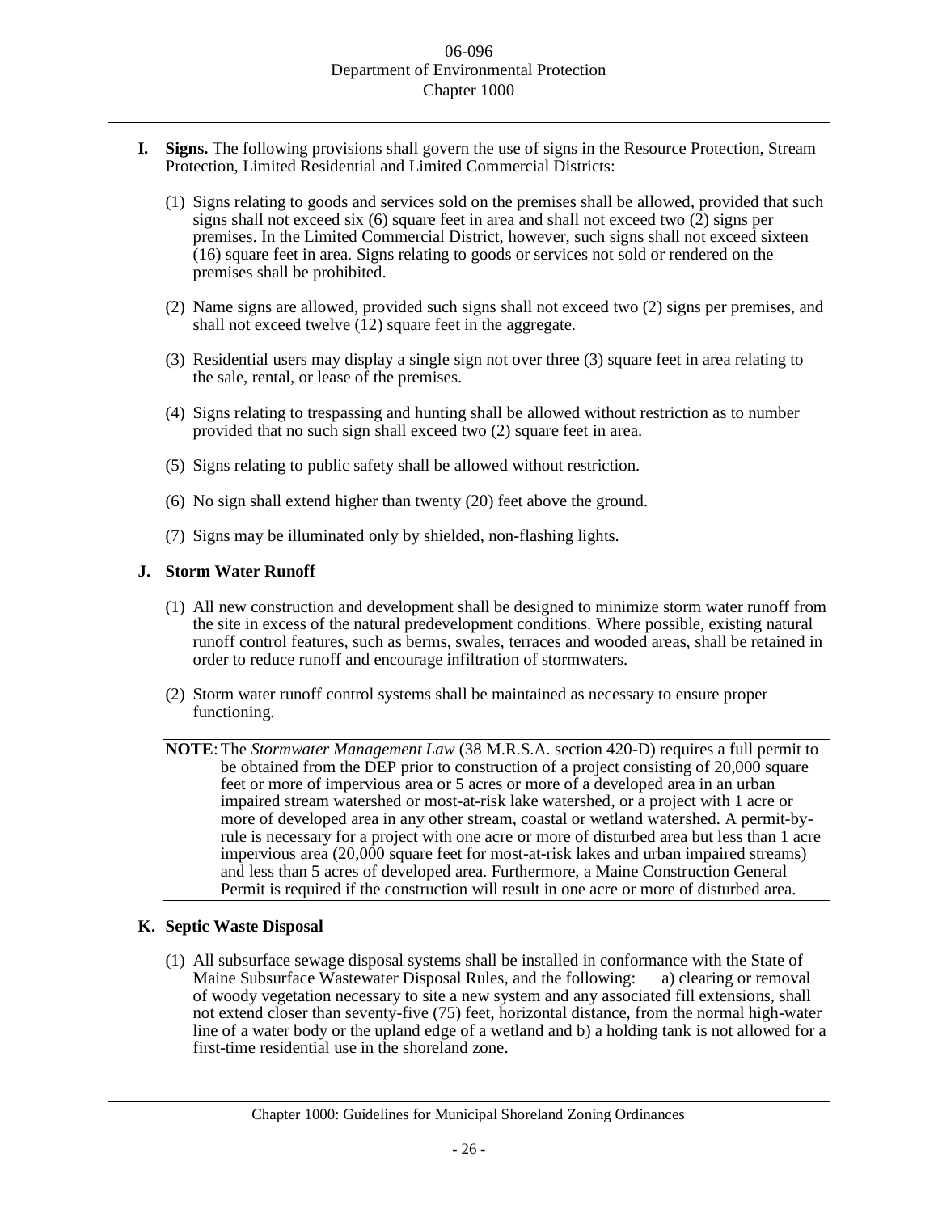**I. Signs.** The following provisions shall govern the use of signs in the Resource Protection, Stream Protection, Limited Residential and Limited Commercial Districts:

(1) Signs relating to goods and services sold on the premises shall be allowed, provided that such signs shall not exceed six (6) square feet in area and shall not exceed two (2) signs per premises. In the Limited Commercial District, however, such signs shall not exceed sixteen (16) square feet in area. Signs relating to goods or services not sold or rendered on the premises shall be prohibited.

(2) Name signs are allowed, provided such signs shall not exceed two (2) signs per premises, and shall not exceed twelve (12) square feet in the aggregate.

(3) Residential users may display a single sign not over three (3) square feet in area relating to the sale, rental, or lease of the premises.

(4) Signs relating to trespassing and hunting shall be allowed without restriction as to number provided that no such sign shall exceed two (2) square feet in area.

(5) Signs relating to public safety shall be allowed without restriction.

(6) No sign shall extend higher than twenty (20) feet above the ground.

(7) Signs may be illuminated only by shielded, non-flashing lights.

**J. Storm Water Runoff**

(1) All new construction and development shall be designed to minimize storm water runoff from the site in excess of the natural predevelopment conditions. Where possible, existing natural runoff control features, such as berms, swales, terraces and wooded areas, shall be retained in order to reduce runoff and encourage infiltration of stormwaters.

(2) Storm water runoff control systems shall be maintained as necessary to ensure proper functioning.

**NOTE**: The *Stormwater Management Law* (38 M.R.S.A. section 420-D) requires a full permit to be obtained from the DEP prior to construction of a project consisting of 20,000 square feet or more of impervious area or 5 acres or more of a developed area in an urban impaired stream watershed or most-at-risk lake watershed, or a project with 1 acre or more of developed area in any other stream, coastal or wetland watershed. A permit-by-rule is necessary for a project with one acre or more of disturbed area but less than 1 acre impervious area (20,000 square feet for most-at-risk lakes and urban impaired streams) and less than 5 acres of developed area. Furthermore, a Maine Construction General Permit is required if the construction will result in one acre or more of disturbed area.

**K. Septic Waste Disposal**

(1) All subsurface sewage disposal systems shall be installed in conformance with the State of Maine Subsurface Wastewater Disposal Rules, and the following: a) clearing or removal of woody vegetation necessary to site a new system and any associated fill extensions, shall not extend closer than seventy-five (75) feet, horizontal distance, from the normal high-water line of a water body or the upland edge of a wetland and b) a holding tank is not allowed for a first-time residential use in the shoreland zone.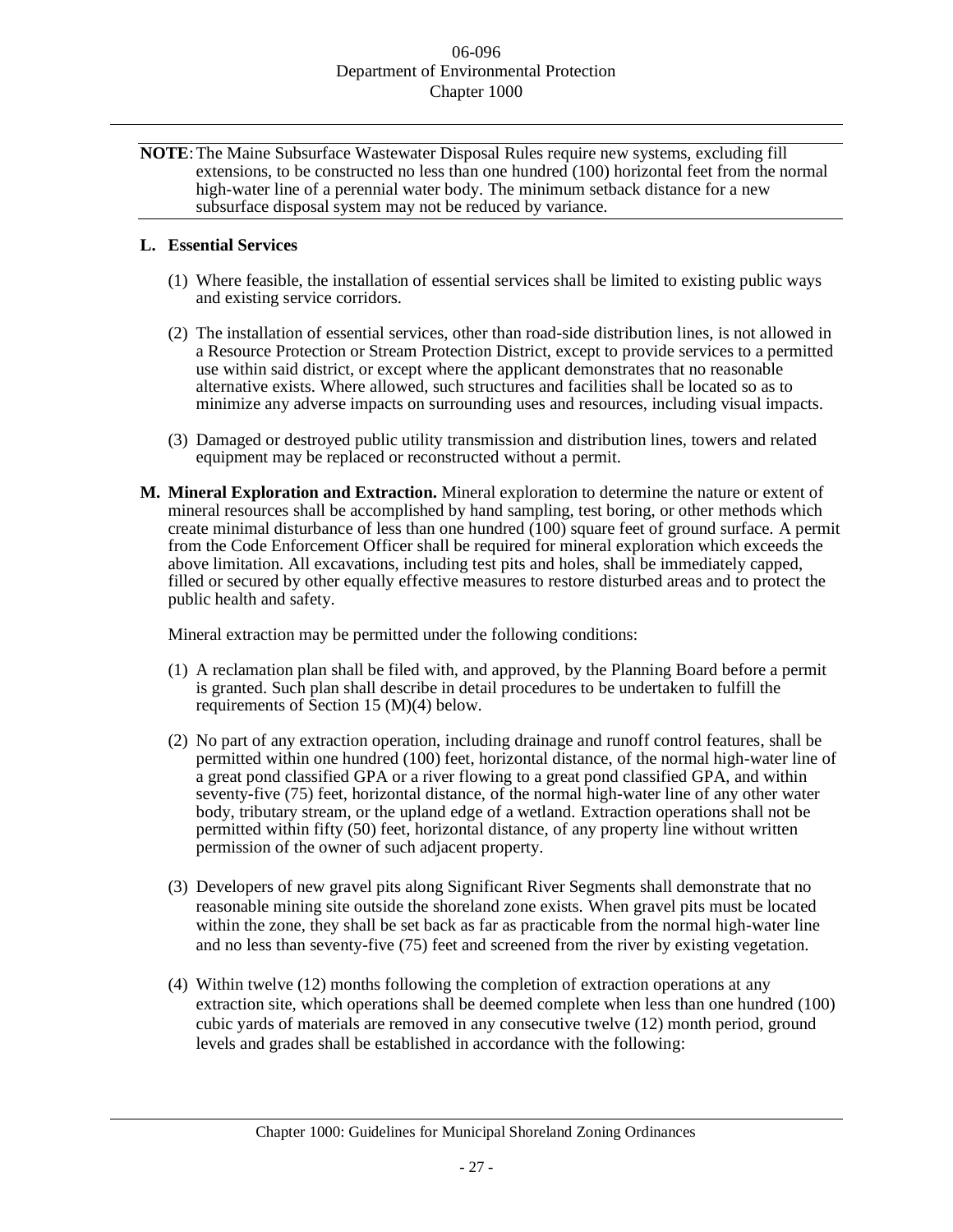**NOTE**: The Maine Subsurface Wastewater Disposal Rules require new systems, excluding fill extensions, to be constructed no less than one hundred (100) horizontal feet from the normal high-water line of a perennial water body. The minimum setback distance for a new subsurface disposal system may not be reduced by variance.

**L. Essential Services**

(1) Where feasible, the installation of essential services shall be limited to existing public ways and existing service corridors.

(2) The installation of essential services, other than road-side distribution lines, is not allowed in a Resource Protection or Stream Protection District, except to provide services to a permitted use within said district, or except where the applicant demonstrates that no reasonable alternative exists. Where allowed, such structures and facilities shall be located so as to minimize any adverse impacts on surrounding uses and resources, including visual impacts.

(3) Damaged or destroyed public utility transmission and distribution lines, towers and related equipment may be replaced or reconstructed without a permit.

**M. Mineral Exploration and Extraction.** Mineral exploration to determine the nature or extent of mineral resources shall be accomplished by hand sampling, test boring, or other methods which create minimal disturbance of less than one hundred (100) square feet of ground surface. A permit from the Code Enforcement Officer shall be required for mineral exploration which exceeds the above limitation. All excavations, including test pits and holes, shall be immediately capped, filled or secured by other equally effective measures to restore disturbed areas and to protect the public health and safety.

Mineral extraction may be permitted under the following conditions:

(1) A reclamation plan shall be filed with, and approved, by the Planning Board before a permit is granted. Such plan shall describe in detail procedures to be undertaken to fulfill the requirements of Section 15 (M)(4) below.

(2) No part of any extraction operation, including drainage and runoff control features, shall be permitted within one hundred (100) feet, horizontal distance, of the normal high-water line of a great pond classified GPA or a river flowing to a great pond classified GPA, and within seventy-five (75) feet, horizontal distance, of the normal high-water line of any other water body, tributary stream, or the upland edge of a wetland. Extraction operations shall not be permitted within fifty (50) feet, horizontal distance, of any property line without written permission of the owner of such adjacent property.

(3) Developers of new gravel pits along Significant River Segments shall demonstrate that no reasonable mining site outside the shoreland zone exists. When gravel pits must be located within the zone, they shall be set back as far as practicable from the normal high-water line and no less than seventy-five (75) feet and screened from the river by existing vegetation.

(4) Within twelve (12) months following the completion of extraction operations at any extraction site, which operations shall be deemed complete when less than one hundred (100) cubic yards of materials are removed in any consecutive twelve (12) month period, ground levels and grades shall be established in accordance with the following: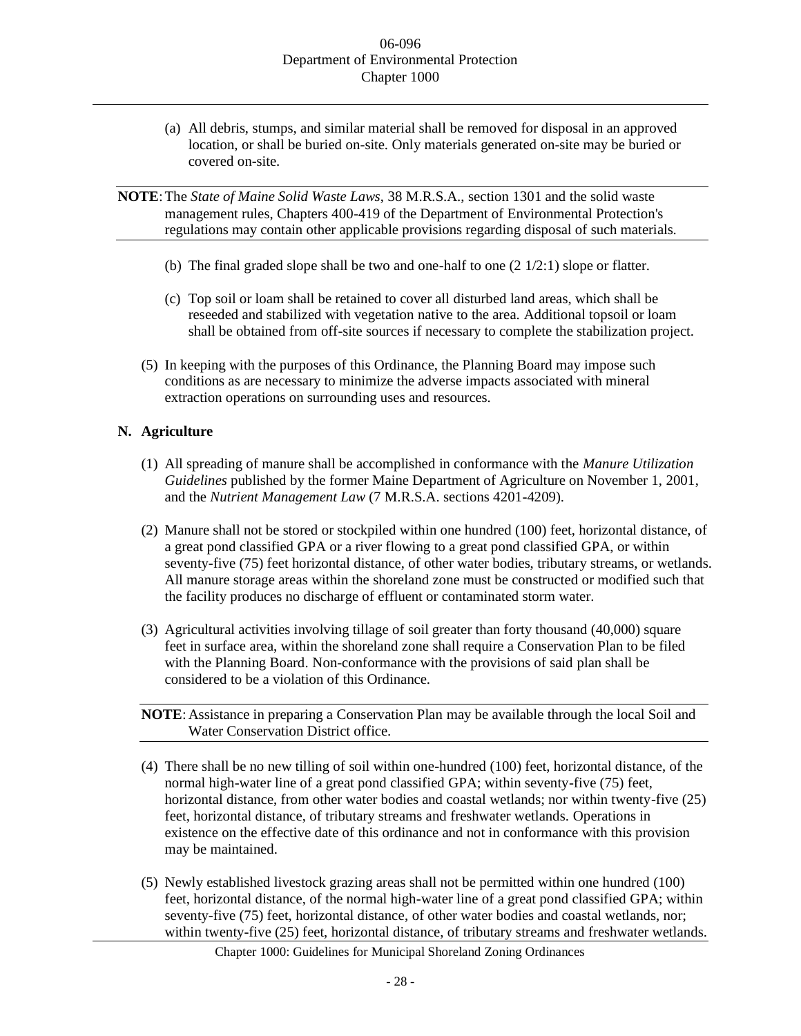(a) All debris, stumps, and similar material shall be removed for disposal in an approved location, or shall be buried on-site. Only materials generated on-site may be buried or covered on-site.

**NOTE**: The *State of Maine Solid Waste Laws*, 38 M.R.S.A., section 1301 and the solid waste management rules, Chapters 400-419 of the Department of Environmental Protection's regulations may contain other applicable provisions regarding disposal of such materials.

(b) The final graded slope shall be two and one-half to one (2 1/2:1) slope or flatter.

(c) Top soil or loam shall be retained to cover all disturbed land areas, which shall be reseeded and stabilized with vegetation native to the area. Additional topsoil or loam shall be obtained from off-site sources if necessary to complete the stabilization project.

(5) In keeping with the purposes of this Ordinance, the Planning Board may impose such conditions as are necessary to minimize the adverse impacts associated with mineral extraction operations on surrounding uses and resources.

## N. Agriculture

(1) All spreading of manure shall be accomplished in conformance with the *Manure Utilization Guidelines* published by the former Maine Department of Agriculture on November 1, 2001, and the *Nutrient Management Law* (7 M.R.S.A. sections 4201-4209).

(2) Manure shall not be stored or stockpiled within one hundred (100) feet, horizontal distance, of a great pond classified GPA or a river flowing to a great pond classified GPA, or within seventy-five (75) feet horizontal distance, of other water bodies, tributary streams, or wetlands. All manure storage areas within the shoreland zone must be constructed or modified such that the facility produces no discharge of effluent or contaminated storm water.

(3) Agricultural activities involving tillage of soil greater than forty thousand (40,000) square feet in surface area, within the shoreland zone shall require a Conservation Plan to be filed with the Planning Board. Non-conformance with the provisions of said plan shall be considered to be a violation of this Ordinance.

**NOTE**: Assistance in preparing a Conservation Plan may be available through the local Soil and Water Conservation District office.

(4) There shall be no new tilling of soil within one-hundred (100) feet, horizontal distance, of the normal high-water line of a great pond classified GPA; within seventy-five (75) feet, horizontal distance, from other water bodies and coastal wetlands; nor within twenty-five (25) feet, horizontal distance, of tributary streams and freshwater wetlands. Operations in existence on the effective date of this ordinance and not in conformance with this provision may be maintained.

(5) Newly established livestock grazing areas shall not be permitted within one hundred (100) feet, horizontal distance, of the normal high-water line of a great pond classified GPA; within seventy-five (75) feet, horizontal distance, of other water bodies and coastal wetlands, nor; within twenty-five (25) feet, horizontal distance, of tributary streams and freshwater wetlands.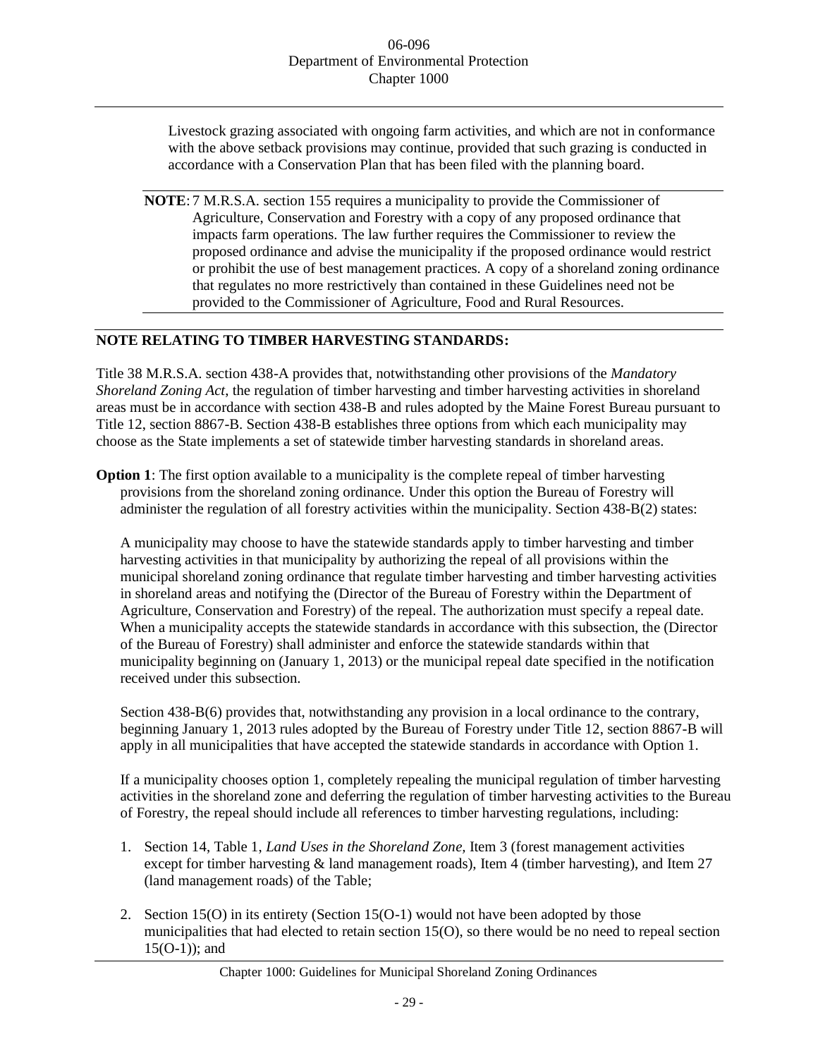Livestock grazing associated with ongoing farm activities, and which are not in conformance with the above setback provisions may continue, provided that such grazing is conducted in accordance with a Conservation Plan that has been filed with the planning board.

**NOTE**: 7 M.R.S.A. section 155 requires a municipality to provide the Commissioner of Agriculture, Conservation and Forestry with a copy of any proposed ordinance that impacts farm operations. The law further requires the Commissioner to review the proposed ordinance and advise the municipality if the proposed ordinance would restrict or prohibit the use of best management practices. A copy of a shoreland zoning ordinance that regulates no more restrictively than contained in these Guidelines need not be provided to the Commissioner of Agriculture, Food and Rural Resources.

**NOTE RELATING TO TIMBER HARVESTING STANDARDS:**

Title 38 M.R.S.A. section 438-A provides that, notwithstanding other provisions of the *Mandatory Shoreland Zoning Act*, the regulation of timber harvesting and timber harvesting activities in shoreland areas must be in accordance with section 438-B and rules adopted by the Maine Forest Bureau pursuant to Title 12, section 8867-B. Section 438-B establishes three options from which each municipality may choose as the State implements a set of statewide timber harvesting standards in shoreland areas.

**Option 1**: The first option available to a municipality is the complete repeal of timber harvesting provisions from the shoreland zoning ordinance. Under this option the Bureau of Forestry will administer the regulation of all forestry activities within the municipality. Section 438-B(2) states:

A municipality may choose to have the statewide standards apply to timber harvesting and timber harvesting activities in that municipality by authorizing the repeal of all provisions within the municipal shoreland zoning ordinance that regulate timber harvesting and timber harvesting activities in shoreland areas and notifying the (Director of the Bureau of Forestry within the Department of Agriculture, Conservation and Forestry) of the repeal. The authorization must specify a repeal date. When a municipality accepts the statewide standards in accordance with this subsection, the (Director of the Bureau of Forestry) shall administer and enforce the statewide standards within that municipality beginning on (January 1, 2013) or the municipal repeal date specified in the notification received under this subsection.

Section 438-B(6) provides that, notwithstanding any provision in a local ordinance to the contrary, beginning January 1, 2013 rules adopted by the Bureau of Forestry under Title 12, section 8867-B will apply in all municipalities that have accepted the statewide standards in accordance with Option 1.

If a municipality chooses option 1, completely repealing the municipal regulation of timber harvesting activities in the shoreland zone and deferring the regulation of timber harvesting activities to the Bureau of Forestry, the repeal should include all references to timber harvesting regulations, including:

1. Section 14, Table 1, *Land Uses in the Shoreland Zone*, Item 3 (forest management activities except for timber harvesting & land management roads), Item 4 (timber harvesting), and Item 27 (land management roads) of the Table;

2. Section 15(O) in its entirety (Section 15(O-1) would not have been adopted by those municipalities that had elected to retain section 15(O), so there would be no need to repeal section 15(O-1)); and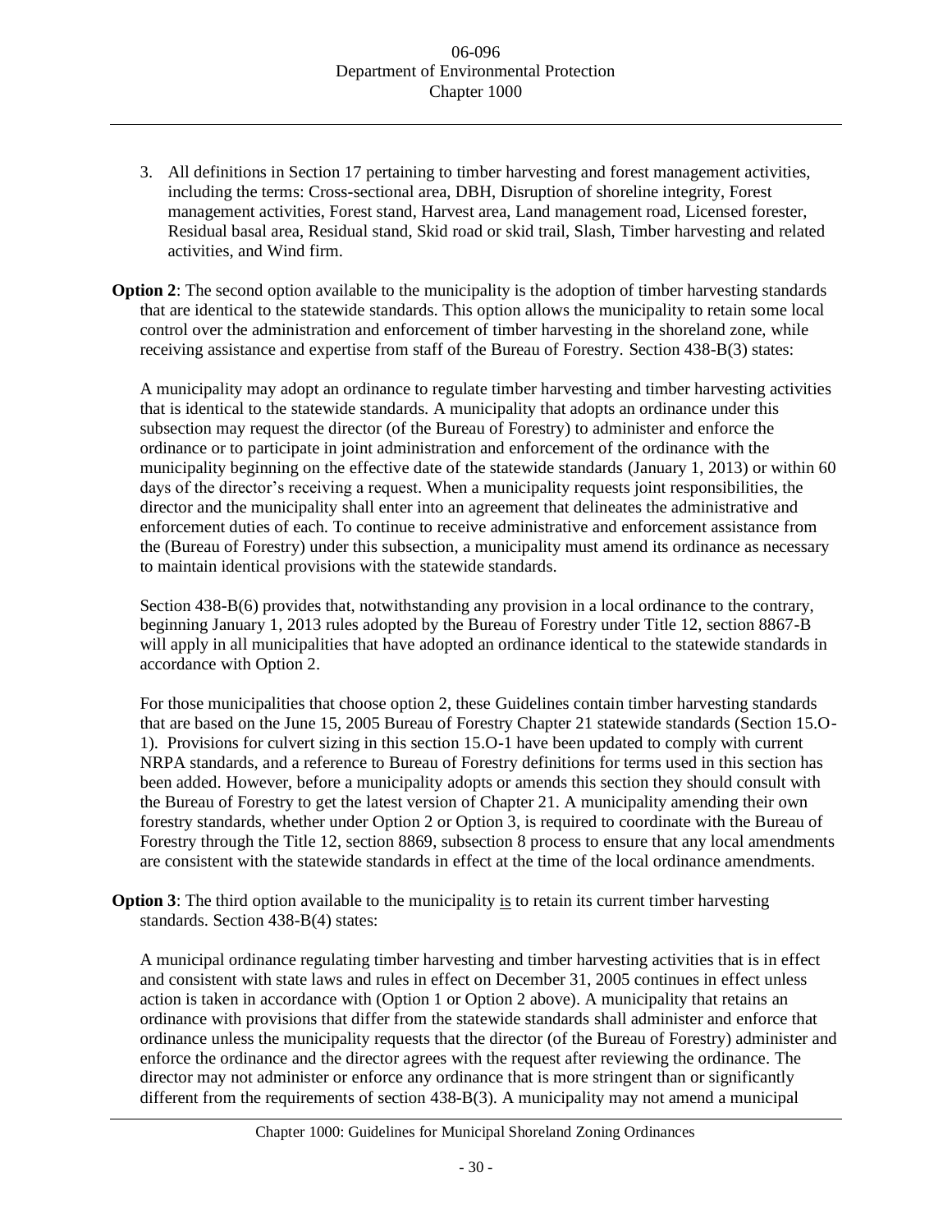3. All definitions in Section 17 pertaining to timber harvesting and forest management activities, including the terms: Cross-sectional area, DBH, Disruption of shoreline integrity, Forest management activities, Forest stand, Harvest area, Land management road, Licensed forester, Residual basal area, Residual stand, Skid road or skid trail, Slash, Timber harvesting and related activities, and Wind firm.

**Option 2**: The second option available to the municipality is the adoption of timber harvesting standards that are identical to the statewide standards. This option allows the municipality to retain some local control over the administration and enforcement of timber harvesting in the shoreland zone, while receiving assistance and expertise from staff of the Bureau of Forestry. Section 438-B(3) states:

A municipality may adopt an ordinance to regulate timber harvesting and timber harvesting activities that is identical to the statewide standards. A municipality that adopts an ordinance under this subsection may request the director (of the Bureau of Forestry) to administer and enforce the ordinance or to participate in joint administration and enforcement of the ordinance with the municipality beginning on the effective date of the statewide standards (January 1, 2013) or within 60 days of the director's receiving a request. When a municipality requests joint responsibilities, the director and the municipality shall enter into an agreement that delineates the administrative and enforcement duties of each. To continue to receive administrative and enforcement assistance from the (Bureau of Forestry) under this subsection, a municipality must amend its ordinance as necessary to maintain identical provisions with the statewide standards.

Section 438-B(6) provides that, notwithstanding any provision in a local ordinance to the contrary, beginning January 1, 2013 rules adopted by the Bureau of Forestry under Title 12, section 8867-B will apply in all municipalities that have adopted an ordinance identical to the statewide standards in accordance with Option 2.

For those municipalities that choose option 2, these Guidelines contain timber harvesting standards that are based on the June 15, 2005 Bureau of Forestry Chapter 21 statewide standards (Section 15.O-1). Provisions for culvert sizing in this section 15.O-1 have been updated to comply with current NRPA standards, and a reference to Bureau of Forestry definitions for terms used in this section has been added. However, before a municipality adopts or amends this section they should consult with the Bureau of Forestry to get the latest version of Chapter 21. A municipality amending their own forestry standards, whether under Option 2 or Option 3, is required to coordinate with the Bureau of Forestry through the Title 12, section 8869, subsection 8 process to ensure that any local amendments are consistent with the statewide standards in effect at the time of the local ordinance amendments.

**Option 3**: The third option available to the municipality is to retain its current timber harvesting standards. Section 438-B(4) states:

A municipal ordinance regulating timber harvesting and timber harvesting activities that is in effect and consistent with state laws and rules in effect on December 31, 2005 continues in effect unless action is taken in accordance with (Option 1 or Option 2 above). A municipality that retains an ordinance with provisions that differ from the statewide standards shall administer and enforce that ordinance unless the municipality requests that the director (of the Bureau of Forestry) administer and enforce the ordinance and the director agrees with the request after reviewing the ordinance. The director may not administer or enforce any ordinance that is more stringent than or significantly different from the requirements of section 438-B(3). A municipality may not amend a municipal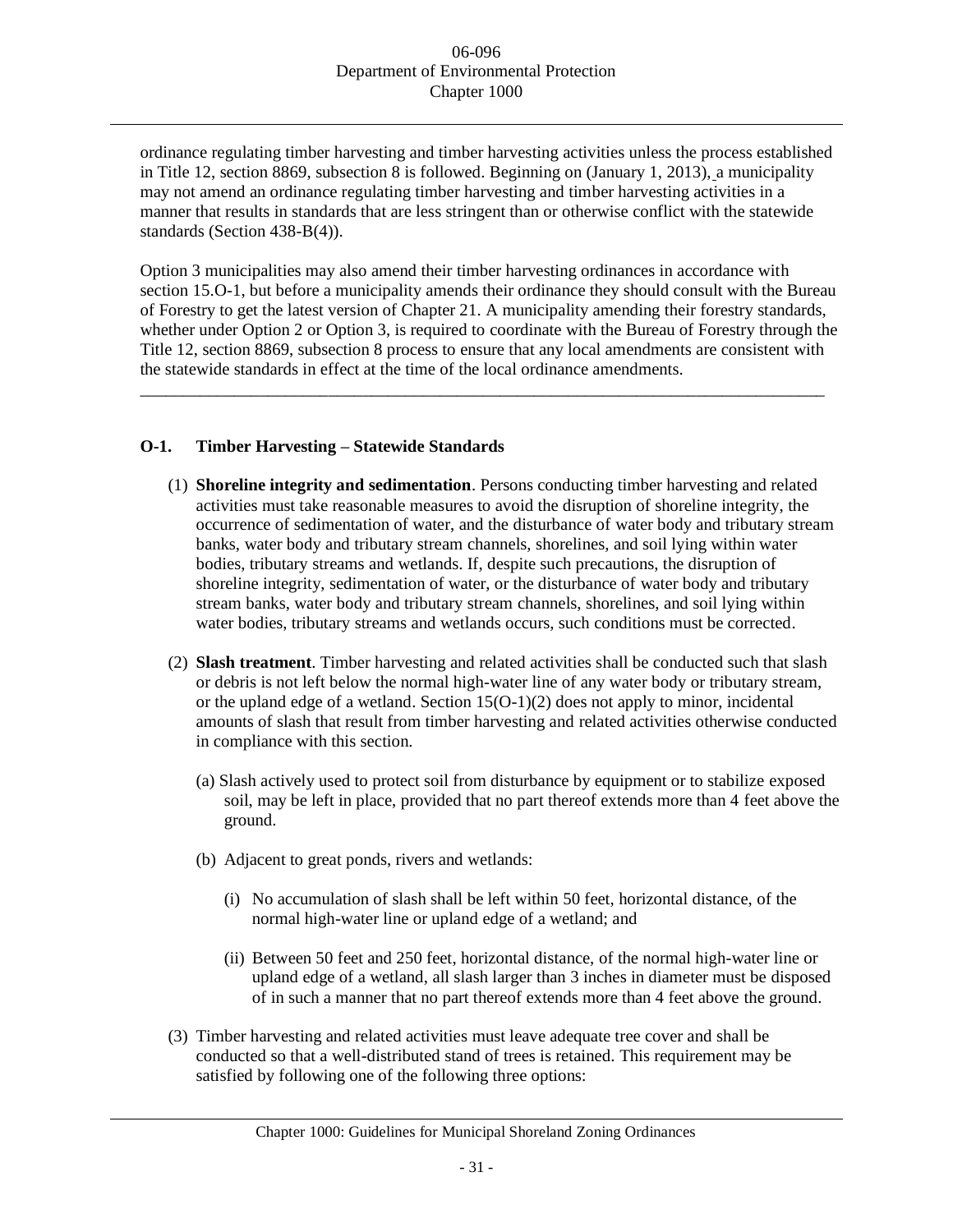ordinance regulating timber harvesting and timber harvesting activities unless the process established in Title 12, section 8869, subsection 8 is followed. Beginning on (January 1, 2013), a municipality may not amend an ordinance regulating timber harvesting and timber harvesting activities in a manner that results in standards that are less stringent than or otherwise conflict with the statewide standards (Section 438-B(4)).

Option 3 municipalities may also amend their timber harvesting ordinances in accordance with section 15.O-1, but before a municipality amends their ordinance they should consult with the Bureau of Forestry to get the latest version of Chapter 21. A municipality amending their forestry standards, whether under Option 2 or Option 3, is required to coordinate with the Bureau of Forestry through the Title 12, section 8869, subsection 8 process to ensure that any local amendments are consistent with the statewide standards in effect at the time of the local ordinance amendments.

---

**O-1. Timber Harvesting – Statewide Standards**

(1) **Shoreline integrity and sedimentation**. Persons conducting timber harvesting and related activities must take reasonable measures to avoid the disruption of shoreline integrity, the occurrence of sedimentation of water, and the disturbance of water body and tributary stream banks, water body and tributary stream channels, shorelines, and soil lying within water bodies, tributary streams and wetlands. If, despite such precautions, the disruption of shoreline integrity, sedimentation of water, or the disturbance of water body and tributary stream banks, water body and tributary stream channels, shorelines, and soil lying within water bodies, tributary streams and wetlands occurs, such conditions must be corrected.

(2) **Slash treatment**. Timber harvesting and related activities shall be conducted such that slash or debris is not left below the normal high-water line of any water body or tributary stream, or the upland edge of a wetland. Section 15(O-1)(2) does not apply to minor, incidental amounts of slash that result from timber harvesting and related activities otherwise conducted in compliance with this section.

   (a) Slash actively used to protect soil from disturbance by equipment or to stabilize exposed soil, may be left in place, provided that no part thereof extends more than 4 feet above the ground.

   (b) Adjacent to great ponds, rivers and wetlands:

      (i) No accumulation of slash shall be left within 50 feet, horizontal distance, of the normal high-water line or upland edge of a wetland; and

      (ii) Between 50 feet and 250 feet, horizontal distance, of the normal high-water line or upland edge of a wetland, all slash larger than 3 inches in diameter must be disposed of in such a manner that no part thereof extends more than 4 feet above the ground.

(3) Timber harvesting and related activities must leave adequate tree cover and shall be conducted so that a well-distributed stand of trees is retained. This requirement may be satisfied by following one of the following three options: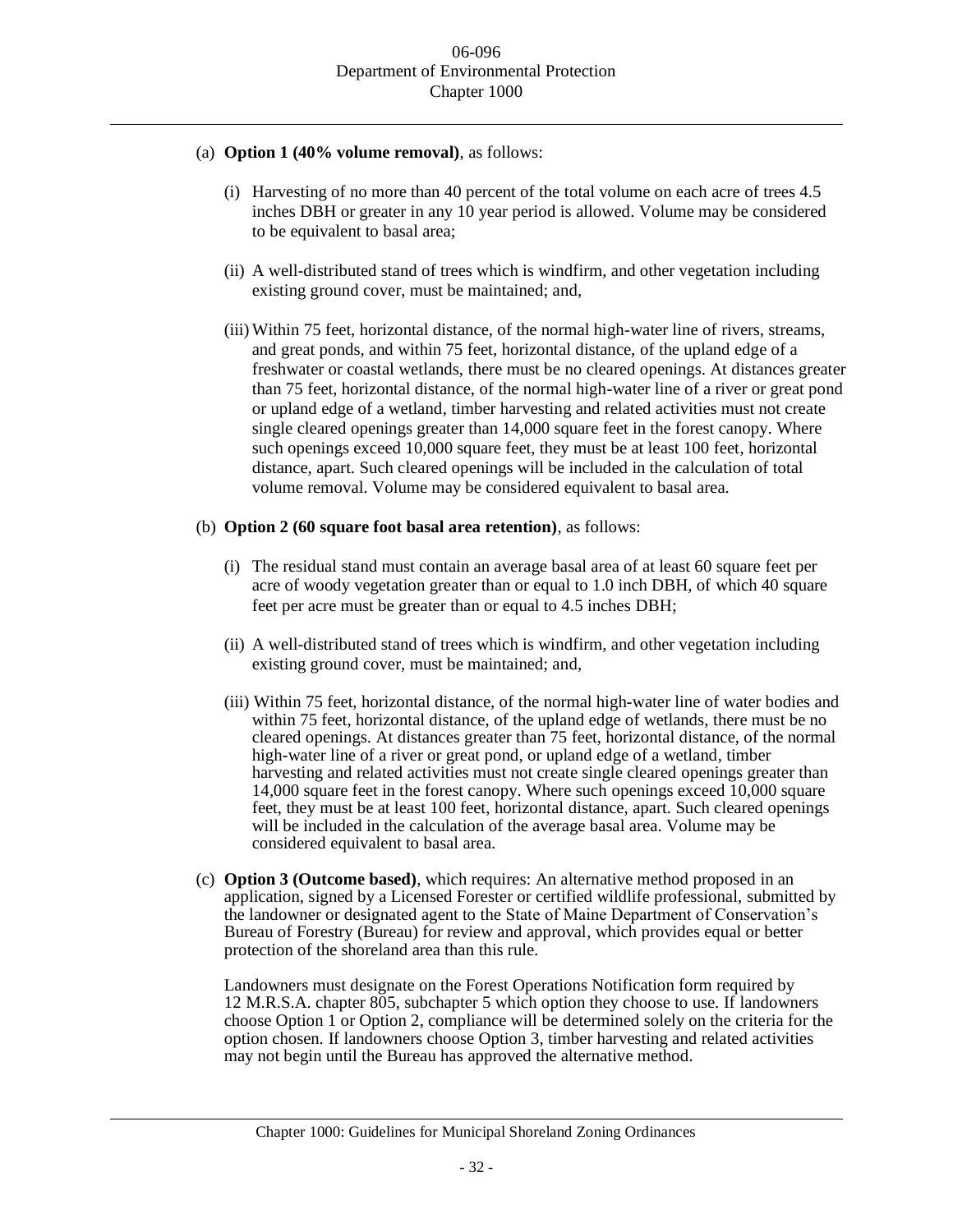(a) **Option 1 (40% volume removal)**, as follows:

(i) Harvesting of no more than 40 percent of the total volume on each acre of trees 4.5 inches DBH or greater in any 10 year period is allowed. Volume may be considered to be equivalent to basal area;

(ii) A well-distributed stand of trees which is windfirm, and other vegetation including existing ground cover, must be maintained; and,

(iii) Within 75 feet, horizontal distance, of the normal high-water line of rivers, streams, and great ponds, and within 75 feet, horizontal distance, of the upland edge of a freshwater or coastal wetlands, there must be no cleared openings. At distances greater than 75 feet, horizontal distance, of the normal high-water line of a river or great pond or upland edge of a wetland, timber harvesting and related activities must not create single cleared openings greater than 14,000 square feet in the forest canopy. Where such openings exceed 10,000 square feet, they must be at least 100 feet, horizontal distance, apart. Such cleared openings will be included in the calculation of total volume removal. Volume may be considered equivalent to basal area.

(b) **Option 2 (60 square foot basal area retention)**, as follows:

(i) The residual stand must contain an average basal area of at least 60 square feet per acre of woody vegetation greater than or equal to 1.0 inch DBH, of which 40 square feet per acre must be greater than or equal to 4.5 inches DBH;

(ii) A well-distributed stand of trees which is windfirm, and other vegetation including existing ground cover, must be maintained; and,

(iii) Within 75 feet, horizontal distance, of the normal high-water line of water bodies and within 75 feet, horizontal distance, of the upland edge of wetlands, there must be no cleared openings. At distances greater than 75 feet, horizontal distance, of the normal high-water line of a river or great pond, or upland edge of a wetland, timber harvesting and related activities must not create single cleared openings greater than 14,000 square feet in the forest canopy. Where such openings exceed 10,000 square feet, they must be at least 100 feet, horizontal distance, apart. Such cleared openings will be included in the calculation of the average basal area. Volume may be considered equivalent to basal area.

(c) **Option 3 (Outcome based)**, which requires: An alternative method proposed in an application, signed by a Licensed Forester or certified wildlife professional, submitted by the landowner or designated agent to the State of Maine Department of Conservation's Bureau of Forestry (Bureau) for review and approval, which provides equal or better protection of the shoreland area than this rule.

Landowners must designate on the Forest Operations Notification form required by 12 M.R.S.A. chapter 805, subchapter 5 which option they choose to use. If landowners choose Option 1 or Option 2, compliance will be determined solely on the criteria for the option chosen. If landowners choose Option 3, timber harvesting and related activities may not begin until the Bureau has approved the alternative method.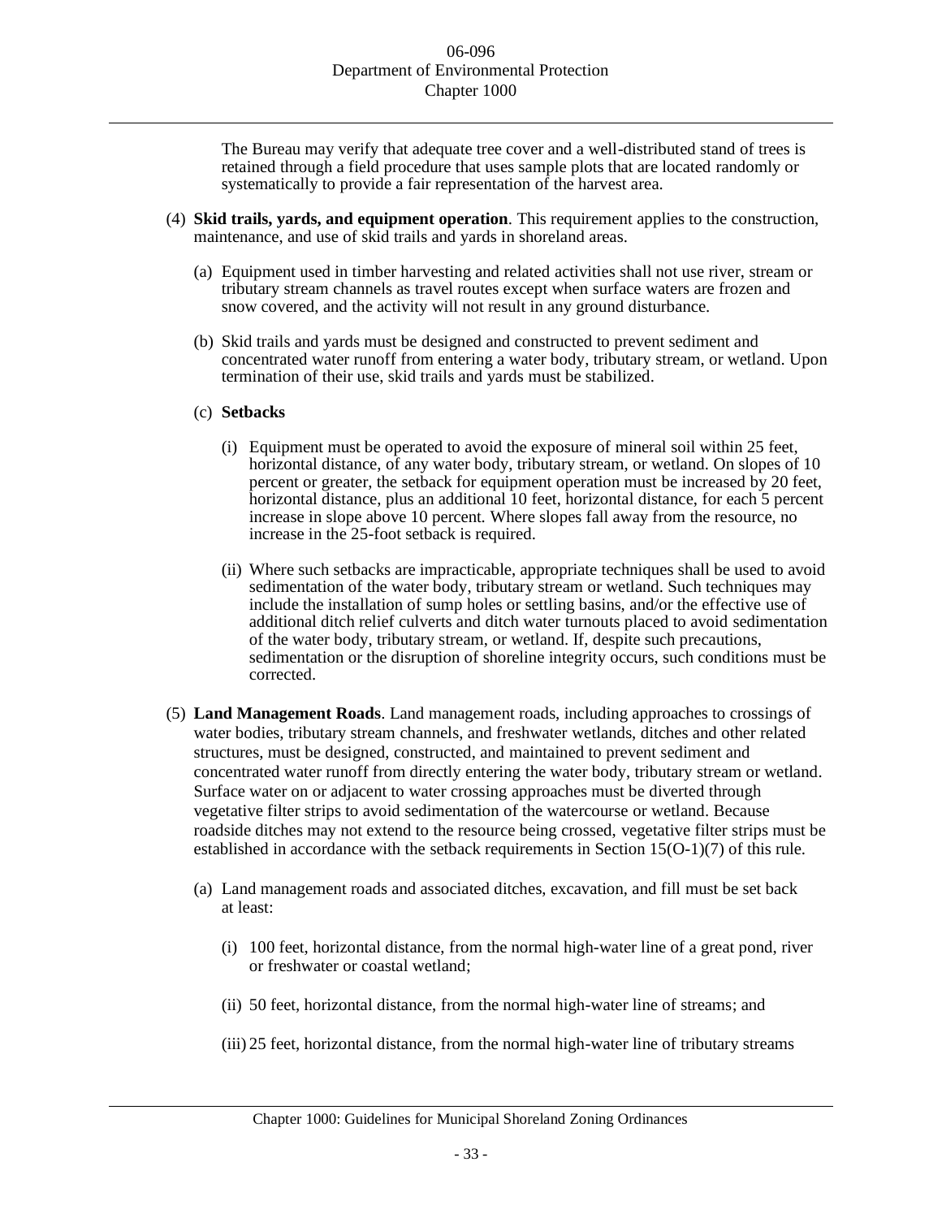The Bureau may verify that adequate tree cover and a well-distributed stand of trees is retained through a field procedure that uses sample plots that are located randomly or systematically to provide a fair representation of the harvest area.

(4) **Skid trails, yards, and equipment operation**. This requirement applies to the construction, maintenance, and use of skid trails and yards in shoreland areas.

(a) Equipment used in timber harvesting and related activities shall not use river, stream or tributary stream channels as travel routes except when surface waters are frozen and snow covered, and the activity will not result in any ground disturbance.

(b) Skid trails and yards must be designed and constructed to prevent sediment and concentrated water runoff from entering a water body, tributary stream, or wetland. Upon termination of their use, skid trails and yards must be stabilized.

(c) **Setbacks**

(i) Equipment must be operated to avoid the exposure of mineral soil within 25 feet, horizontal distance, of any water body, tributary stream, or wetland. On slopes of 10 percent or greater, the setback for equipment operation must be increased by 20 feet, horizontal distance, plus an additional 10 feet, horizontal distance, for each 5 percent increase in slope above 10 percent. Where slopes fall away from the resource, no increase in the 25-foot setback is required.

(ii) Where such setbacks are impracticable, appropriate techniques shall be used to avoid sedimentation of the water body, tributary stream or wetland. Such techniques may include the installation of sump holes or settling basins, and/or the effective use of additional ditch relief culverts and ditch water turnouts placed to avoid sedimentation of the water body, tributary stream, or wetland. If, despite such precautions, sedimentation or the disruption of shoreline integrity occurs, such conditions must be corrected.

(5) **Land Management Roads**. Land management roads, including approaches to crossings of water bodies, tributary stream channels, and freshwater wetlands, ditches and other related structures, must be designed, constructed, and maintained to prevent sediment and concentrated water runoff from directly entering the water body, tributary stream or wetland. Surface water on or adjacent to water crossing approaches must be diverted through vegetative filter strips to avoid sedimentation of the watercourse or wetland. Because roadside ditches may not extend to the resource being crossed, vegetative filter strips must be established in accordance with the setback requirements in Section 15(O-1)(7) of this rule.

(a) Land management roads and associated ditches, excavation, and fill must be set back at least:

(i) 100 feet, horizontal distance, from the normal high-water line of a great pond, river or freshwater or coastal wetland;

(ii) 50 feet, horizontal distance, from the normal high-water line of streams; and

(iii) 25 feet, horizontal distance, from the normal high-water line of tributary streams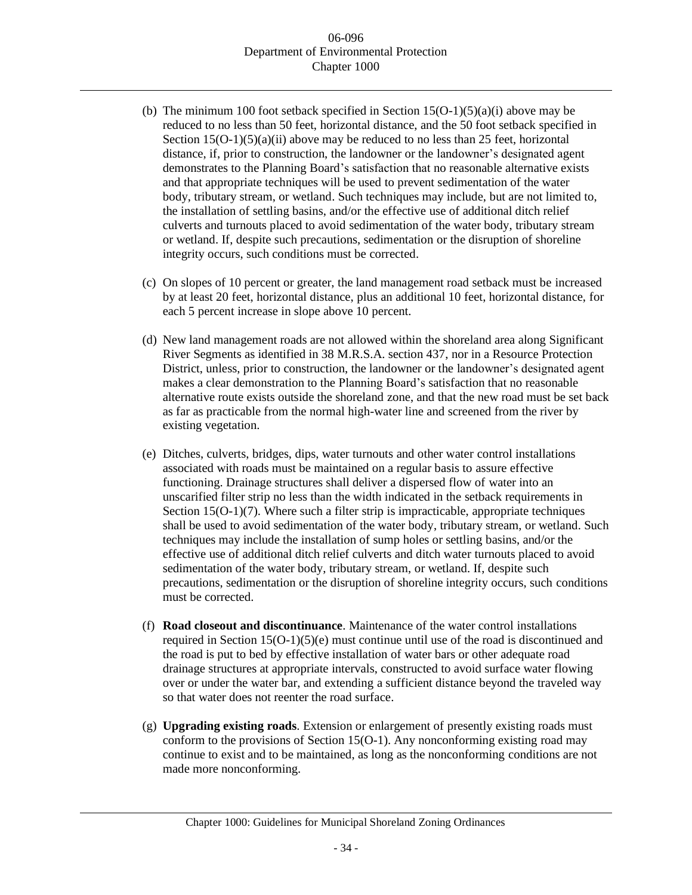(b) The minimum 100 foot setback specified in Section 15(O-1)(5)(a)(i) above may be reduced to no less than 50 feet, horizontal distance, and the 50 foot setback specified in Section 15(O-1)(5)(a)(ii) above may be reduced to no less than 25 feet, horizontal distance, if, prior to construction, the landowner or the landowner's designated agent demonstrates to the Planning Board's satisfaction that no reasonable alternative exists and that appropriate techniques will be used to prevent sedimentation of the water body, tributary stream, or wetland. Such techniques may include, but are not limited to, the installation of settling basins, and/or the effective use of additional ditch relief culverts and turnouts placed to avoid sedimentation of the water body, tributary stream or wetland. If, despite such precautions, sedimentation or the disruption of shoreline integrity occurs, such conditions must be corrected.

(c) On slopes of 10 percent or greater, the land management road setback must be increased by at least 20 feet, horizontal distance, plus an additional 10 feet, horizontal distance, for each 5 percent increase in slope above 10 percent.

(d) New land management roads are not allowed within the shoreland area along Significant River Segments as identified in 38 M.R.S.A. section 437, nor in a Resource Protection District, unless, prior to construction, the landowner or the landowner's designated agent makes a clear demonstration to the Planning Board's satisfaction that no reasonable alternative route exists outside the shoreland zone, and that the new road must be set back as far as practicable from the normal high-water line and screened from the river by existing vegetation.

(e) Ditches, culverts, bridges, dips, water turnouts and other water control installations associated with roads must be maintained on a regular basis to assure effective functioning. Drainage structures shall deliver a dispersed flow of water into an unscarified filter strip no less than the width indicated in the setback requirements in Section 15(O-1)(7). Where such a filter strip is impracticable, appropriate techniques shall be used to avoid sedimentation of the water body, tributary stream, or wetland. Such techniques may include the installation of sump holes or settling basins, and/or the effective use of additional ditch relief culverts and ditch water turnouts placed to avoid sedimentation of the water body, tributary stream, or wetland. If, despite such precautions, sedimentation or the disruption of shoreline integrity occurs, such conditions must be corrected.

(f) **Road closeout and discontinuance**. Maintenance of the water control installations required in Section 15(O-1)(5)(e) must continue until use of the road is discontinued and the road is put to bed by effective installation of water bars or other adequate road drainage structures at appropriate intervals, constructed to avoid surface water flowing over or under the water bar, and extending a sufficient distance beyond the traveled way so that water does not reenter the road surface.

(g) **Upgrading existing roads**. Extension or enlargement of presently existing roads must conform to the provisions of Section 15(O-1). Any nonconforming existing road may continue to exist and to be maintained, as long as the nonconforming conditions are not made more nonconforming.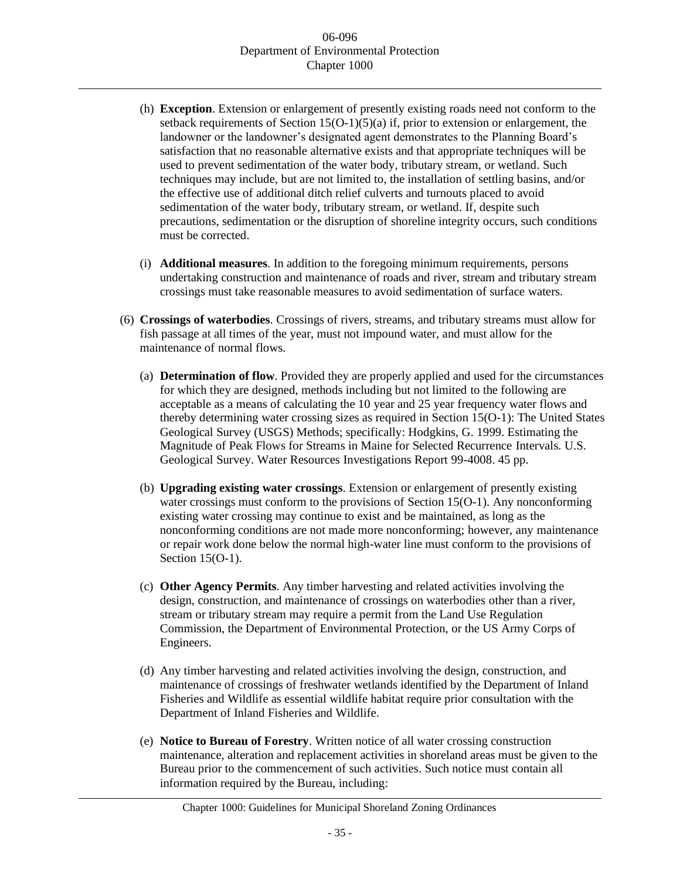(h) **Exception**. Extension or enlargement of presently existing roads need not conform to the setback requirements of Section 15(O-1)(5)(a) if, prior to extension or enlargement, the landowner or the landowner's designated agent demonstrates to the Planning Board's satisfaction that no reasonable alternative exists and that appropriate techniques will be used to prevent sedimentation of the water body, tributary stream, or wetland. Such techniques may include, but are not limited to, the installation of settling basins, and/or the effective use of additional ditch relief culverts and turnouts placed to avoid sedimentation of the water body, tributary stream, or wetland. If, despite such precautions, sedimentation or the disruption of shoreline integrity occurs, such conditions must be corrected.

(i) **Additional measures**. In addition to the foregoing minimum requirements, persons undertaking construction and maintenance of roads and river, stream and tributary stream crossings must take reasonable measures to avoid sedimentation of surface waters.

(6) **Crossings of waterbodies**. Crossings of rivers, streams, and tributary streams must allow for fish passage at all times of the year, must not impound water, and must allow for the maintenance of normal flows.

(a) **Determination of flow**. Provided they are properly applied and used for the circumstances for which they are designed, methods including but not limited to the following are acceptable as a means of calculating the 10 year and 25 year frequency water flows and thereby determining water crossing sizes as required in Section 15(O-1): The United States Geological Survey (USGS) Methods; specifically: Hodgkins, G. 1999. Estimating the Magnitude of Peak Flows for Streams in Maine for Selected Recurrence Intervals. U.S. Geological Survey. Water Resources Investigations Report 99-4008. 45 pp.

(b) **Upgrading existing water crossings**. Extension or enlargement of presently existing water crossings must conform to the provisions of Section 15(O-1). Any nonconforming existing water crossing may continue to exist and be maintained, as long as the nonconforming conditions are not made more nonconforming; however, any maintenance or repair work done below the normal high-water line must conform to the provisions of Section 15(O-1).

(c) **Other Agency Permits**. Any timber harvesting and related activities involving the design, construction, and maintenance of crossings on waterbodies other than a river, stream or tributary stream may require a permit from the Land Use Regulation Commission, the Department of Environmental Protection, or the US Army Corps of Engineers.

(d) Any timber harvesting and related activities involving the design, construction, and maintenance of crossings of freshwater wetlands identified by the Department of Inland Fisheries and Wildlife as essential wildlife habitat require prior consultation with the Department of Inland Fisheries and Wildlife.

(e) **Notice to Bureau of Forestry**. Written notice of all water crossing construction maintenance, alteration and replacement activities in shoreland areas must be given to the Bureau prior to the commencement of such activities. Such notice must contain all information required by the Bureau, including: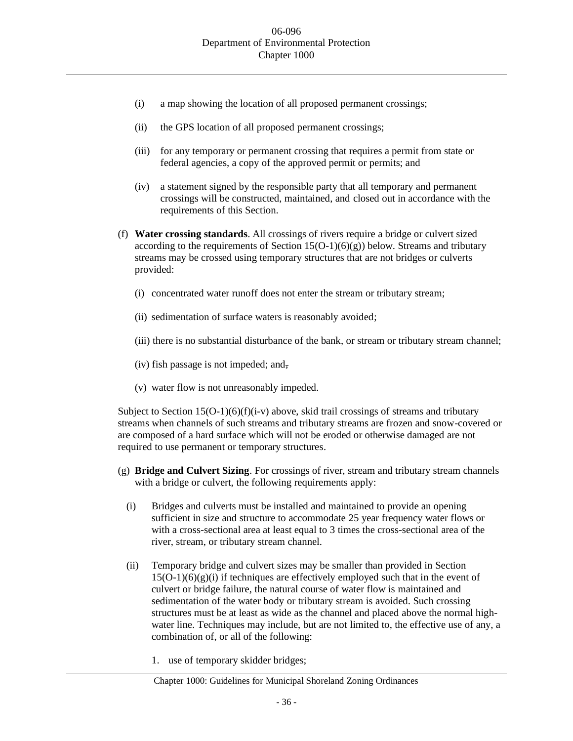(i) a map showing the location of all proposed permanent crossings;

(ii) the GPS location of all proposed permanent crossings;

(iii) for any temporary or permanent crossing that requires a permit from state or federal agencies, a copy of the approved permit or permits; and

(iv) a statement signed by the responsible party that all temporary and permanent crossings will be constructed, maintained, and closed out in accordance with the requirements of this Section.

(f) **Water crossing standards**. All crossings of rivers require a bridge or culvert sized according to the requirements of Section 15(O-1)(6)(g)) below. Streams and tributary streams may be crossed using temporary structures that are not bridges or culverts provided:

(i) concentrated water runoff does not enter the stream or tributary stream;

(ii) sedimentation of surface waters is reasonably avoided;

(iii) there is no substantial disturbance of the bank, or stream or tributary stream channel;

(iv) fish passage is not impeded; and~~,~~

(v) water flow is not unreasonably impeded.

Subject to Section 15(O-1)(6)(f)(i-v) above, skid trail crossings of streams and tributary streams when channels of such streams and tributary streams are frozen and snow-covered or are composed of a hard surface which will not be eroded or otherwise damaged are not required to use permanent or temporary structures.

(g) **Bridge and Culvert Sizing**. For crossings of river, stream and tributary stream channels with a bridge or culvert, the following requirements apply:

(i) Bridges and culverts must be installed and maintained to provide an opening sufficient in size and structure to accommodate 25 year frequency water flows or with a cross-sectional area at least equal to 3 times the cross-sectional area of the river, stream, or tributary stream channel.

(ii) Temporary bridge and culvert sizes may be smaller than provided in Section 15(O-1)(6)(g)(i) if techniques are effectively employed such that in the event of culvert or bridge failure, the natural course of water flow is maintained and sedimentation of the water body or tributary stream is avoided. Such crossing structures must be at least as wide as the channel and placed above the normal high-water line. Techniques may include, but are not limited to, the effective use of any, a combination of, or all of the following:

1. use of temporary skidder bridges;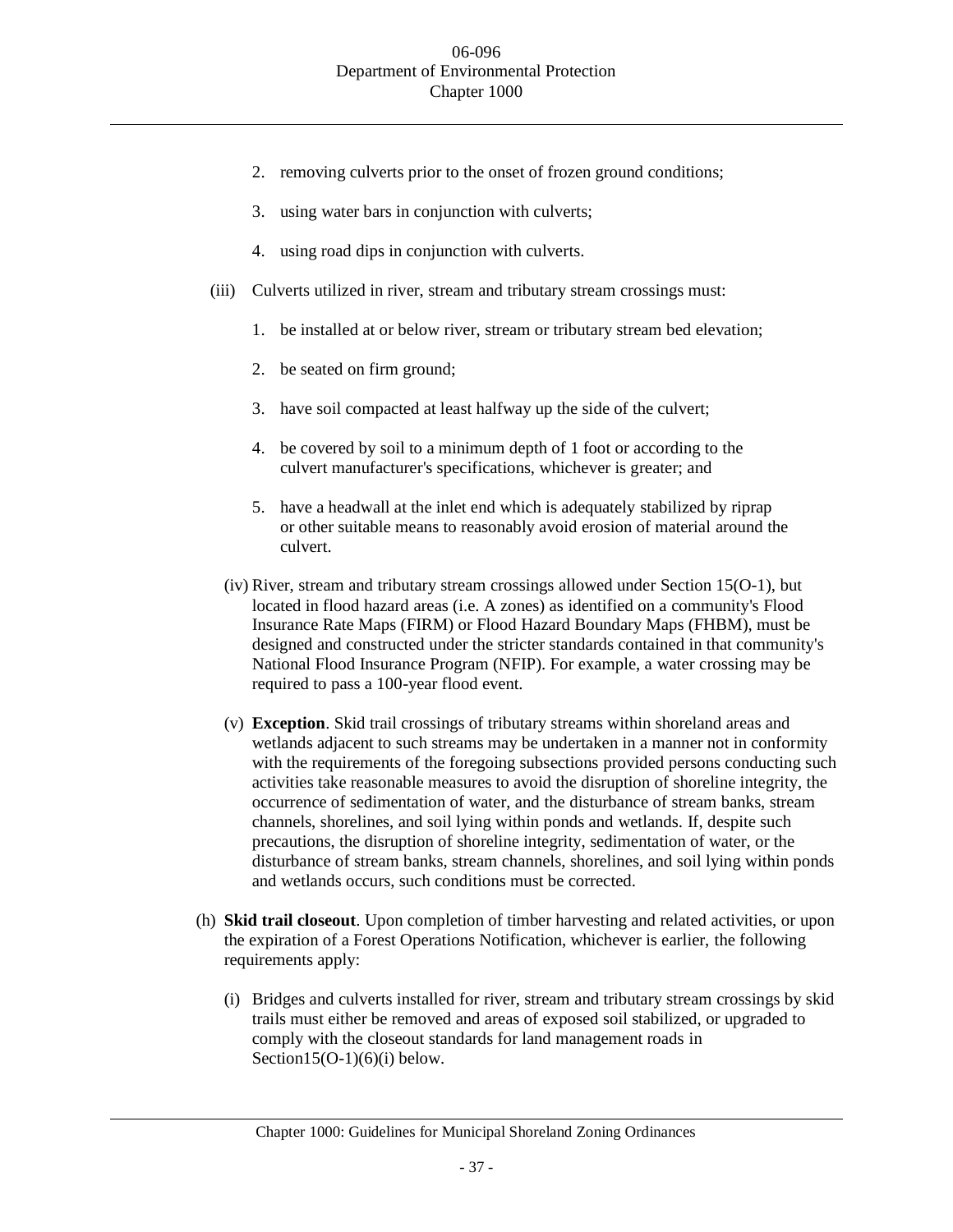2. removing culverts prior to the onset of frozen ground conditions;

3. using water bars in conjunction with culverts;

4. using road dips in conjunction with culverts.

(iii) Culverts utilized in river, stream and tributary stream crossings must:

1. be installed at or below river, stream or tributary stream bed elevation;

2. be seated on firm ground;

3. have soil compacted at least halfway up the side of the culvert;

4. be covered by soil to a minimum depth of 1 foot or according to the culvert manufacturer's specifications, whichever is greater; and

5. have a headwall at the inlet end which is adequately stabilized by riprap or other suitable means to reasonably avoid erosion of material around the culvert.

(iv) River, stream and tributary stream crossings allowed under Section 15(O-1), but located in flood hazard areas (i.e. A zones) as identified on a community's Flood Insurance Rate Maps (FIRM) or Flood Hazard Boundary Maps (FHBM), must be designed and constructed under the stricter standards contained in that community's National Flood Insurance Program (NFIP). For example, a water crossing may be required to pass a 100-year flood event.

(v) **Exception**. Skid trail crossings of tributary streams within shoreland areas and wetlands adjacent to such streams may be undertaken in a manner not in conformity with the requirements of the foregoing subsections provided persons conducting such activities take reasonable measures to avoid the disruption of shoreline integrity, the occurrence of sedimentation of water, and the disturbance of stream banks, stream channels, shorelines, and soil lying within ponds and wetlands. If, despite such precautions, the disruption of shoreline integrity, sedimentation of water, or the disturbance of stream banks, stream channels, shorelines, and soil lying within ponds and wetlands occurs, such conditions must be corrected.

(h) **Skid trail closeout**. Upon completion of timber harvesting and related activities, or upon the expiration of a Forest Operations Notification, whichever is earlier, the following requirements apply:

(i) Bridges and culverts installed for river, stream and tributary stream crossings by skid trails must either be removed and areas of exposed soil stabilized, or upgraded to comply with the closeout standards for land management roads in Section15(O-1)(6)(i) below.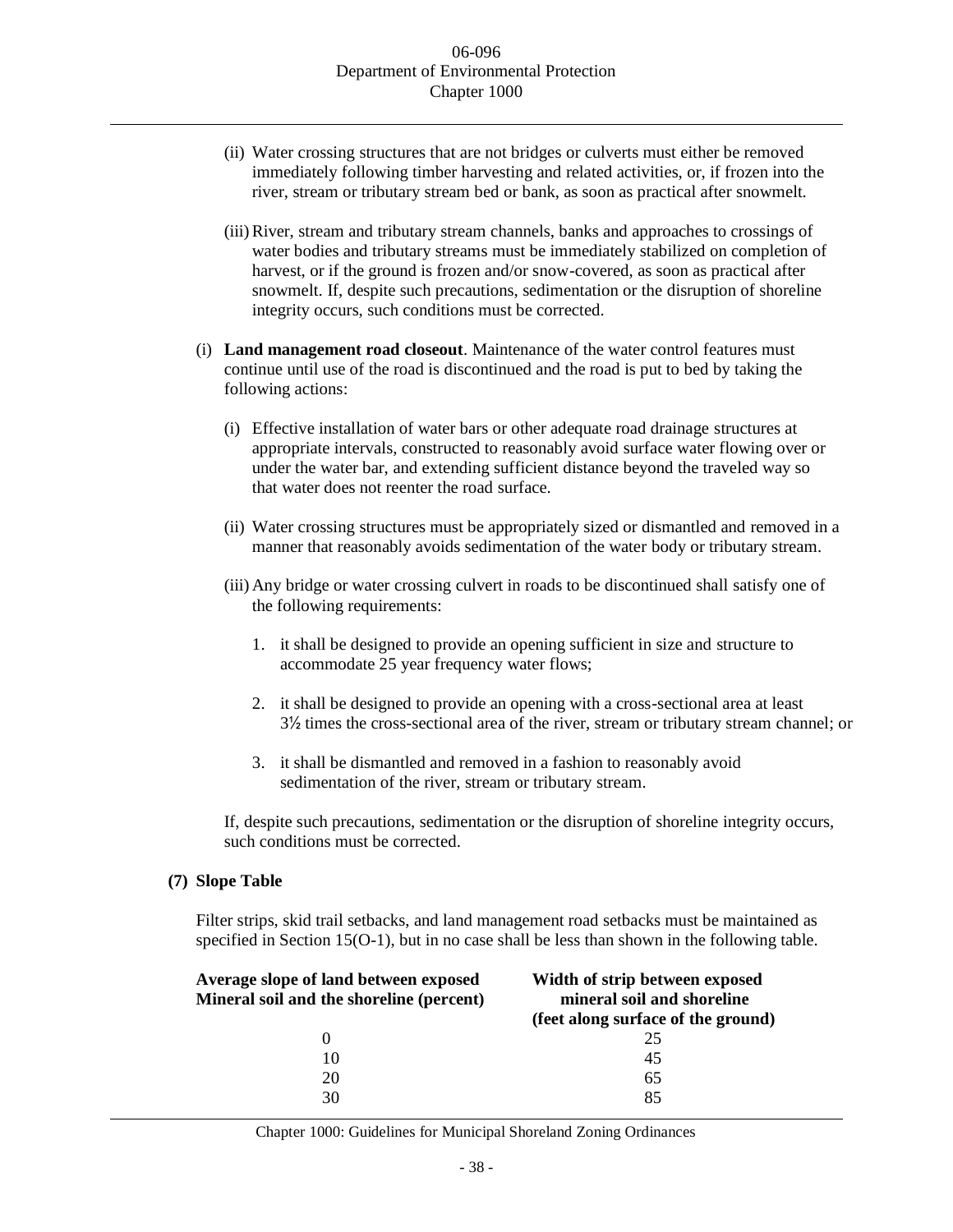(ii) Water crossing structures that are not bridges or culverts must either be removed immediately following timber harvesting and related activities, or, if frozen into the river, stream or tributary stream bed or bank, as soon as practical after snowmelt.

(iii) River, stream and tributary stream channels, banks and approaches to crossings of water bodies and tributary streams must be immediately stabilized on completion of harvest, or if the ground is frozen and/or snow-covered, as soon as practical after snowmelt. If, despite such precautions, sedimentation or the disruption of shoreline integrity occurs, such conditions must be corrected.

(i) **Land management road closeout**. Maintenance of the water control features must continue until use of the road is discontinued and the road is put to bed by taking the following actions:

(i) Effective installation of water bars or other adequate road drainage structures at appropriate intervals, constructed to reasonably avoid surface water flowing over or under the water bar, and extending sufficient distance beyond the traveled way so that water does not reenter the road surface.

(ii) Water crossing structures must be appropriately sized or dismantled and removed in a manner that reasonably avoids sedimentation of the water body or tributary stream.

(iii) Any bridge or water crossing culvert in roads to be discontinued shall satisfy one of the following requirements:

1. it shall be designed to provide an opening sufficient in size and structure to accommodate 25 year frequency water flows;

2. it shall be designed to provide an opening with a cross-sectional area at least 3½ times the cross-sectional area of the river, stream or tributary stream channel; or

3. it shall be dismantled and removed in a fashion to reasonably avoid sedimentation of the river, stream or tributary stream.

If, despite such precautions, sedimentation or the disruption of shoreline integrity occurs, such conditions must be corrected.

**(7) Slope Table**

Filter strips, skid trail setbacks, and land management road setbacks must be maintained as specified in Section 15(O-1), but in no case shall be less than shown in the following table.

| Average slope of land between exposed Mineral soil and the shoreline (percent) | Width of strip between exposed mineral soil and shoreline (feet along surface of the ground) |
|---|---|
| 0 | 25 |
| 10 | 45 |
| 20 | 65 |
| 30 | 85 |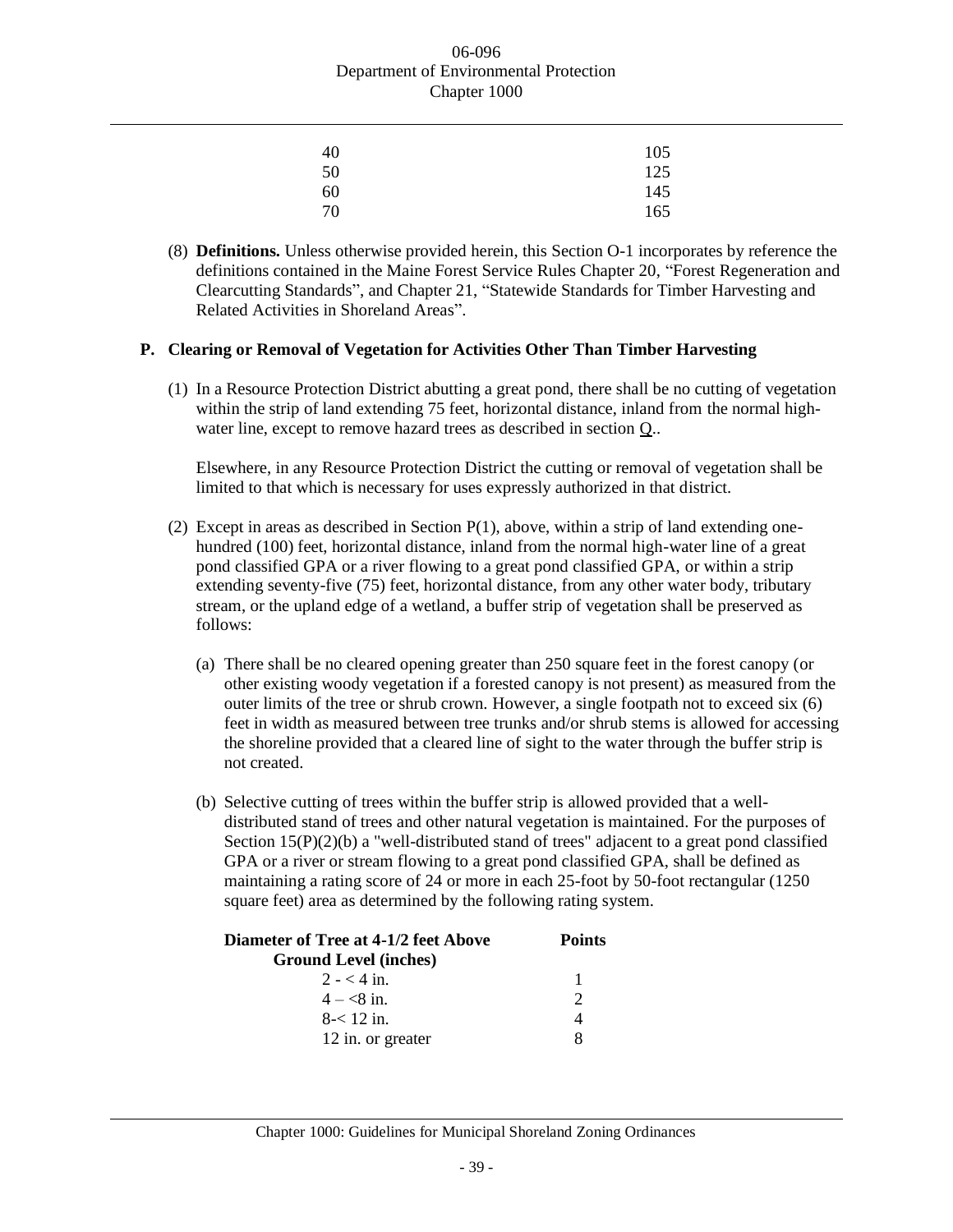| | |
|---|---|
| 40 | 105 |
| 50 | 125 |
| 60 | 145 |
| 70 | 165 |

(8) **Definitions.** Unless otherwise provided herein, this Section O-1 incorporates by reference the definitions contained in the Maine Forest Service Rules Chapter 20, "Forest Regeneration and Clearcutting Standards", and Chapter 21, "Statewide Standards for Timber Harvesting and Related Activities in Shoreland Areas".

### P. Clearing or Removal of Vegetation for Activities Other Than Timber Harvesting

(1) In a Resource Protection District abutting a great pond, there shall be no cutting of vegetation within the strip of land extending 75 feet, horizontal distance, inland from the normal high-water line, except to remove hazard trees as described in section Q..

Elsewhere, in any Resource Protection District the cutting or removal of vegetation shall be limited to that which is necessary for uses expressly authorized in that district.

(2) Except in areas as described in Section P(1), above, within a strip of land extending one-hundred (100) feet, horizontal distance, inland from the normal high-water line of a great pond classified GPA or a river flowing to a great pond classified GPA, or within a strip extending seventy-five (75) feet, horizontal distance, from any other water body, tributary stream, or the upland edge of a wetland, a buffer strip of vegetation shall be preserved as follows:

(a) There shall be no cleared opening greater than 250 square feet in the forest canopy (or other existing woody vegetation if a forested canopy is not present) as measured from the outer limits of the tree or shrub crown. However, a single footpath not to exceed six (6) feet in width as measured between tree trunks and/or shrub stems is allowed for accessing the shoreline provided that a cleared line of sight to the water through the buffer strip is not created.

(b) Selective cutting of trees within the buffer strip is allowed provided that a well-distributed stand of trees and other natural vegetation is maintained. For the purposes of Section 15(P)(2)(b) a "well-distributed stand of trees" adjacent to a great pond classified GPA or a river or stream flowing to a great pond classified GPA, shall be defined as maintaining a rating score of 24 or more in each 25-foot by 50-foot rectangular (1250 square feet) area as determined by the following rating system.

| Diameter of Tree at 4-1/2 feet Above Ground Level (inches) | Points |
|---|---|
| 2 - < 4 in. | 1 |
| 4 – <8 in. | 2 |
| 8-< 12 in. | 4 |
| 12 in. or greater | 8 |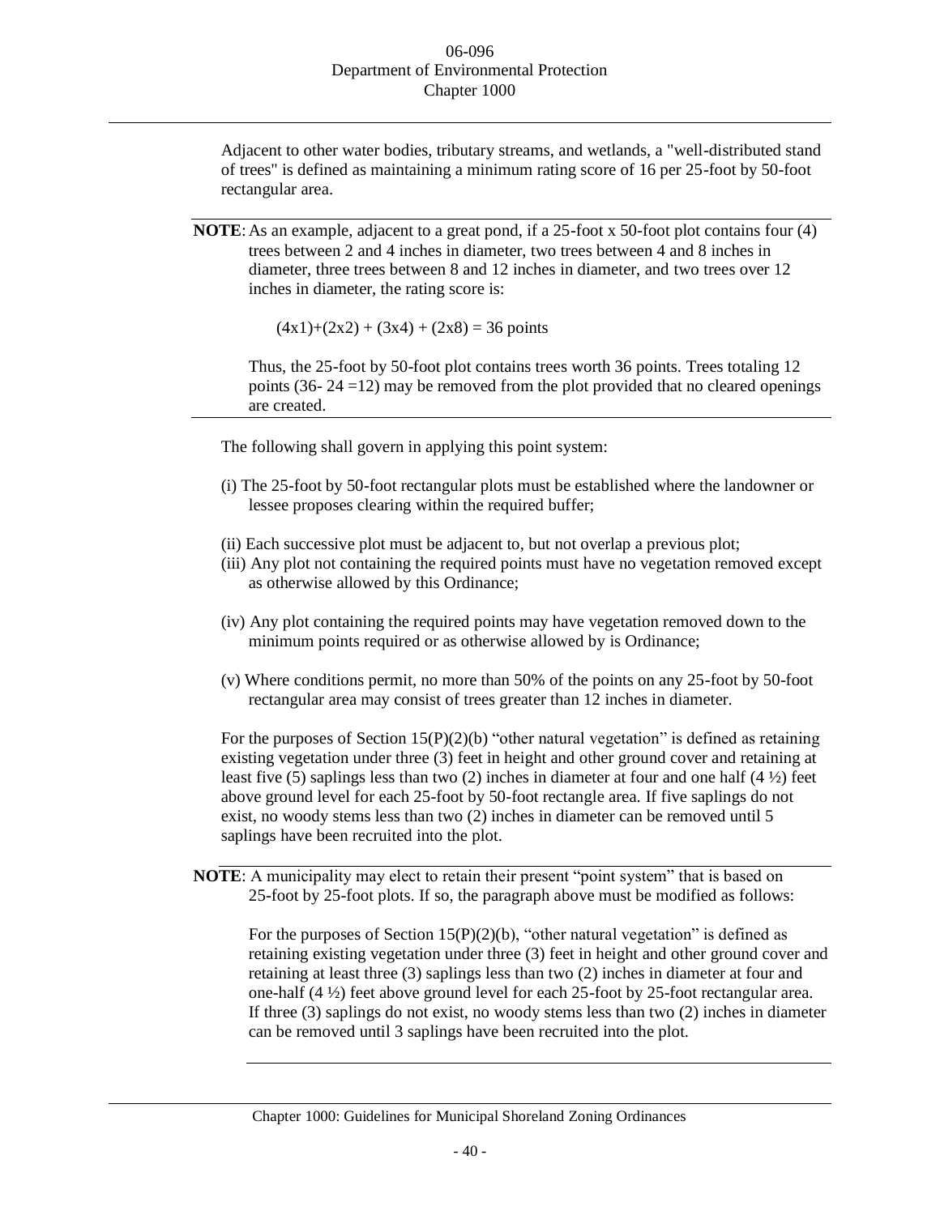Adjacent to other water bodies, tributary streams, and wetlands, a "well-distributed stand of trees" is defined as maintaining a minimum rating score of 16 per 25-foot by 50-foot rectangular area.

**NOTE**: As an example, adjacent to a great pond, if a 25-foot x 50-foot plot contains four (4) trees between 2 and 4 inches in diameter, two trees between 4 and 8 inches in diameter, three trees between 8 and 12 inches in diameter, and two trees over 12 inches in diameter, the rating score is:

$(4x1)+(2x2) + (3x4) + (2x8) = 36$ points

Thus, the 25-foot by 50-foot plot contains trees worth 36 points. Trees totaling 12 points (36- 24 =12) may be removed from the plot provided that no cleared openings are created.

The following shall govern in applying this point system:

(i) The 25-foot by 50-foot rectangular plots must be established where the landowner or lessee proposes clearing within the required buffer;

(ii) Each successive plot must be adjacent to, but not overlap a previous plot;

(iii) Any plot not containing the required points must have no vegetation removed except as otherwise allowed by this Ordinance;

(iv) Any plot containing the required points may have vegetation removed down to the minimum points required or as otherwise allowed by is Ordinance;

(v) Where conditions permit, no more than 50% of the points on any 25-foot by 50-foot rectangular area may consist of trees greater than 12 inches in diameter.

For the purposes of Section 15(P)(2)(b) "other natural vegetation" is defined as retaining existing vegetation under three (3) feet in height and other ground cover and retaining at least five (5) saplings less than two (2) inches in diameter at four and one half (4 ½) feet above ground level for each 25-foot by 50-foot rectangle area. If five saplings do not exist, no woody stems less than two (2) inches in diameter can be removed until 5 saplings have been recruited into the plot.

**NOTE**: A municipality may elect to retain their present "point system" that is based on 25-foot by 25-foot plots. If so, the paragraph above must be modified as follows:

For the purposes of Section 15(P)(2)(b), "other natural vegetation" is defined as retaining existing vegetation under three (3) feet in height and other ground cover and retaining at least three (3) saplings less than two (2) inches in diameter at four and one-half (4 ½) feet above ground level for each 25-foot by 25-foot rectangular area. If three (3) saplings do not exist, no woody stems less than two (2) inches in diameter can be removed until 3 saplings have been recruited into the plot.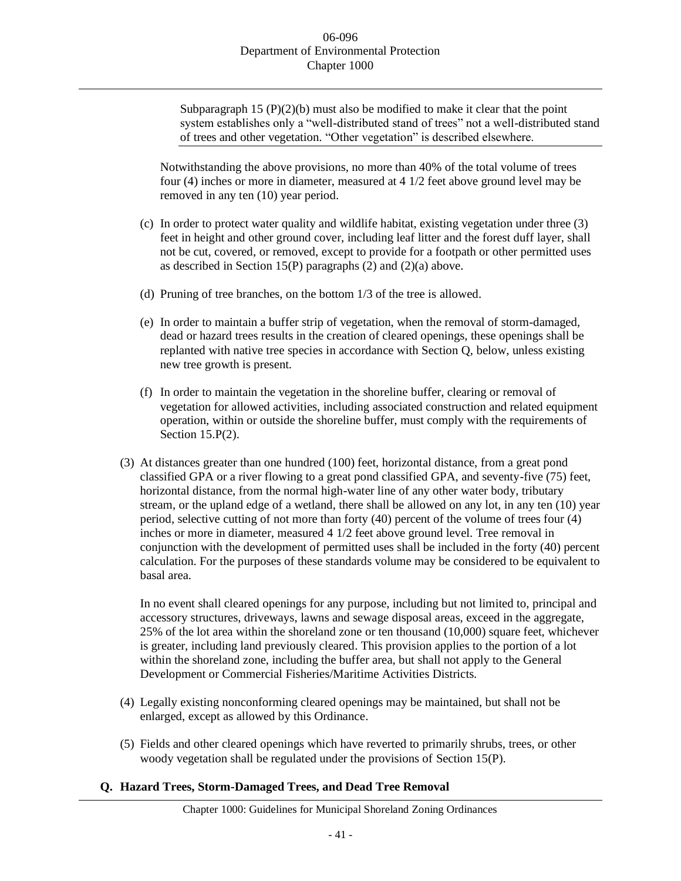Subparagraph 15 (P)(2)(b) must also be modified to make it clear that the point system establishes only a "well-distributed stand of trees" not a well-distributed stand of trees and other vegetation. "Other vegetation" is described elsewhere.

Notwithstanding the above provisions, no more than 40% of the total volume of trees four (4) inches or more in diameter, measured at 4 1/2 feet above ground level may be removed in any ten (10) year period.

(c) In order to protect water quality and wildlife habitat, existing vegetation under three (3) feet in height and other ground cover, including leaf litter and the forest duff layer, shall not be cut, covered, or removed, except to provide for a footpath or other permitted uses as described in Section 15(P) paragraphs (2) and (2)(a) above.

(d) Pruning of tree branches, on the bottom 1/3 of the tree is allowed.

(e) In order to maintain a buffer strip of vegetation, when the removal of storm-damaged, dead or hazard trees results in the creation of cleared openings, these openings shall be replanted with native tree species in accordance with Section Q, below, unless existing new tree growth is present.

(f) In order to maintain the vegetation in the shoreline buffer, clearing or removal of vegetation for allowed activities, including associated construction and related equipment operation, within or outside the shoreline buffer, must comply with the requirements of Section 15.P(2).

(3) At distances greater than one hundred (100) feet, horizontal distance, from a great pond classified GPA or a river flowing to a great pond classified GPA, and seventy-five (75) feet, horizontal distance, from the normal high-water line of any other water body, tributary stream, or the upland edge of a wetland, there shall be allowed on any lot, in any ten (10) year period, selective cutting of not more than forty (40) percent of the volume of trees four (4) inches or more in diameter, measured 4 1/2 feet above ground level. Tree removal in conjunction with the development of permitted uses shall be included in the forty (40) percent calculation. For the purposes of these standards volume may be considered to be equivalent to basal area.

In no event shall cleared openings for any purpose, including but not limited to, principal and accessory structures, driveways, lawns and sewage disposal areas, exceed in the aggregate, 25% of the lot area within the shoreland zone or ten thousand (10,000) square feet, whichever is greater, including land previously cleared. This provision applies to the portion of a lot within the shoreland zone, including the buffer area, but shall not apply to the General Development or Commercial Fisheries/Maritime Activities Districts.

(4) Legally existing nonconforming cleared openings may be maintained, but shall not be enlarged, except as allowed by this Ordinance.

(5) Fields and other cleared openings which have reverted to primarily shrubs, trees, or other woody vegetation shall be regulated under the provisions of Section 15(P).

**Q. Hazard Trees, Storm-Damaged Trees, and Dead Tree Removal**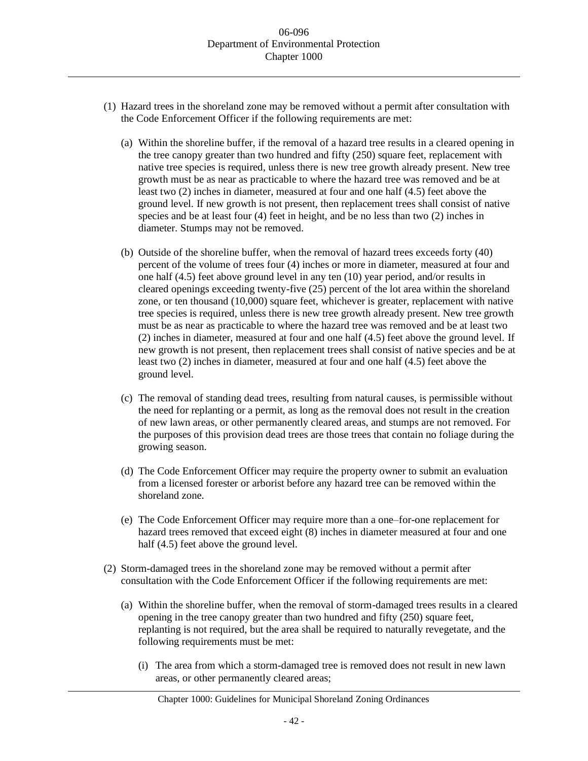(1) Hazard trees in the shoreland zone may be removed without a permit after consultation with the Code Enforcement Officer if the following requirements are met:

   (a) Within the shoreline buffer, if the removal of a hazard tree results in a cleared opening in the tree canopy greater than two hundred and fifty (250) square feet, replacement with native tree species is required, unless there is new tree growth already present. New tree growth must be as near as practicable to where the hazard tree was removed and be at least two (2) inches in diameter, measured at four and one half (4.5) feet above the ground level. If new growth is not present, then replacement trees shall consist of native species and be at least four (4) feet in height, and be no less than two (2) inches in diameter. Stumps may not be removed.

   (b) Outside of the shoreline buffer, when the removal of hazard trees exceeds forty (40) percent of the volume of trees four (4) inches or more in diameter, measured at four and one half (4.5) feet above ground level in any ten (10) year period, and/or results in cleared openings exceeding twenty-five (25) percent of the lot area within the shoreland zone, or ten thousand (10,000) square feet, whichever is greater, replacement with native tree species is required, unless there is new tree growth already present. New tree growth must be as near as practicable to where the hazard tree was removed and be at least two (2) inches in diameter, measured at four and one half (4.5) feet above the ground level. If new growth is not present, then replacement trees shall consist of native species and be at least two (2) inches in diameter, measured at four and one half (4.5) feet above the ground level.

   (c) The removal of standing dead trees, resulting from natural causes, is permissible without the need for replanting or a permit, as long as the removal does not result in the creation of new lawn areas, or other permanently cleared areas, and stumps are not removed. For the purposes of this provision dead trees are those trees that contain no foliage during the growing season.

   (d) The Code Enforcement Officer may require the property owner to submit an evaluation from a licensed forester or arborist before any hazard tree can be removed within the shoreland zone.

   (e) The Code Enforcement Officer may require more than a one–for-one replacement for hazard trees removed that exceed eight (8) inches in diameter measured at four and one half (4.5) feet above the ground level.

(2) Storm-damaged trees in the shoreland zone may be removed without a permit after consultation with the Code Enforcement Officer if the following requirements are met:

   (a) Within the shoreline buffer, when the removal of storm-damaged trees results in a cleared opening in the tree canopy greater than two hundred and fifty (250) square feet, replanting is not required, but the area shall be required to naturally revegetate, and the following requirements must be met:

      (i) The area from which a storm-damaged tree is removed does not result in new lawn areas, or other permanently cleared areas;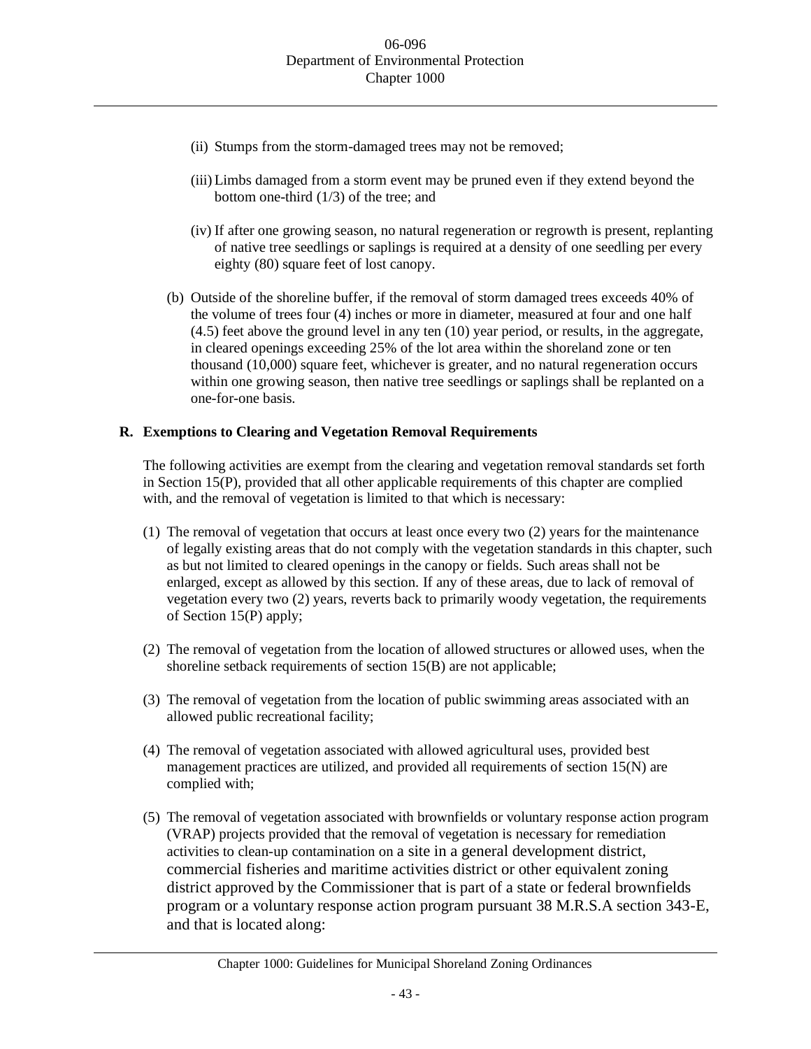(ii) Stumps from the storm-damaged trees may not be removed;

(iii) Limbs damaged from a storm event may be pruned even if they extend beyond the bottom one-third (1/3) of the tree; and

(iv) If after one growing season, no natural regeneration or regrowth is present, replanting of native tree seedlings or saplings is required at a density of one seedling per every eighty (80) square feet of lost canopy.

(b) Outside of the shoreline buffer, if the removal of storm damaged trees exceeds 40% of the volume of trees four (4) inches or more in diameter, measured at four and one half (4.5) feet above the ground level in any ten (10) year period, or results, in the aggregate, in cleared openings exceeding 25% of the lot area within the shoreland zone or ten thousand (10,000) square feet, whichever is greater, and no natural regeneration occurs within one growing season, then native tree seedlings or saplings shall be replanted on a one-for-one basis.

**R. Exemptions to Clearing and Vegetation Removal Requirements**

The following activities are exempt from the clearing and vegetation removal standards set forth in Section 15(P), provided that all other applicable requirements of this chapter are complied with, and the removal of vegetation is limited to that which is necessary:

(1) The removal of vegetation that occurs at least once every two (2) years for the maintenance of legally existing areas that do not comply with the vegetation standards in this chapter, such as but not limited to cleared openings in the canopy or fields. Such areas shall not be enlarged, except as allowed by this section. If any of these areas, due to lack of removal of vegetation every two (2) years, reverts back to primarily woody vegetation, the requirements of Section 15(P) apply;

(2) The removal of vegetation from the location of allowed structures or allowed uses, when the shoreline setback requirements of section 15(B) are not applicable;

(3) The removal of vegetation from the location of public swimming areas associated with an allowed public recreational facility;

(4) The removal of vegetation associated with allowed agricultural uses, provided best management practices are utilized, and provided all requirements of section 15(N) are complied with;

(5) The removal of vegetation associated with brownfields or voluntary response action program (VRAP) projects provided that the removal of vegetation is necessary for remediation activities to clean-up contamination on a site in a general development district, commercial fisheries and maritime activities district or other equivalent zoning district approved by the Commissioner that is part of a state or federal brownfields program or a voluntary response action program pursuant 38 M.R.S.A section 343-E, and that is located along: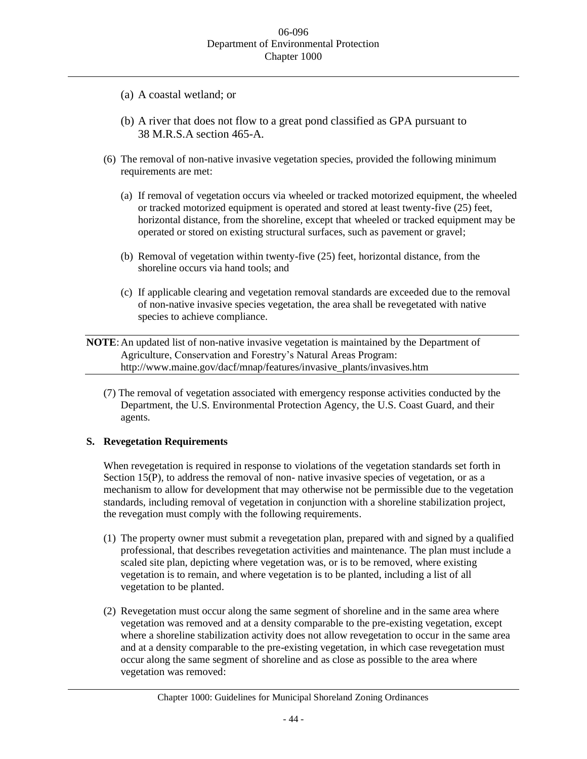(a) A coastal wetland; or

(b) A river that does not flow to a great pond classified as GPA pursuant to 38 M.R.S.A section 465-A.

(6) The removal of non-native invasive vegetation species, provided the following minimum requirements are met:

(a) If removal of vegetation occurs via wheeled or tracked motorized equipment, the wheeled or tracked motorized equipment is operated and stored at least twenty-five (25) feet, horizontal distance, from the shoreline, except that wheeled or tracked equipment may be operated or stored on existing structural surfaces, such as pavement or gravel;

(b) Removal of vegetation within twenty-five (25) feet, horizontal distance, from the shoreline occurs via hand tools; and

(c) If applicable clearing and vegetation removal standards are exceeded due to the removal of non-native invasive species vegetation, the area shall be revegetated with native species to achieve compliance.

---

**NOTE**: An updated list of non-native invasive vegetation is maintained by the Department of Agriculture, Conservation and Forestry's Natural Areas Program: http://www.maine.gov/dacf/mnap/features/invasive_plants/invasives.htm

---

(7) The removal of vegetation associated with emergency response activities conducted by the Department, the U.S. Environmental Protection Agency, the U.S. Coast Guard, and their agents.

**S. Revegetation Requirements**

When revegetation is required in response to violations of the vegetation standards set forth in Section 15(P), to address the removal of non- native invasive species of vegetation, or as a mechanism to allow for development that may otherwise not be permissible due to the vegetation standards, including removal of vegetation in conjunction with a shoreline stabilization project, the revegation must comply with the following requirements.

(1) The property owner must submit a revegetation plan, prepared with and signed by a qualified professional, that describes revegetation activities and maintenance. The plan must include a scaled site plan, depicting where vegetation was, or is to be removed, where existing vegetation is to remain, and where vegetation is to be planted, including a list of all vegetation to be planted.

(2) Revegetation must occur along the same segment of shoreline and in the same area where vegetation was removed and at a density comparable to the pre-existing vegetation, except where a shoreline stabilization activity does not allow revegetation to occur in the same area and at a density comparable to the pre-existing vegetation, in which case revegetation must occur along the same segment of shoreline and as close as possible to the area where vegetation was removed: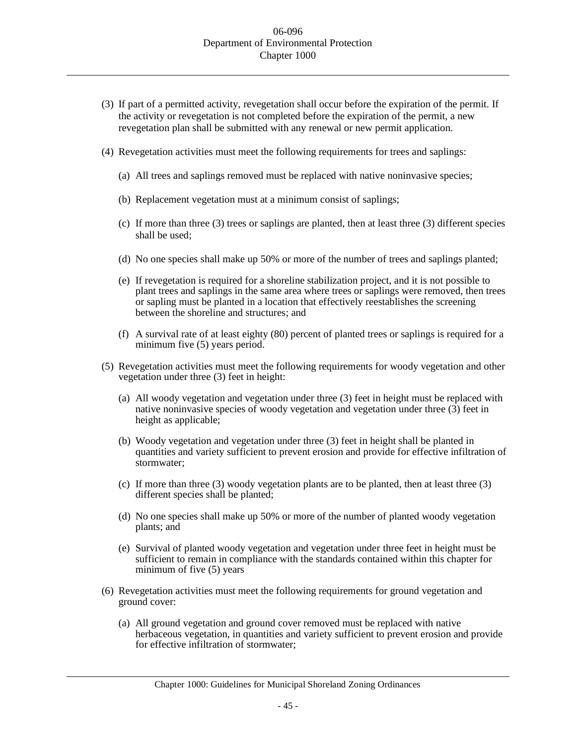(3) If part of a permitted activity, revegetation shall occur before the expiration of the permit. If the activity or revegetation is not completed before the expiration of the permit, a new revegetation plan shall be submitted with any renewal or new permit application.

(4) Revegetation activities must meet the following requirements for trees and saplings:

  (a) All trees and saplings removed must be replaced with native noninvasive species;

  (b) Replacement vegetation must at a minimum consist of saplings;

  (c) If more than three (3) trees or saplings are planted, then at least three (3) different species shall be used;

  (d) No one species shall make up 50% or more of the number of trees and saplings planted;

  (e) If revegetation is required for a shoreline stabilization project, and it is not possible to plant trees and saplings in the same area where trees or saplings were removed, then trees or sapling must be planted in a location that effectively reestablishes the screening between the shoreline and structures; and

  (f) A survival rate of at least eighty (80) percent of planted trees or saplings is required for a minimum five (5) years period.

(5) Revegetation activities must meet the following requirements for woody vegetation and other vegetation under three (3) feet in height:

  (a) All woody vegetation and vegetation under three (3) feet in height must be replaced with native noninvasive species of woody vegetation and vegetation under three (3) feet in height as applicable;

  (b) Woody vegetation and vegetation under three (3) feet in height shall be planted in quantities and variety sufficient to prevent erosion and provide for effective infiltration of stormwater;

  (c) If more than three (3) woody vegetation plants are to be planted, then at least three (3) different species shall be planted;

  (d) No one species shall make up 50% or more of the number of planted woody vegetation plants; and

  (e) Survival of planted woody vegetation and vegetation under three feet in height must be sufficient to remain in compliance with the standards contained within this chapter for minimum of five (5) years

(6) Revegetation activities must meet the following requirements for ground vegetation and ground cover:

  (a) All ground vegetation and ground cover removed must be replaced with native herbaceous vegetation, in quantities and variety sufficient to prevent erosion and provide for effective infiltration of stormwater;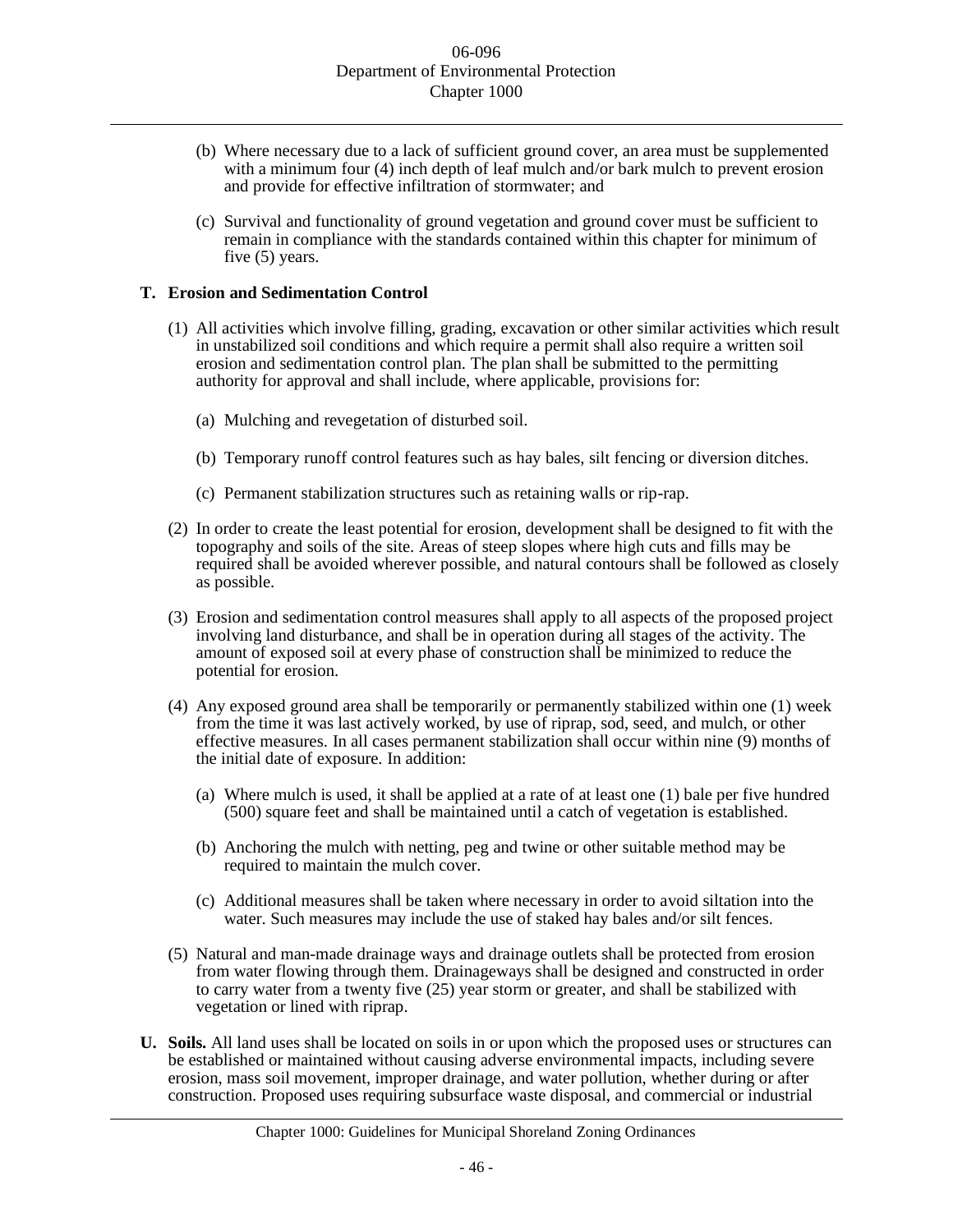(b) Where necessary due to a lack of sufficient ground cover, an area must be supplemented with a minimum four (4) inch depth of leaf mulch and/or bark mulch to prevent erosion and provide for effective infiltration of stormwater; and

(c) Survival and functionality of ground vegetation and ground cover must be sufficient to remain in compliance with the standards contained within this chapter for minimum of five (5) years.

**T. Erosion and Sedimentation Control**

(1) All activities which involve filling, grading, excavation or other similar activities which result in unstabilized soil conditions and which require a permit shall also require a written soil erosion and sedimentation control plan. The plan shall be submitted to the permitting authority for approval and shall include, where applicable, provisions for:

(a) Mulching and revegetation of disturbed soil.

(b) Temporary runoff control features such as hay bales, silt fencing or diversion ditches.

(c) Permanent stabilization structures such as retaining walls or rip-rap.

(2) In order to create the least potential for erosion, development shall be designed to fit with the topography and soils of the site. Areas of steep slopes where high cuts and fills may be required shall be avoided wherever possible, and natural contours shall be followed as closely as possible.

(3) Erosion and sedimentation control measures shall apply to all aspects of the proposed project involving land disturbance, and shall be in operation during all stages of the activity. The amount of exposed soil at every phase of construction shall be minimized to reduce the potential for erosion.

(4) Any exposed ground area shall be temporarily or permanently stabilized within one (1) week from the time it was last actively worked, by use of riprap, sod, seed, and mulch, or other effective measures. In all cases permanent stabilization shall occur within nine (9) months of the initial date of exposure. In addition:

(a) Where mulch is used, it shall be applied at a rate of at least one (1) bale per five hundred (500) square feet and shall be maintained until a catch of vegetation is established.

(b) Anchoring the mulch with netting, peg and twine or other suitable method may be required to maintain the mulch cover.

(c) Additional measures shall be taken where necessary in order to avoid siltation into the water. Such measures may include the use of staked hay bales and/or silt fences.

(5) Natural and man-made drainage ways and drainage outlets shall be protected from erosion from water flowing through them. Drainageways shall be designed and constructed in order to carry water from a twenty five (25) year storm or greater, and shall be stabilized with vegetation or lined with riprap.

**U. Soils.** All land uses shall be located on soils in or upon which the proposed uses or structures can be established or maintained without causing adverse environmental impacts, including severe erosion, mass soil movement, improper drainage, and water pollution, whether during or after construction. Proposed uses requiring subsurface waste disposal, and commercial or industrial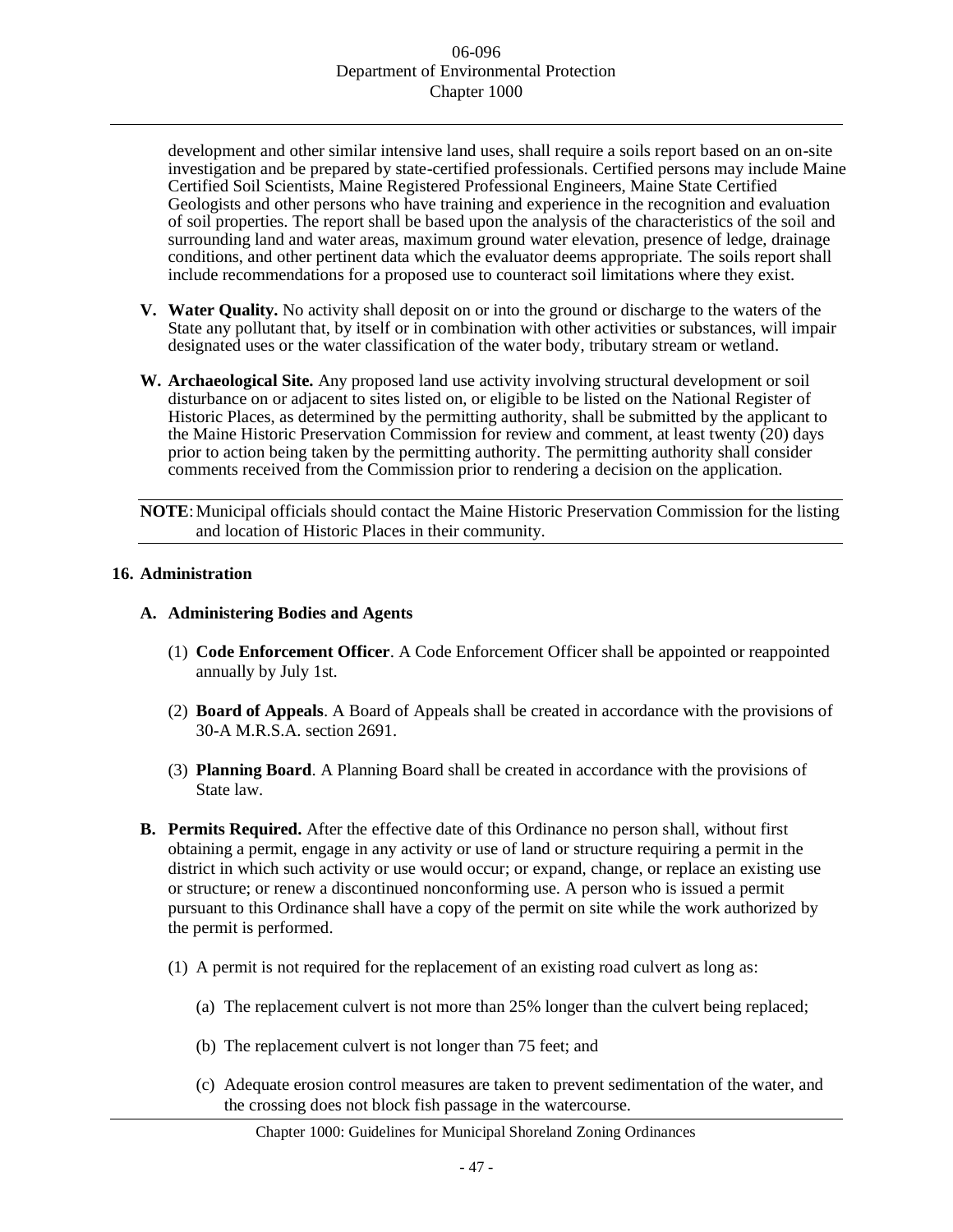development and other similar intensive land uses, shall require a soils report based on an on-site investigation and be prepared by state-certified professionals. Certified persons may include Maine Certified Soil Scientists, Maine Registered Professional Engineers, Maine State Certified Geologists and other persons who have training and experience in the recognition and evaluation of soil properties. The report shall be based upon the analysis of the characteristics of the soil and surrounding land and water areas, maximum ground water elevation, presence of ledge, drainage conditions, and other pertinent data which the evaluator deems appropriate. The soils report shall include recommendations for a proposed use to counteract soil limitations where they exist.

**V. Water Quality.** No activity shall deposit on or into the ground or discharge to the waters of the State any pollutant that, by itself or in combination with other activities or substances, will impair designated uses or the water classification of the water body, tributary stream or wetland.

**W. Archaeological Site.** Any proposed land use activity involving structural development or soil disturbance on or adjacent to sites listed on, or eligible to be listed on the National Register of Historic Places, as determined by the permitting authority, shall be submitted by the applicant to the Maine Historic Preservation Commission for review and comment, at least twenty (20) days prior to action being taken by the permitting authority. The permitting authority shall consider comments received from the Commission prior to rendering a decision on the application.

**NOTE**: Municipal officials should contact the Maine Historic Preservation Commission for the listing and location of Historic Places in their community.

## 16. Administration

### A. Administering Bodies and Agents

(1) **Code Enforcement Officer**. A Code Enforcement Officer shall be appointed or reappointed annually by July 1st.

(2) **Board of Appeals**. A Board of Appeals shall be created in accordance with the provisions of 30-A M.R.S.A. section 2691.

(3) **Planning Board**. A Planning Board shall be created in accordance with the provisions of State law.

**B. Permits Required.** After the effective date of this Ordinance no person shall, without first obtaining a permit, engage in any activity or use of land or structure requiring a permit in the district in which such activity or use would occur; or expand, change, or replace an existing use or structure; or renew a discontinued nonconforming use. A person who is issued a permit pursuant to this Ordinance shall have a copy of the permit on site while the work authorized by the permit is performed.

(1) A permit is not required for the replacement of an existing road culvert as long as:

(a) The replacement culvert is not more than 25% longer than the culvert being replaced;

(b) The replacement culvert is not longer than 75 feet; and

(c) Adequate erosion control measures are taken to prevent sedimentation of the water, and the crossing does not block fish passage in the watercourse.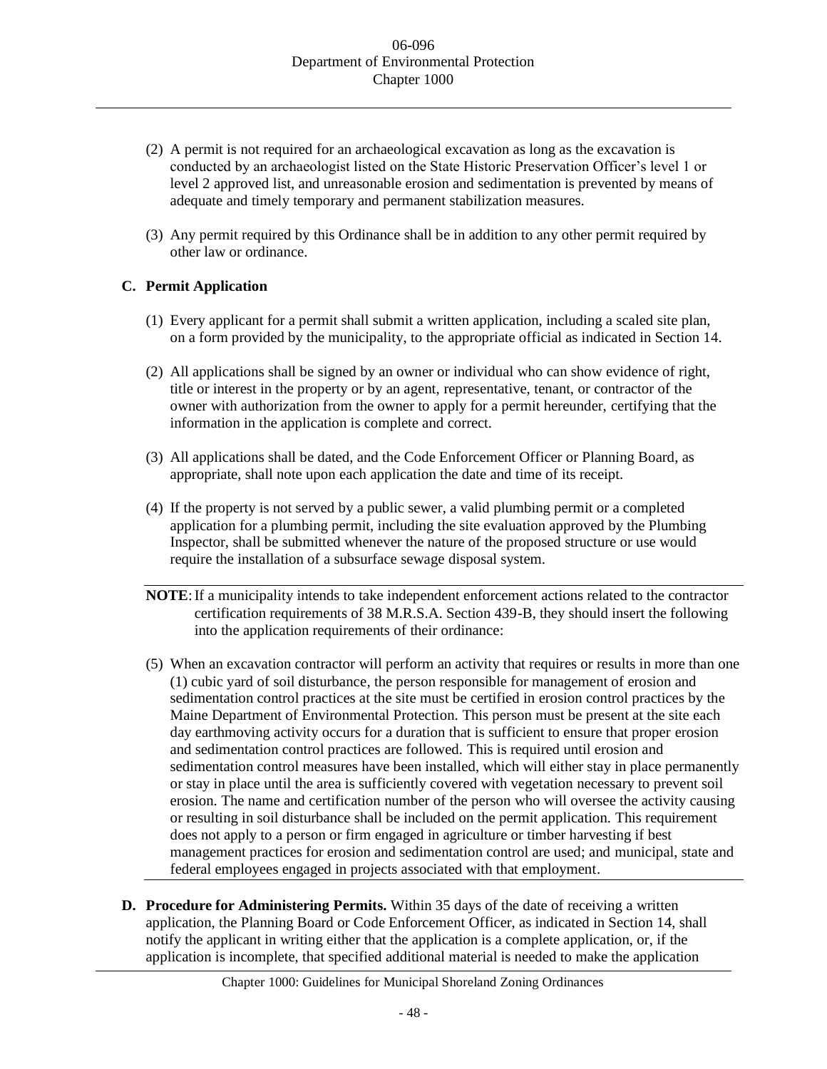(2) A permit is not required for an archaeological excavation as long as the excavation is conducted by an archaeologist listed on the State Historic Preservation Officer's level 1 or level 2 approved list, and unreasonable erosion and sedimentation is prevented by means of adequate and timely temporary and permanent stabilization measures.

(3) Any permit required by this Ordinance shall be in addition to any other permit required by other law or ordinance.

**C. Permit Application**

(1) Every applicant for a permit shall submit a written application, including a scaled site plan, on a form provided by the municipality, to the appropriate official as indicated in Section 14.

(2) All applications shall be signed by an owner or individual who can show evidence of right, title or interest in the property or by an agent, representative, tenant, or contractor of the owner with authorization from the owner to apply for a permit hereunder, certifying that the information in the application is complete and correct.

(3) All applications shall be dated, and the Code Enforcement Officer or Planning Board, as appropriate, shall note upon each application the date and time of its receipt.

(4) If the property is not served by a public sewer, a valid plumbing permit or a completed application for a plumbing permit, including the site evaluation approved by the Plumbing Inspector, shall be submitted whenever the nature of the proposed structure or use would require the installation of a subsurface sewage disposal system.

**NOTE**: If a municipality intends to take independent enforcement actions related to the contractor certification requirements of 38 M.R.S.A. Section 439-B, they should insert the following into the application requirements of their ordinance:

(5) When an excavation contractor will perform an activity that requires or results in more than one (1) cubic yard of soil disturbance, the person responsible for management of erosion and sedimentation control practices at the site must be certified in erosion control practices by the Maine Department of Environmental Protection. This person must be present at the site each day earthmoving activity occurs for a duration that is sufficient to ensure that proper erosion and sedimentation control practices are followed. This is required until erosion and sedimentation control measures have been installed, which will either stay in place permanently or stay in place until the area is sufficiently covered with vegetation necessary to prevent soil erosion. The name and certification number of the person who will oversee the activity causing or resulting in soil disturbance shall be included on the permit application. This requirement does not apply to a person or firm engaged in agriculture or timber harvesting if best management practices for erosion and sedimentation control are used; and municipal, state and federal employees engaged in projects associated with that employment.

**D. Procedure for Administering Permits.** Within 35 days of the date of receiving a written application, the Planning Board or Code Enforcement Officer, as indicated in Section 14, shall notify the applicant in writing either that the application is a complete application, or, if the application is incomplete, that specified additional material is needed to make the application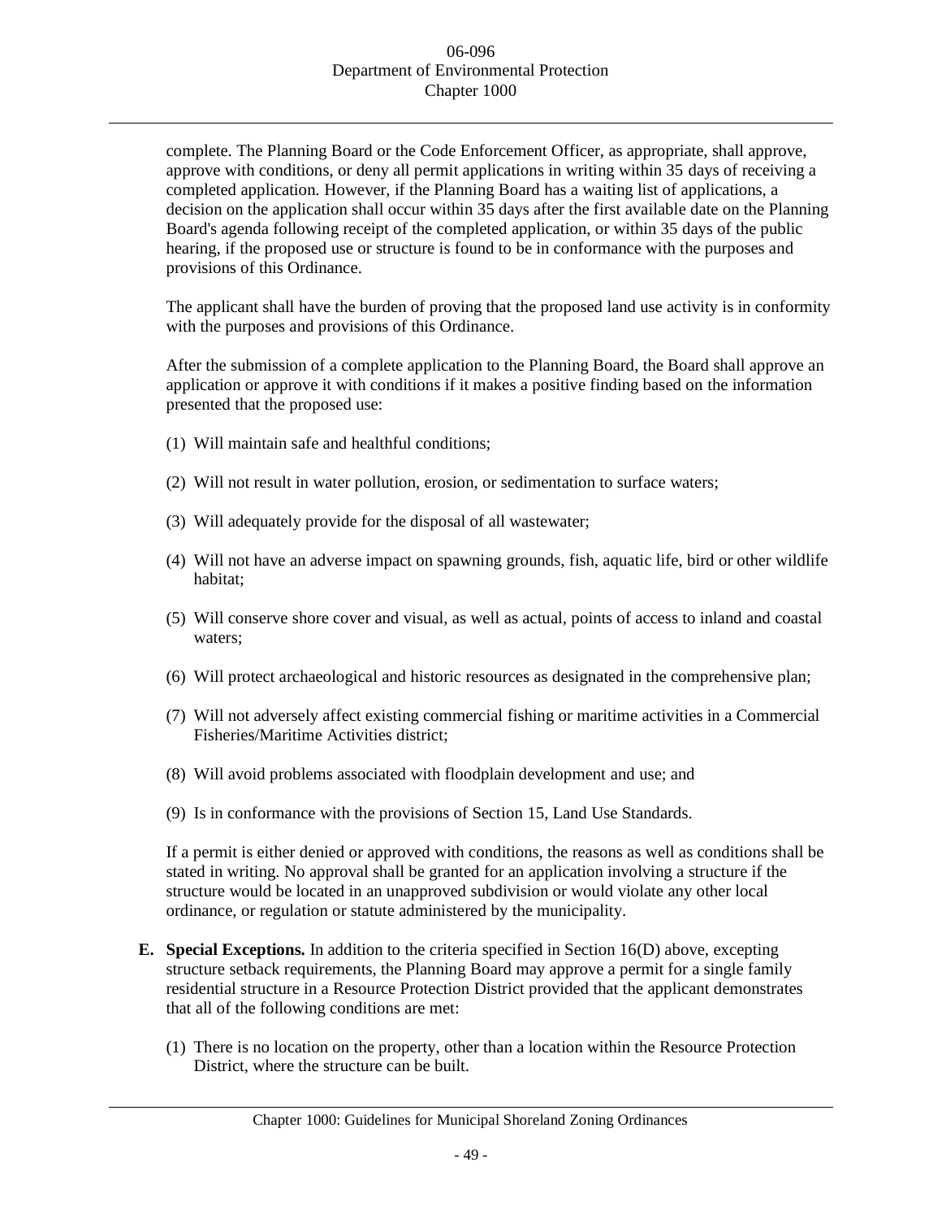complete. The Planning Board or the Code Enforcement Officer, as appropriate, shall approve, approve with conditions, or deny all permit applications in writing within 35 days of receiving a completed application. However, if the Planning Board has a waiting list of applications, a decision on the application shall occur within 35 days after the first available date on the Planning Board's agenda following receipt of the completed application, or within 35 days of the public hearing, if the proposed use or structure is found to be in conformance with the purposes and provisions of this Ordinance.

The applicant shall have the burden of proving that the proposed land use activity is in conformity with the purposes and provisions of this Ordinance.

After the submission of a complete application to the Planning Board, the Board shall approve an application or approve it with conditions if it makes a positive finding based on the information presented that the proposed use:

(1) Will maintain safe and healthful conditions;

(2) Will not result in water pollution, erosion, or sedimentation to surface waters;

(3) Will adequately provide for the disposal of all wastewater;

(4) Will not have an adverse impact on spawning grounds, fish, aquatic life, bird or other wildlife habitat;

(5) Will conserve shore cover and visual, as well as actual, points of access to inland and coastal waters;

(6) Will protect archaeological and historic resources as designated in the comprehensive plan;

(7) Will not adversely affect existing commercial fishing or maritime activities in a Commercial Fisheries/Maritime Activities district;

(8) Will avoid problems associated with floodplain development and use; and

(9) Is in conformance with the provisions of Section 15, Land Use Standards.

If a permit is either denied or approved with conditions, the reasons as well as conditions shall be stated in writing. No approval shall be granted for an application involving a structure if the structure would be located in an unapproved subdivision or would violate any other local ordinance, or regulation or statute administered by the municipality.

**E. Special Exceptions.** In addition to the criteria specified in Section 16(D) above, excepting structure setback requirements, the Planning Board may approve a permit for a single family residential structure in a Resource Protection District provided that the applicant demonstrates that all of the following conditions are met:

(1) There is no location on the property, other than a location within the Resource Protection District, where the structure can be built.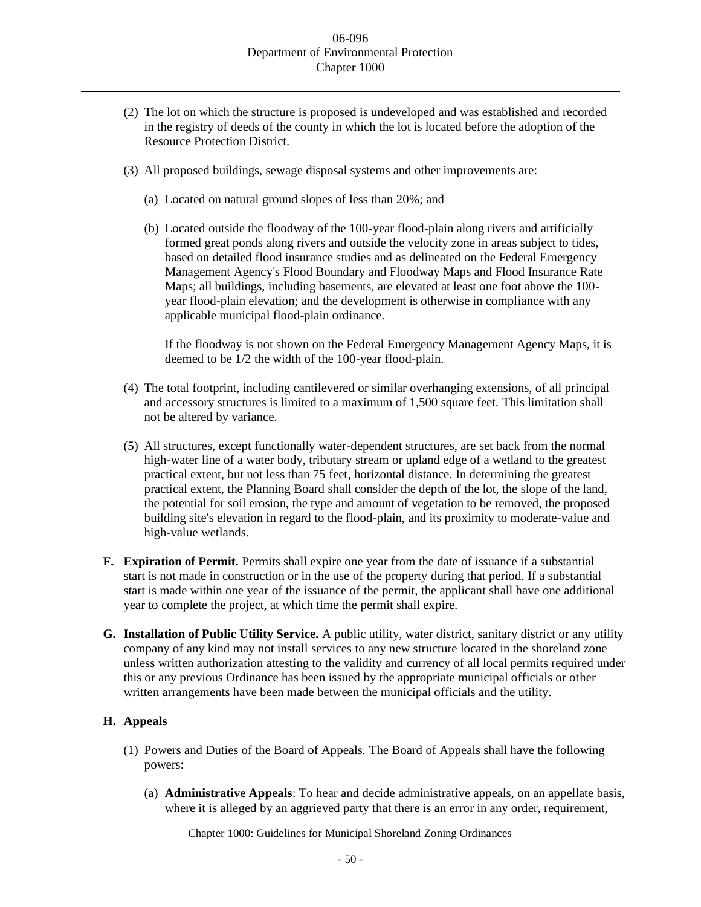(2) The lot on which the structure is proposed is undeveloped and was established and recorded in the registry of deeds of the county in which the lot is located before the adoption of the Resource Protection District.

(3) All proposed buildings, sewage disposal systems and other improvements are:

   (a) Located on natural ground slopes of less than 20%; and

   (b) Located outside the floodway of the 100-year flood-plain along rivers and artificially formed great ponds along rivers and outside the velocity zone in areas subject to tides, based on detailed flood insurance studies and as delineated on the Federal Emergency Management Agency's Flood Boundary and Floodway Maps and Flood Insurance Rate Maps; all buildings, including basements, are elevated at least one foot above the 100-year flood-plain elevation; and the development is otherwise in compliance with any applicable municipal flood-plain ordinance.

   If the floodway is not shown on the Federal Emergency Management Agency Maps, it is deemed to be 1/2 the width of the 100-year flood-plain.

(4) The total footprint, including cantilevered or similar overhanging extensions, of all principal and accessory structures is limited to a maximum of 1,500 square feet. This limitation shall not be altered by variance.

(5) All structures, except functionally water-dependent structures, are set back from the normal high-water line of a water body, tributary stream or upland edge of a wetland to the greatest practical extent, but not less than 75 feet, horizontal distance. In determining the greatest practical extent, the Planning Board shall consider the depth of the lot, the slope of the land, the potential for soil erosion, the type and amount of vegetation to be removed, the proposed building site's elevation in regard to the flood-plain, and its proximity to moderate-value and high-value wetlands.

**F. Expiration of Permit.** Permits shall expire one year from the date of issuance if a substantial start is not made in construction or in the use of the property during that period. If a substantial start is made within one year of the issuance of the permit, the applicant shall have one additional year to complete the project, at which time the permit shall expire.

**G. Installation of Public Utility Service.** A public utility, water district, sanitary district or any utility company of any kind may not install services to any new structure located in the shoreland zone unless written authorization attesting to the validity and currency of all local permits required under this or any previous Ordinance has been issued by the appropriate municipal officials or other written arrangements have been made between the municipal officials and the utility.

**H. Appeals**

(1) Powers and Duties of the Board of Appeals. The Board of Appeals shall have the following powers:

   (a) **Administrative Appeals**: To hear and decide administrative appeals, on an appellate basis, where it is alleged by an aggrieved party that there is an error in any order, requirement,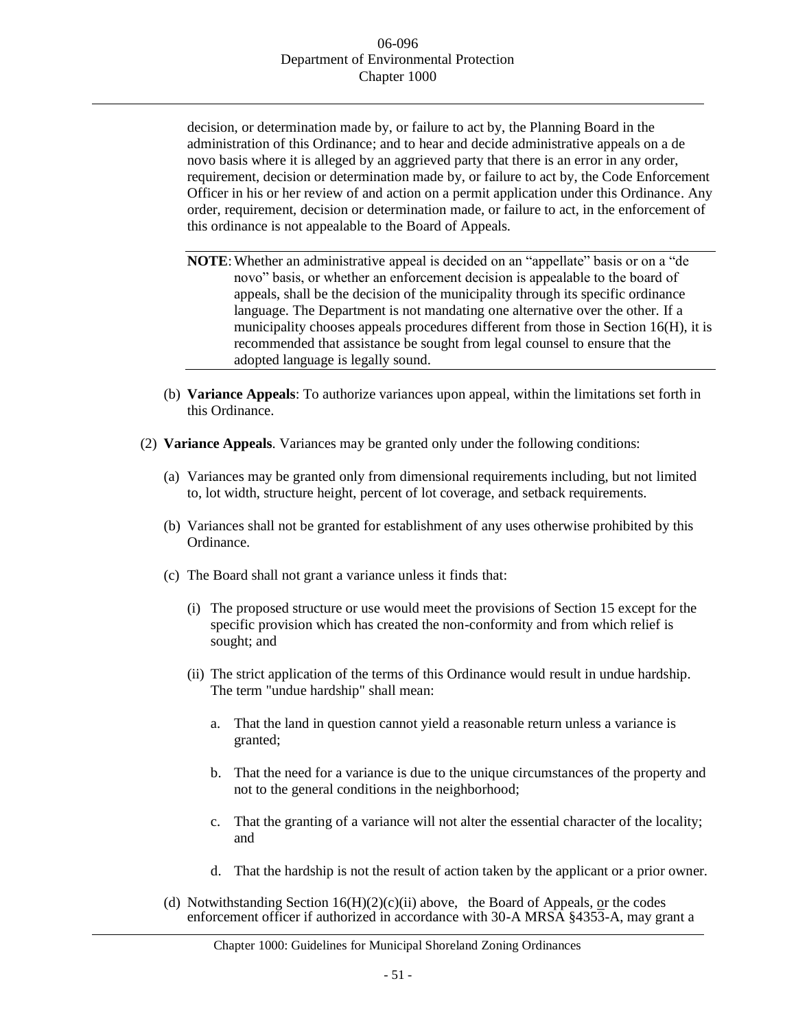decision, or determination made by, or failure to act by, the Planning Board in the administration of this Ordinance; and to hear and decide administrative appeals on a de novo basis where it is alleged by an aggrieved party that there is an error in any order, requirement, decision or determination made by, or failure to act by, the Code Enforcement Officer in his or her review of and action on a permit application under this Ordinance. Any order, requirement, decision or determination made, or failure to act, in the enforcement of this ordinance is not appealable to the Board of Appeals.

**NOTE**: Whether an administrative appeal is decided on an "appellate" basis or on a "de novo" basis, or whether an enforcement decision is appealable to the board of appeals, shall be the decision of the municipality through its specific ordinance language. The Department is not mandating one alternative over the other. If a municipality chooses appeals procedures different from those in Section 16(H), it is recommended that assistance be sought from legal counsel to ensure that the adopted language is legally sound.

(b) **Variance Appeals**: To authorize variances upon appeal, within the limitations set forth in this Ordinance.

(2) **Variance Appeals**. Variances may be granted only under the following conditions:

(a) Variances may be granted only from dimensional requirements including, but not limited to, lot width, structure height, percent of lot coverage, and setback requirements.

(b) Variances shall not be granted for establishment of any uses otherwise prohibited by this Ordinance.

(c) The Board shall not grant a variance unless it finds that:

(i) The proposed structure or use would meet the provisions of Section 15 except for the specific provision which has created the non-conformity and from which relief is sought; and

(ii) The strict application of the terms of this Ordinance would result in undue hardship. The term "undue hardship" shall mean:

a. That the land in question cannot yield a reasonable return unless a variance is granted;

b. That the need for a variance is due to the unique circumstances of the property and not to the general conditions in the neighborhood;

c. That the granting of a variance will not alter the essential character of the locality; and

d. That the hardship is not the result of action taken by the applicant or a prior owner.

(d) Notwithstanding Section 16(H)(2)(c)(ii) above, the Board of Appeals, or the codes enforcement officer if authorized in accordance with 30-A MRSA §4353-A, may grant a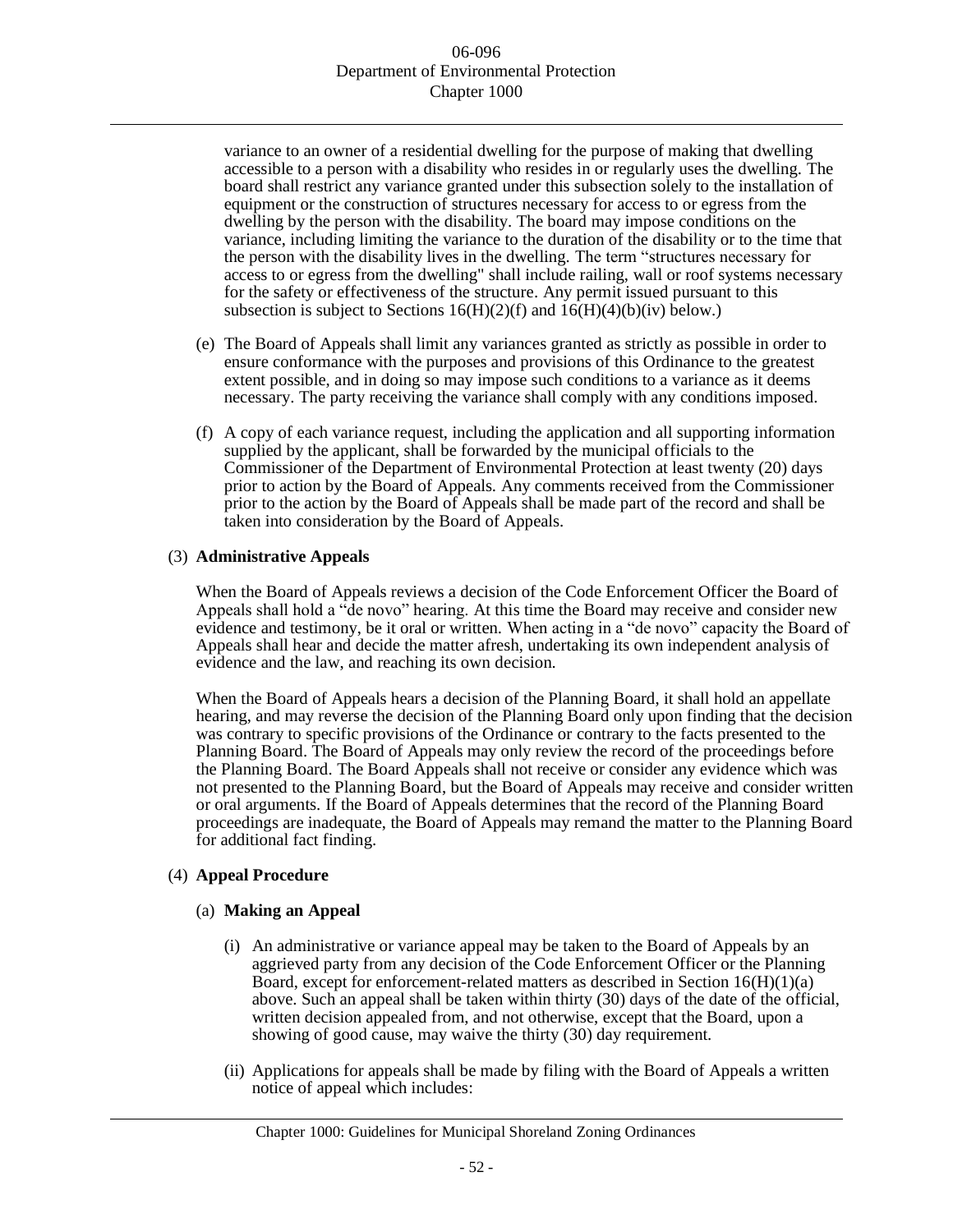variance to an owner of a residential dwelling for the purpose of making that dwelling accessible to a person with a disability who resides in or regularly uses the dwelling. The board shall restrict any variance granted under this subsection solely to the installation of equipment or the construction of structures necessary for access to or egress from the dwelling by the person with the disability. The board may impose conditions on the variance, including limiting the variance to the duration of the disability or to the time that the person with the disability lives in the dwelling. The term "structures necessary for access to or egress from the dwelling" shall include railing, wall or roof systems necessary for the safety or effectiveness of the structure. Any permit issued pursuant to this subsection is subject to Sections 16(H)(2)(f) and 16(H)(4)(b)(iv) below.)

(e) The Board of Appeals shall limit any variances granted as strictly as possible in order to ensure conformance with the purposes and provisions of this Ordinance to the greatest extent possible, and in doing so may impose such conditions to a variance as it deems necessary. The party receiving the variance shall comply with any conditions imposed.

(f) A copy of each variance request, including the application and all supporting information supplied by the applicant, shall be forwarded by the municipal officials to the Commissioner of the Department of Environmental Protection at least twenty (20) days prior to action by the Board of Appeals. Any comments received from the Commissioner prior to the action by the Board of Appeals shall be made part of the record and shall be taken into consideration by the Board of Appeals.

(3) **Administrative Appeals**

When the Board of Appeals reviews a decision of the Code Enforcement Officer the Board of Appeals shall hold a "de novo" hearing. At this time the Board may receive and consider new evidence and testimony, be it oral or written. When acting in a "de novo" capacity the Board of Appeals shall hear and decide the matter afresh, undertaking its own independent analysis of evidence and the law, and reaching its own decision.

When the Board of Appeals hears a decision of the Planning Board, it shall hold an appellate hearing, and may reverse the decision of the Planning Board only upon finding that the decision was contrary to specific provisions of the Ordinance or contrary to the facts presented to the Planning Board. The Board of Appeals may only review the record of the proceedings before the Planning Board. The Board Appeals shall not receive or consider any evidence which was not presented to the Planning Board, but the Board of Appeals may receive and consider written or oral arguments. If the Board of Appeals determines that the record of the Planning Board proceedings are inadequate, the Board of Appeals may remand the matter to the Planning Board for additional fact finding.

(4) **Appeal Procedure**

(a) **Making an Appeal**

(i) An administrative or variance appeal may be taken to the Board of Appeals by an aggrieved party from any decision of the Code Enforcement Officer or the Planning Board, except for enforcement-related matters as described in Section 16(H)(1)(a) above. Such an appeal shall be taken within thirty (30) days of the date of the official, written decision appealed from, and not otherwise, except that the Board, upon a showing of good cause, may waive the thirty (30) day requirement.

(ii) Applications for appeals shall be made by filing with the Board of Appeals a written notice of appeal which includes: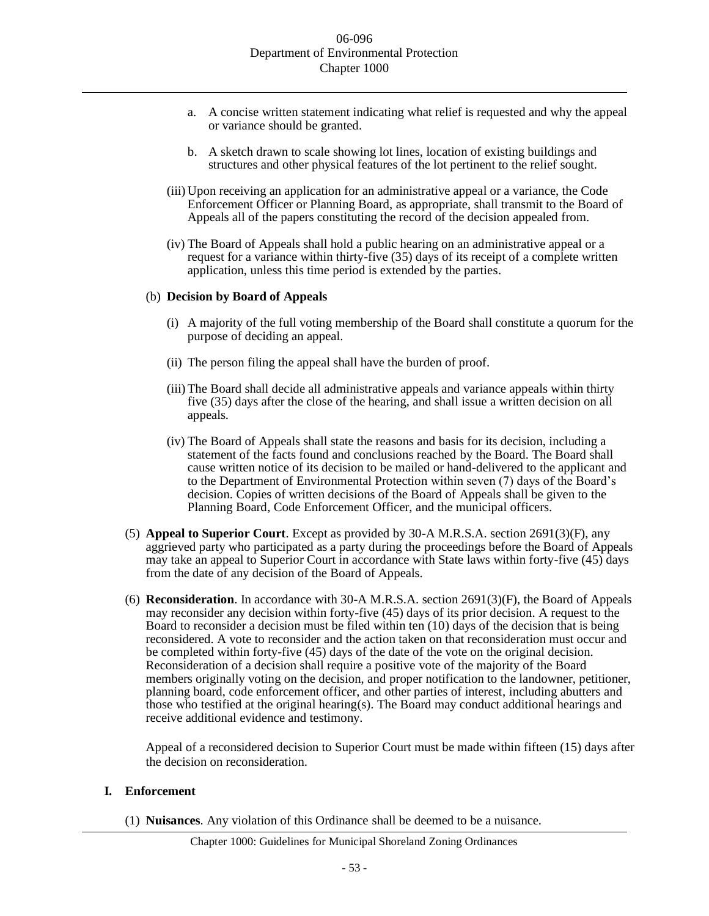a. A concise written statement indicating what relief is requested and why the appeal or variance should be granted.

b. A sketch drawn to scale showing lot lines, location of existing buildings and structures and other physical features of the lot pertinent to the relief sought.

(iii) Upon receiving an application for an administrative appeal or a variance, the Code Enforcement Officer or Planning Board, as appropriate, shall transmit to the Board of Appeals all of the papers constituting the record of the decision appealed from.

(iv) The Board of Appeals shall hold a public hearing on an administrative appeal or a request for a variance within thirty-five (35) days of its receipt of a complete written application, unless this time period is extended by the parties.

(b) **Decision by Board of Appeals**

(i) A majority of the full voting membership of the Board shall constitute a quorum for the purpose of deciding an appeal.

(ii) The person filing the appeal shall have the burden of proof.

(iii) The Board shall decide all administrative appeals and variance appeals within thirty five (35) days after the close of the hearing, and shall issue a written decision on all appeals.

(iv) The Board of Appeals shall state the reasons and basis for its decision, including a statement of the facts found and conclusions reached by the Board. The Board shall cause written notice of its decision to be mailed or hand-delivered to the applicant and to the Department of Environmental Protection within seven (7) days of the Board's decision. Copies of written decisions of the Board of Appeals shall be given to the Planning Board, Code Enforcement Officer, and the municipal officers.

(5) **Appeal to Superior Court**. Except as provided by 30-A M.R.S.A. section 2691(3)(F), any aggrieved party who participated as a party during the proceedings before the Board of Appeals may take an appeal to Superior Court in accordance with State laws within forty-five (45) days from the date of any decision of the Board of Appeals.

(6) **Reconsideration**. In accordance with 30-A M.R.S.A. section 2691(3)(F), the Board of Appeals may reconsider any decision within forty-five (45) days of its prior decision. A request to the Board to reconsider a decision must be filed within ten (10) days of the decision that is being reconsidered. A vote to reconsider and the action taken on that reconsideration must occur and be completed within forty-five (45) days of the date of the vote on the original decision. Reconsideration of a decision shall require a positive vote of the majority of the Board members originally voting on the decision, and proper notification to the landowner, petitioner, planning board, code enforcement officer, and other parties of interest, including abutters and those who testified at the original hearing(s). The Board may conduct additional hearings and receive additional evidence and testimony.

Appeal of a reconsidered decision to Superior Court must be made within fifteen (15) days after the decision on reconsideration.

## I. Enforcement

(1) **Nuisances**. Any violation of this Ordinance shall be deemed to be a nuisance.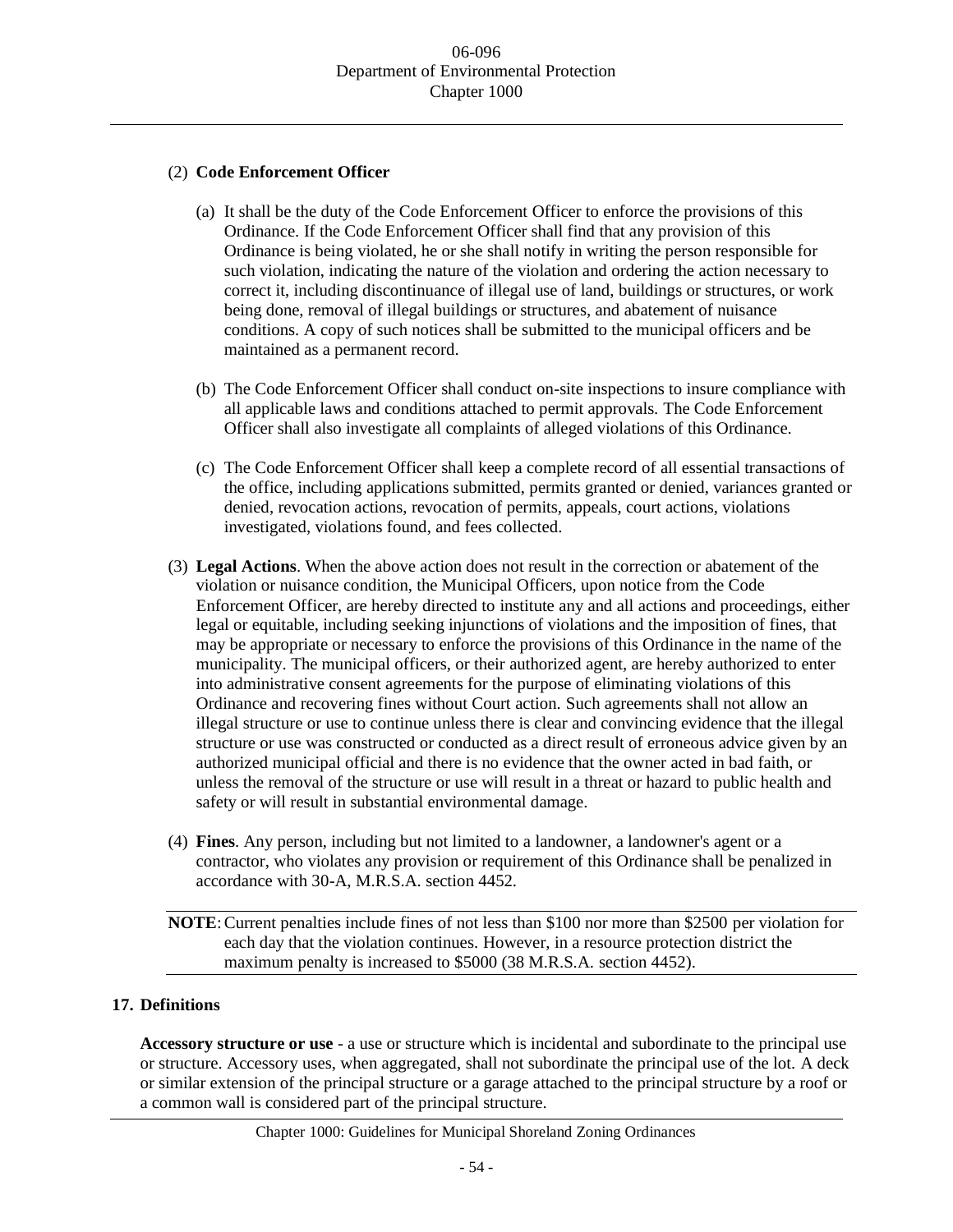(2) **Code Enforcement Officer**

(a) It shall be the duty of the Code Enforcement Officer to enforce the provisions of this Ordinance. If the Code Enforcement Officer shall find that any provision of this Ordinance is being violated, he or she shall notify in writing the person responsible for such violation, indicating the nature of the violation and ordering the action necessary to correct it, including discontinuance of illegal use of land, buildings or structures, or work being done, removal of illegal buildings or structures, and abatement of nuisance conditions. A copy of such notices shall be submitted to the municipal officers and be maintained as a permanent record.

(b) The Code Enforcement Officer shall conduct on-site inspections to insure compliance with all applicable laws and conditions attached to permit approvals. The Code Enforcement Officer shall also investigate all complaints of alleged violations of this Ordinance.

(c) The Code Enforcement Officer shall keep a complete record of all essential transactions of the office, including applications submitted, permits granted or denied, variances granted or denied, revocation actions, revocation of permits, appeals, court actions, violations investigated, violations found, and fees collected.

(3) **Legal Actions**. When the above action does not result in the correction or abatement of the violation or nuisance condition, the Municipal Officers, upon notice from the Code Enforcement Officer, are hereby directed to institute any and all actions and proceedings, either legal or equitable, including seeking injunctions of violations and the imposition of fines, that may be appropriate or necessary to enforce the provisions of this Ordinance in the name of the municipality. The municipal officers, or their authorized agent, are hereby authorized to enter into administrative consent agreements for the purpose of eliminating violations of this Ordinance and recovering fines without Court action. Such agreements shall not allow an illegal structure or use to continue unless there is clear and convincing evidence that the illegal structure or use was constructed or conducted as a direct result of erroneous advice given by an authorized municipal official and there is no evidence that the owner acted in bad faith, or unless the removal of the structure or use will result in a threat or hazard to public health and safety or will result in substantial environmental damage.

(4) **Fines**. Any person, including but not limited to a landowner, a landowner's agent or a contractor, who violates any provision or requirement of this Ordinance shall be penalized in accordance with 30-A, M.R.S.A. section 4452.

**NOTE**: Current penalties include fines of not less than $100 nor more than $2500 per violation for each day that the violation continues. However, in a resource protection district the maximum penalty is increased to $5000 (38 M.R.S.A. section 4452).

## 17. Definitions

**Accessory structure or use** - a use or structure which is incidental and subordinate to the principal use or structure. Accessory uses, when aggregated, shall not subordinate the principal use of the lot. A deck or similar extension of the principal structure or a garage attached to the principal structure by a roof or a common wall is considered part of the principal structure.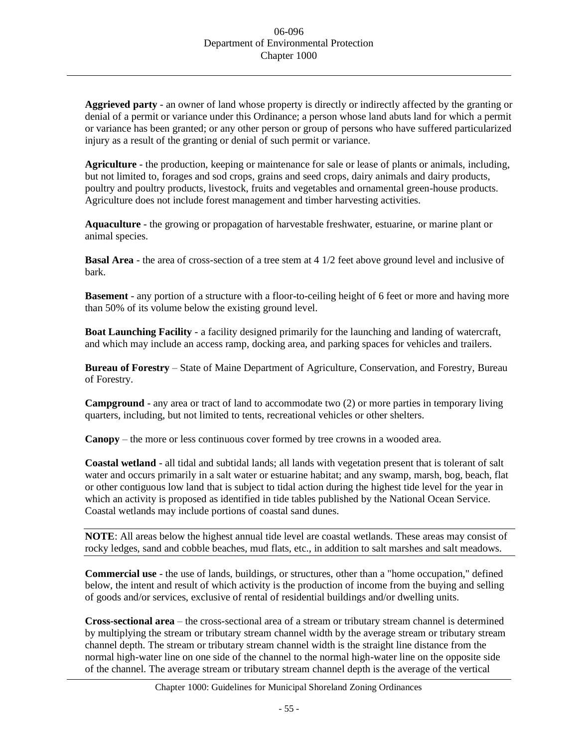**Aggrieved party** - an owner of land whose property is directly or indirectly affected by the granting or denial of a permit or variance under this Ordinance; a person whose land abuts land for which a permit or variance has been granted; or any other person or group of persons who have suffered particularized injury as a result of the granting or denial of such permit or variance.

**Agriculture** - the production, keeping or maintenance for sale or lease of plants or animals, including, but not limited to, forages and sod crops, grains and seed crops, dairy animals and dairy products, poultry and poultry products, livestock, fruits and vegetables and ornamental green-house products. Agriculture does not include forest management and timber harvesting activities.

**Aquaculture** - the growing or propagation of harvestable freshwater, estuarine, or marine plant or animal species.

**Basal Area** - the area of cross-section of a tree stem at 4 1/2 feet above ground level and inclusive of bark.

**Basement** - any portion of a structure with a floor-to-ceiling height of 6 feet or more and having more than 50% of its volume below the existing ground level.

**Boat Launching Facility** - a facility designed primarily for the launching and landing of watercraft, and which may include an access ramp, docking area, and parking spaces for vehicles and trailers.

**Bureau of Forestry** – State of Maine Department of Agriculture, Conservation, and Forestry, Bureau of Forestry.

**Campground** - any area or tract of land to accommodate two (2) or more parties in temporary living quarters, including, but not limited to tents, recreational vehicles or other shelters.

**Canopy** – the more or less continuous cover formed by tree crowns in a wooded area.

**Coastal wetland** - all tidal and subtidal lands; all lands with vegetation present that is tolerant of salt water and occurs primarily in a salt water or estuarine habitat; and any swamp, marsh, bog, beach, flat or other contiguous low land that is subject to tidal action during the highest tide level for the year in which an activity is proposed as identified in tide tables published by the National Ocean Service. Coastal wetlands may include portions of coastal sand dunes.

**NOTE**: All areas below the highest annual tide level are coastal wetlands. These areas may consist of rocky ledges, sand and cobble beaches, mud flats, etc., in addition to salt marshes and salt meadows.

**Commercial use** - the use of lands, buildings, or structures, other than a "home occupation," defined below, the intent and result of which activity is the production of income from the buying and selling of goods and/or services, exclusive of rental of residential buildings and/or dwelling units.

**Cross-sectional area** – the cross-sectional area of a stream or tributary stream channel is determined by multiplying the stream or tributary stream channel width by the average stream or tributary stream channel depth. The stream or tributary stream channel width is the straight line distance from the normal high-water line on one side of the channel to the normal high-water line on the opposite side of the channel. The average stream or tributary stream channel depth is the average of the vertical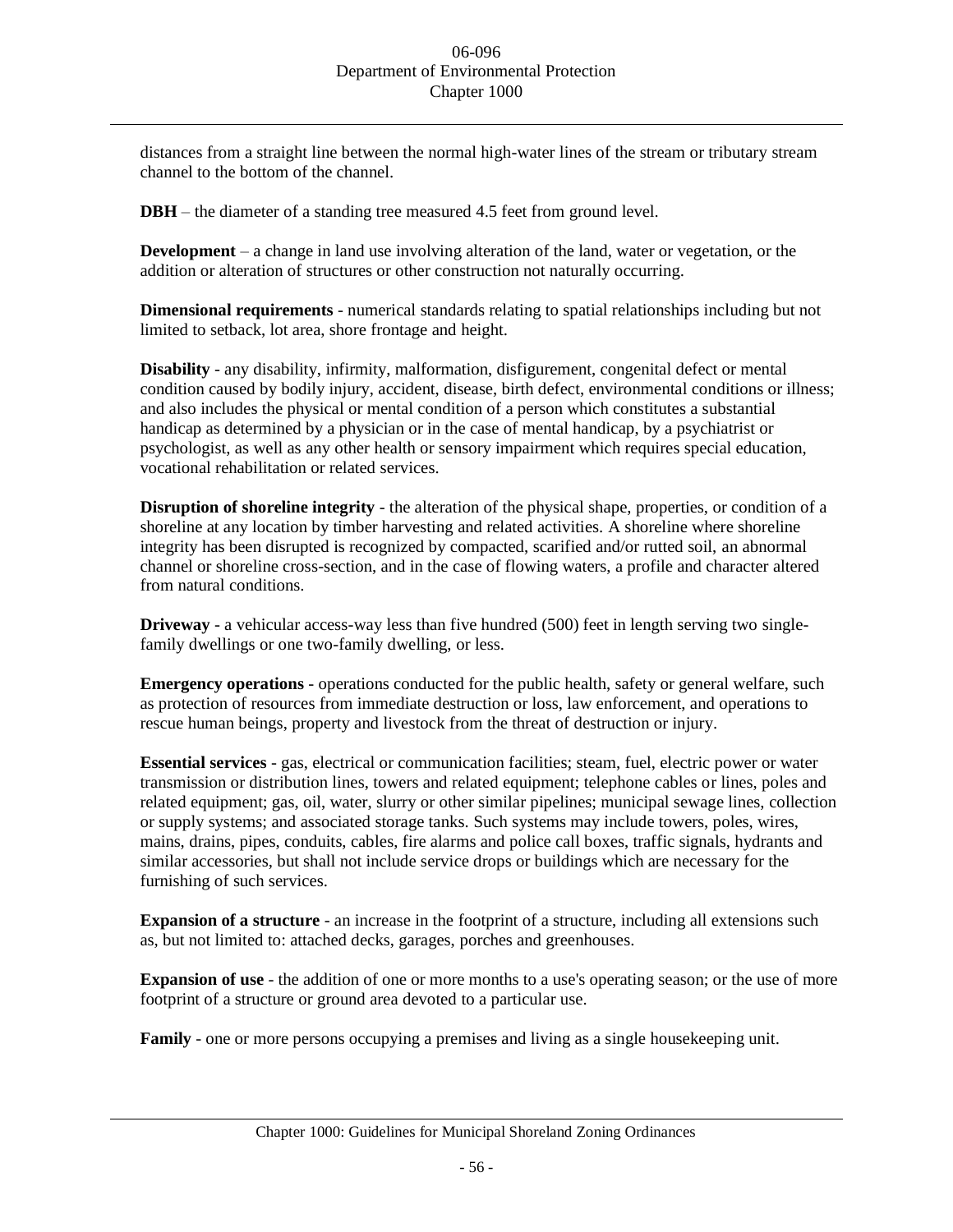distances from a straight line between the normal high-water lines of the stream or tributary stream channel to the bottom of the channel.

**DBH** – the diameter of a standing tree measured 4.5 feet from ground level.

**Development** – a change in land use involving alteration of the land, water or vegetation, or the addition or alteration of structures or other construction not naturally occurring.

**Dimensional requirements** - numerical standards relating to spatial relationships including but not limited to setback, lot area, shore frontage and height.

**Disability** - any disability, infirmity, malformation, disfigurement, congenital defect or mental condition caused by bodily injury, accident, disease, birth defect, environmental conditions or illness; and also includes the physical or mental condition of a person which constitutes a substantial handicap as determined by a physician or in the case of mental handicap, by a psychiatrist or psychologist, as well as any other health or sensory impairment which requires special education, vocational rehabilitation or related services.

**Disruption of shoreline integrity** - the alteration of the physical shape, properties, or condition of a shoreline at any location by timber harvesting and related activities. A shoreline where shoreline integrity has been disrupted is recognized by compacted, scarified and/or rutted soil, an abnormal channel or shoreline cross-section, and in the case of flowing waters, a profile and character altered from natural conditions.

**Driveway** - a vehicular access-way less than five hundred (500) feet in length serving two single-family dwellings or one two-family dwelling, or less.

**Emergency operations** - operations conducted for the public health, safety or general welfare, such as protection of resources from immediate destruction or loss, law enforcement, and operations to rescue human beings, property and livestock from the threat of destruction or injury.

**Essential services** - gas, electrical or communication facilities; steam, fuel, electric power or water transmission or distribution lines, towers and related equipment; telephone cables or lines, poles and related equipment; gas, oil, water, slurry or other similar pipelines; municipal sewage lines, collection or supply systems; and associated storage tanks. Such systems may include towers, poles, wires, mains, drains, pipes, conduits, cables, fire alarms and police call boxes, traffic signals, hydrants and similar accessories, but shall not include service drops or buildings which are necessary for the furnishing of such services.

**Expansion of a structure** - an increase in the footprint of a structure, including all extensions such as, but not limited to: attached decks, garages, porches and greenhouses.

**Expansion of use** - the addition of one or more months to a use's operating season; or the use of more footprint of a structure or ground area devoted to a particular use.

**Family** - one or more persons occupying a premises and living as a single housekeeping unit.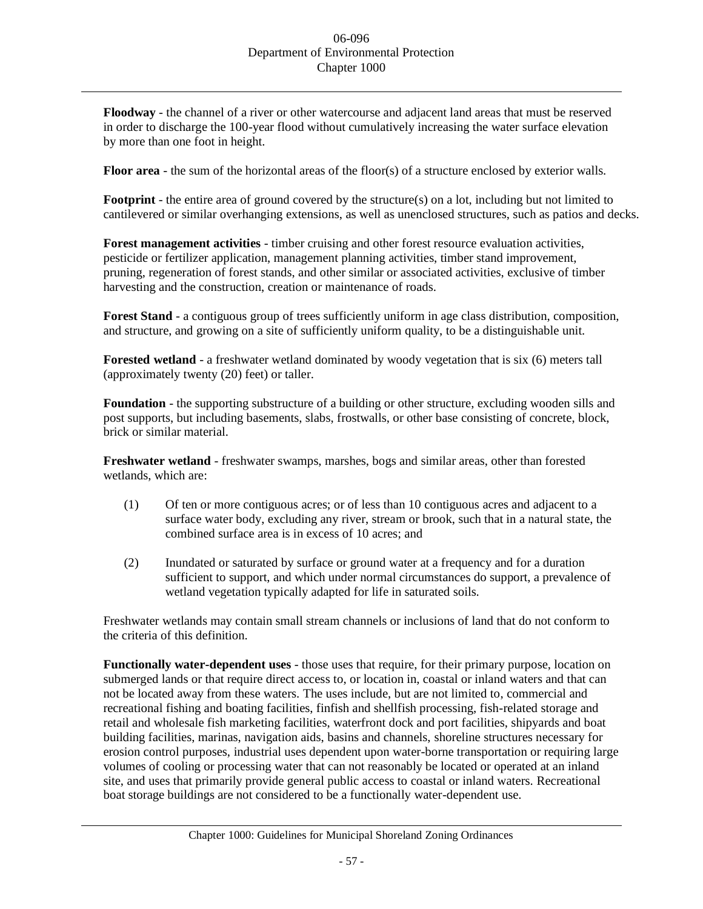**Floodway** - the channel of a river or other watercourse and adjacent land areas that must be reserved in order to discharge the 100-year flood without cumulatively increasing the water surface elevation by more than one foot in height.

**Floor area** - the sum of the horizontal areas of the floor(s) of a structure enclosed by exterior walls.

**Footprint** - the entire area of ground covered by the structure(s) on a lot, including but not limited to cantilevered or similar overhanging extensions, as well as unenclosed structures, such as patios and decks.

**Forest management activities** - timber cruising and other forest resource evaluation activities, pesticide or fertilizer application, management planning activities, timber stand improvement, pruning, regeneration of forest stands, and other similar or associated activities, exclusive of timber harvesting and the construction, creation or maintenance of roads.

**Forest Stand** - a contiguous group of trees sufficiently uniform in age class distribution, composition, and structure, and growing on a site of sufficiently uniform quality, to be a distinguishable unit.

**Forested wetland** - a freshwater wetland dominated by woody vegetation that is six (6) meters tall (approximately twenty (20) feet) or taller.

**Foundation** - the supporting substructure of a building or other structure, excluding wooden sills and post supports, but including basements, slabs, frostwalls, or other base consisting of concrete, block, brick or similar material.

**Freshwater wetland** - freshwater swamps, marshes, bogs and similar areas, other than forested wetlands, which are:

(1) Of ten or more contiguous acres; or of less than 10 contiguous acres and adjacent to a surface water body, excluding any river, stream or brook, such that in a natural state, the combined surface area is in excess of 10 acres; and

(2) Inundated or saturated by surface or ground water at a frequency and for a duration sufficient to support, and which under normal circumstances do support, a prevalence of wetland vegetation typically adapted for life in saturated soils.

Freshwater wetlands may contain small stream channels or inclusions of land that do not conform to the criteria of this definition.

**Functionally water-dependent uses** - those uses that require, for their primary purpose, location on submerged lands or that require direct access to, or location in, coastal or inland waters and that can not be located away from these waters. The uses include, but are not limited to, commercial and recreational fishing and boating facilities, finfish and shellfish processing, fish-related storage and retail and wholesale fish marketing facilities, waterfront dock and port facilities, shipyards and boat building facilities, marinas, navigation aids, basins and channels, shoreline structures necessary for erosion control purposes, industrial uses dependent upon water-borne transportation or requiring large volumes of cooling or processing water that can not reasonably be located or operated at an inland site, and uses that primarily provide general public access to coastal or inland waters. Recreational boat storage buildings are not considered to be a functionally water-dependent use.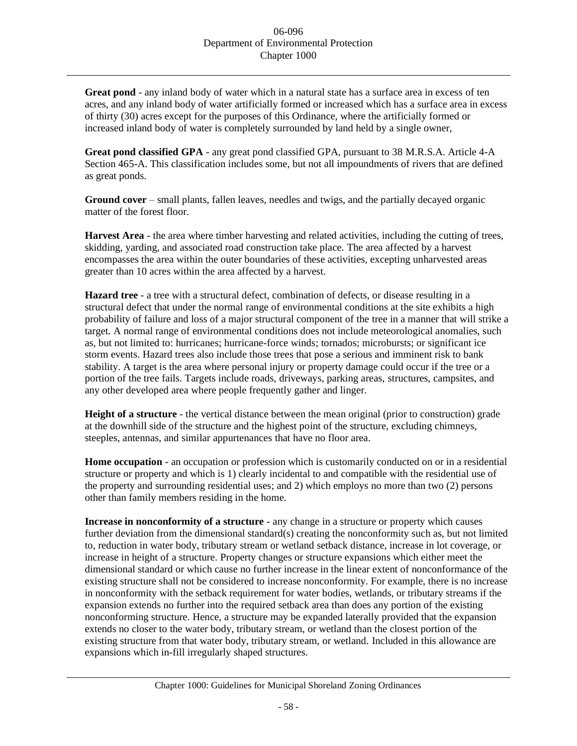**Great pond** - any inland body of water which in a natural state has a surface area in excess of ten acres, and any inland body of water artificially formed or increased which has a surface area in excess of thirty (30) acres except for the purposes of this Ordinance, where the artificially formed or increased inland body of water is completely surrounded by land held by a single owner,

**Great pond classified GPA** - any great pond classified GPA, pursuant to 38 M.R.S.A. Article 4-A Section 465-A. This classification includes some, but not all impoundments of rivers that are defined as great ponds.

**Ground cover** – small plants, fallen leaves, needles and twigs, and the partially decayed organic matter of the forest floor.

**Harvest Area** - the area where timber harvesting and related activities, including the cutting of trees, skidding, yarding, and associated road construction take place. The area affected by a harvest encompasses the area within the outer boundaries of these activities, excepting unharvested areas greater than 10 acres within the area affected by a harvest.

**Hazard tree** - a tree with a structural defect, combination of defects, or disease resulting in a structural defect that under the normal range of environmental conditions at the site exhibits a high probability of failure and loss of a major structural component of the tree in a manner that will strike a target. A normal range of environmental conditions does not include meteorological anomalies, such as, but not limited to: hurricanes; hurricane-force winds; tornados; microbursts; or significant ice storm events. Hazard trees also include those trees that pose a serious and imminent risk to bank stability. A target is the area where personal injury or property damage could occur if the tree or a portion of the tree fails. Targets include roads, driveways, parking areas, structures, campsites, and any other developed area where people frequently gather and linger.

**Height of a structure** - the vertical distance between the mean original (prior to construction) grade at the downhill side of the structure and the highest point of the structure, excluding chimneys, steeples, antennas, and similar appurtenances that have no floor area.

**Home occupation** - an occupation or profession which is customarily conducted on or in a residential structure or property and which is 1) clearly incidental to and compatible with the residential use of the property and surrounding residential uses; and 2) which employs no more than two (2) persons other than family members residing in the home.

**Increase in nonconformity of a structure** - any change in a structure or property which causes further deviation from the dimensional standard(s) creating the nonconformity such as, but not limited to, reduction in water body, tributary stream or wetland setback distance, increase in lot coverage, or increase in height of a structure. Property changes or structure expansions which either meet the dimensional standard or which cause no further increase in the linear extent of nonconformance of the existing structure shall not be considered to increase nonconformity. For example, there is no increase in nonconformity with the setback requirement for water bodies, wetlands, or tributary streams if the expansion extends no further into the required setback area than does any portion of the existing nonconforming structure. Hence, a structure may be expanded laterally provided that the expansion extends no closer to the water body, tributary stream, or wetland than the closest portion of the existing structure from that water body, tributary stream, or wetland. Included in this allowance are expansions which in-fill irregularly shaped structures.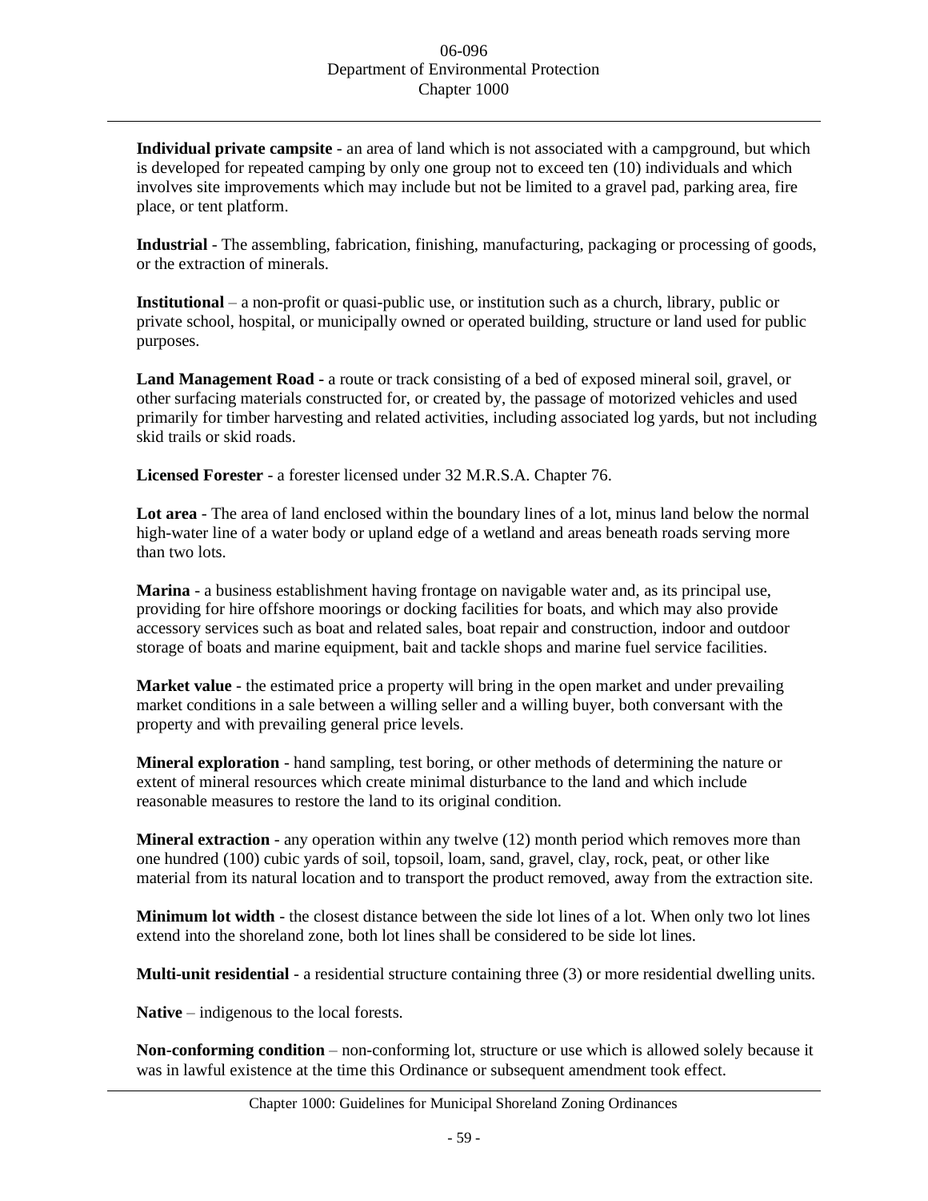**Individual private campsite** - an area of land which is not associated with a campground, but which is developed for repeated camping by only one group not to exceed ten (10) individuals and which involves site improvements which may include but not be limited to a gravel pad, parking area, fire place, or tent platform.

**Industrial** - The assembling, fabrication, finishing, manufacturing, packaging or processing of goods, or the extraction of minerals.

**Institutional** – a non-profit or quasi-public use, or institution such as a church, library, public or private school, hospital, or municipally owned or operated building, structure or land used for public purposes.

**Land Management Road** - a route or track consisting of a bed of exposed mineral soil, gravel, or other surfacing materials constructed for, or created by, the passage of motorized vehicles and used primarily for timber harvesting and related activities, including associated log yards, but not including skid trails or skid roads.

**Licensed Forester** - a forester licensed under 32 M.R.S.A. Chapter 76.

**Lot area** - The area of land enclosed within the boundary lines of a lot, minus land below the normal high-water line of a water body or upland edge of a wetland and areas beneath roads serving more than two lots.

**Marina** - a business establishment having frontage on navigable water and, as its principal use, providing for hire offshore moorings or docking facilities for boats, and which may also provide accessory services such as boat and related sales, boat repair and construction, indoor and outdoor storage of boats and marine equipment, bait and tackle shops and marine fuel service facilities.

**Market value** - the estimated price a property will bring in the open market and under prevailing market conditions in a sale between a willing seller and a willing buyer, both conversant with the property and with prevailing general price levels.

**Mineral exploration** - hand sampling, test boring, or other methods of determining the nature or extent of mineral resources which create minimal disturbance to the land and which include reasonable measures to restore the land to its original condition.

**Mineral extraction** - any operation within any twelve (12) month period which removes more than one hundred (100) cubic yards of soil, topsoil, loam, sand, gravel, clay, rock, peat, or other like material from its natural location and to transport the product removed, away from the extraction site.

**Minimum lot width** - the closest distance between the side lot lines of a lot. When only two lot lines extend into the shoreland zone, both lot lines shall be considered to be side lot lines.

**Multi-unit residential** - a residential structure containing three (3) or more residential dwelling units.

**Native** – indigenous to the local forests.

**Non-conforming condition** – non-conforming lot, structure or use which is allowed solely because it was in lawful existence at the time this Ordinance or subsequent amendment took effect.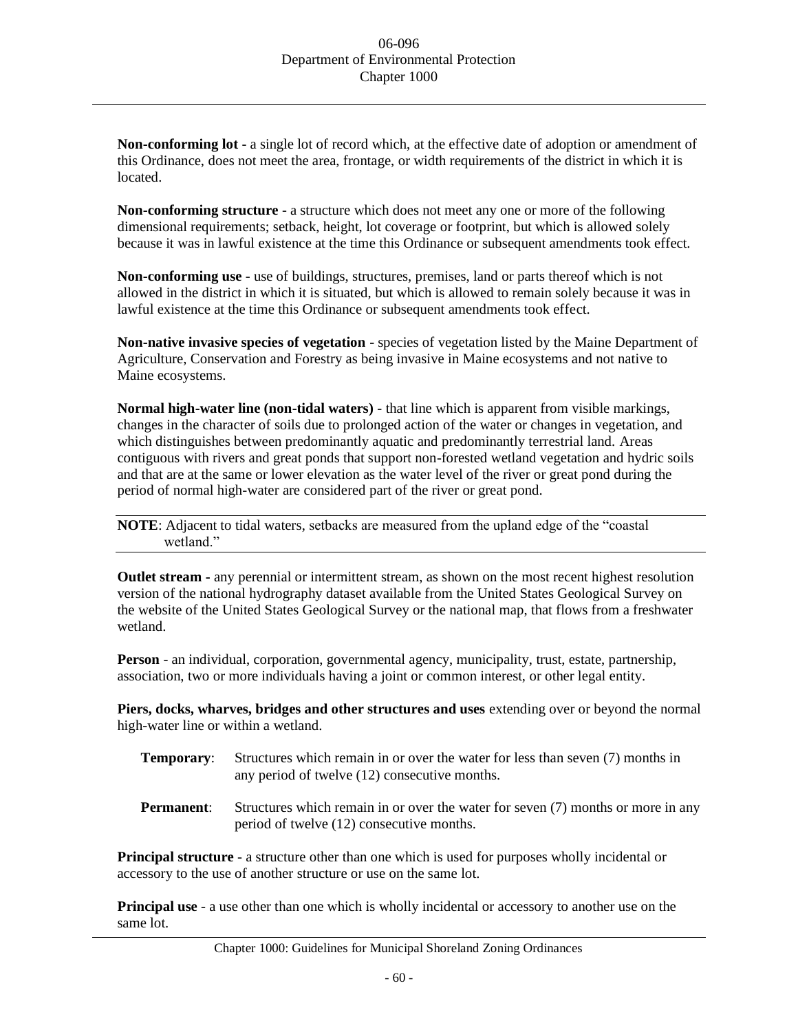**Non-conforming lot** - a single lot of record which, at the effective date of adoption or amendment of this Ordinance, does not meet the area, frontage, or width requirements of the district in which it is located.

**Non-conforming structure** - a structure which does not meet any one or more of the following dimensional requirements; setback, height, lot coverage or footprint, but which is allowed solely because it was in lawful existence at the time this Ordinance or subsequent amendments took effect.

**Non-conforming use** - use of buildings, structures, premises, land or parts thereof which is not allowed in the district in which it is situated, but which is allowed to remain solely because it was in lawful existence at the time this Ordinance or subsequent amendments took effect.

**Non-native invasive species of vegetation** - species of vegetation listed by the Maine Department of Agriculture, Conservation and Forestry as being invasive in Maine ecosystems and not native to Maine ecosystems.

**Normal high-water line (non-tidal waters)** - that line which is apparent from visible markings, changes in the character of soils due to prolonged action of the water or changes in vegetation, and which distinguishes between predominantly aquatic and predominantly terrestrial land. Areas contiguous with rivers and great ponds that support non-forested wetland vegetation and hydric soils and that are at the same or lower elevation as the water level of the river or great pond during the period of normal high-water are considered part of the river or great pond.

**NOTE**: Adjacent to tidal waters, setbacks are measured from the upland edge of the "coastal wetland."

**Outlet stream -** any perennial or intermittent stream, as shown on the most recent highest resolution version of the national hydrography dataset available from the United States Geological Survey on the website of the United States Geological Survey or the national map, that flows from a freshwater wetland.

**Person** - an individual, corporation, governmental agency, municipality, trust, estate, partnership, association, two or more individuals having a joint or common interest, or other legal entity.

**Piers, docks, wharves, bridges and other structures and uses** extending over or beyond the normal high-water line or within a wetland.

**Temporary**: Structures which remain in or over the water for less than seven (7) months in any period of twelve (12) consecutive months.

**Permanent**: Structures which remain in or over the water for seven (7) months or more in any period of twelve (12) consecutive months.

**Principal structure** - a structure other than one which is used for purposes wholly incidental or accessory to the use of another structure or use on the same lot.

**Principal use** - a use other than one which is wholly incidental or accessory to another use on the same lot.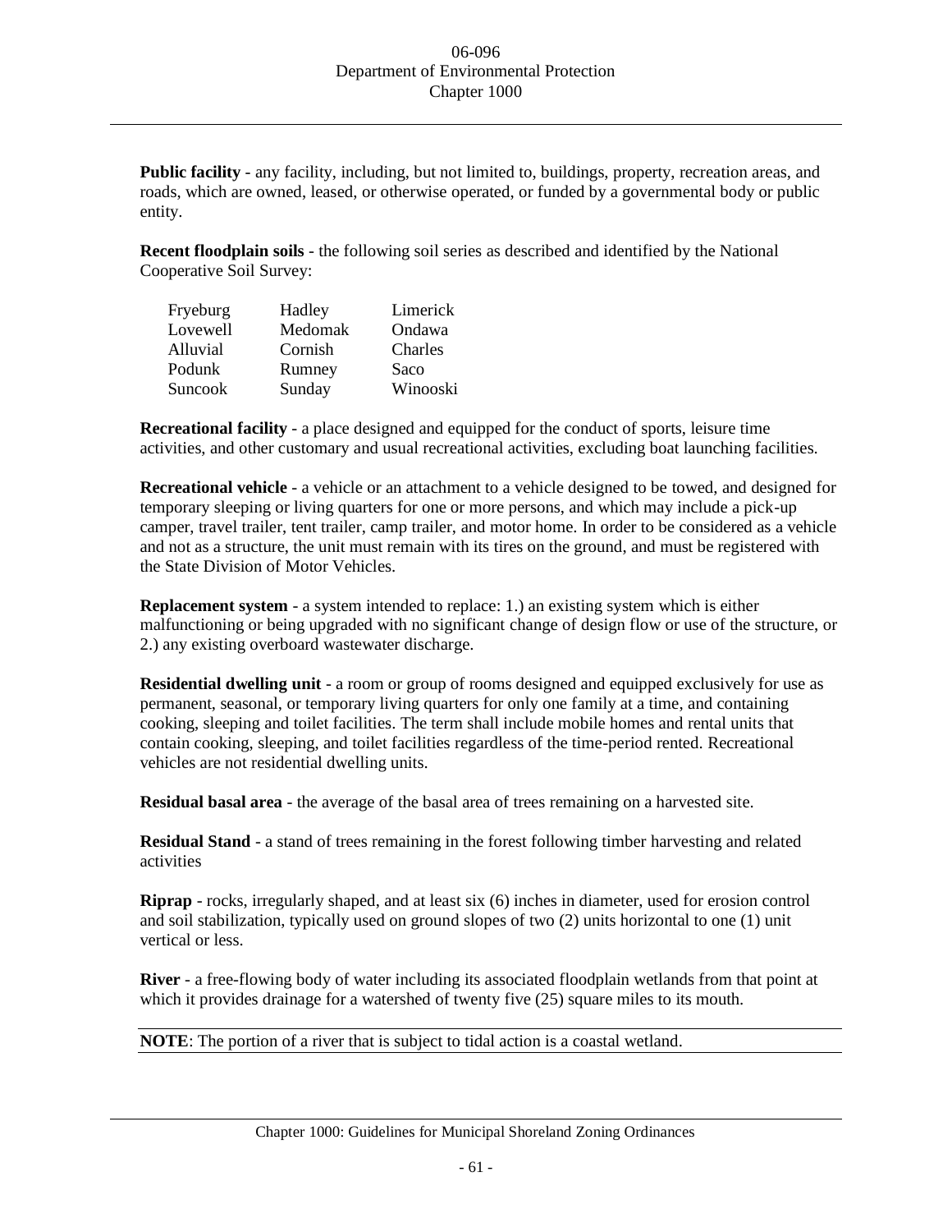**Public facility** - any facility, including, but not limited to, buildings, property, recreation areas, and roads, which are owned, leased, or otherwise operated, or funded by a governmental body or public entity.

**Recent floodplain soils** - the following soil series as described and identified by the National Cooperative Soil Survey:

| | | |
|---|---|---|
| Fryeburg | Hadley | Limerick |
| Lovewell | Medomak | Ondawa |
| Alluvial | Cornish | Charles |
| Podunk | Rumney | Saco |
| Suncook | Sunday | Winooski |

**Recreational facility** - a place designed and equipped for the conduct of sports, leisure time activities, and other customary and usual recreational activities, excluding boat launching facilities.

**Recreational vehicle** - a vehicle or an attachment to a vehicle designed to be towed, and designed for temporary sleeping or living quarters for one or more persons, and which may include a pick-up camper, travel trailer, tent trailer, camp trailer, and motor home. In order to be considered as a vehicle and not as a structure, the unit must remain with its tires on the ground, and must be registered with the State Division of Motor Vehicles.

**Replacement system** - a system intended to replace: 1.) an existing system which is either malfunctioning or being upgraded with no significant change of design flow or use of the structure, or 2.) any existing overboard wastewater discharge.

**Residential dwelling unit** - a room or group of rooms designed and equipped exclusively for use as permanent, seasonal, or temporary living quarters for only one family at a time, and containing cooking, sleeping and toilet facilities. The term shall include mobile homes and rental units that contain cooking, sleeping, and toilet facilities regardless of the time-period rented. Recreational vehicles are not residential dwelling units.

**Residual basal area** - the average of the basal area of trees remaining on a harvested site.

**Residual Stand** - a stand of trees remaining in the forest following timber harvesting and related activities

**Riprap** - rocks, irregularly shaped, and at least six (6) inches in diameter, used for erosion control and soil stabilization, typically used on ground slopes of two (2) units horizontal to one (1) unit vertical or less.

**River** - a free-flowing body of water including its associated floodplain wetlands from that point at which it provides drainage for a watershed of twenty five (25) square miles to its mouth.

**NOTE**: The portion of a river that is subject to tidal action is a coastal wetland.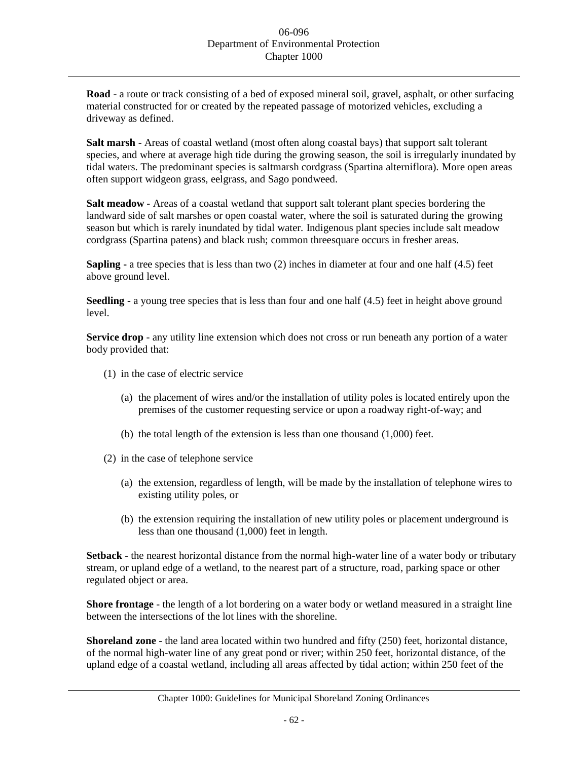**Road** - a route or track consisting of a bed of exposed mineral soil, gravel, asphalt, or other surfacing material constructed for or created by the repeated passage of motorized vehicles, excluding a driveway as defined.

**Salt marsh** - Areas of coastal wetland (most often along coastal bays) that support salt tolerant species, and where at average high tide during the growing season, the soil is irregularly inundated by tidal waters. The predominant species is saltmarsh cordgrass (Spartina alterniflora). More open areas often support widgeon grass, eelgrass, and Sago pondweed.

**Salt meadow** - Areas of a coastal wetland that support salt tolerant plant species bordering the landward side of salt marshes or open coastal water, where the soil is saturated during the growing season but which is rarely inundated by tidal water. Indigenous plant species include salt meadow cordgrass (Spartina patens) and black rush; common threesquare occurs in fresher areas.

**Sapling -** a tree species that is less than two (2) inches in diameter at four and one half (4.5) feet above ground level.

**Seedling -** a young tree species that is less than four and one half (4.5) feet in height above ground level.

**Service drop** - any utility line extension which does not cross or run beneath any portion of a water body provided that:

(1) in the case of electric service

  (a) the placement of wires and/or the installation of utility poles is located entirely upon the premises of the customer requesting service or upon a roadway right-of-way; and

  (b) the total length of the extension is less than one thousand (1,000) feet.

(2) in the case of telephone service

  (a) the extension, regardless of length, will be made by the installation of telephone wires to existing utility poles, or

  (b) the extension requiring the installation of new utility poles or placement underground is less than one thousand (1,000) feet in length.

**Setback** - the nearest horizontal distance from the normal high-water line of a water body or tributary stream, or upland edge of a wetland, to the nearest part of a structure, road, parking space or other regulated object or area.

**Shore frontage** - the length of a lot bordering on a water body or wetland measured in a straight line between the intersections of the lot lines with the shoreline.

**Shoreland zone** - the land area located within two hundred and fifty (250) feet, horizontal distance, of the normal high-water line of any great pond or river; within 250 feet, horizontal distance, of the upland edge of a coastal wetland, including all areas affected by tidal action; within 250 feet of the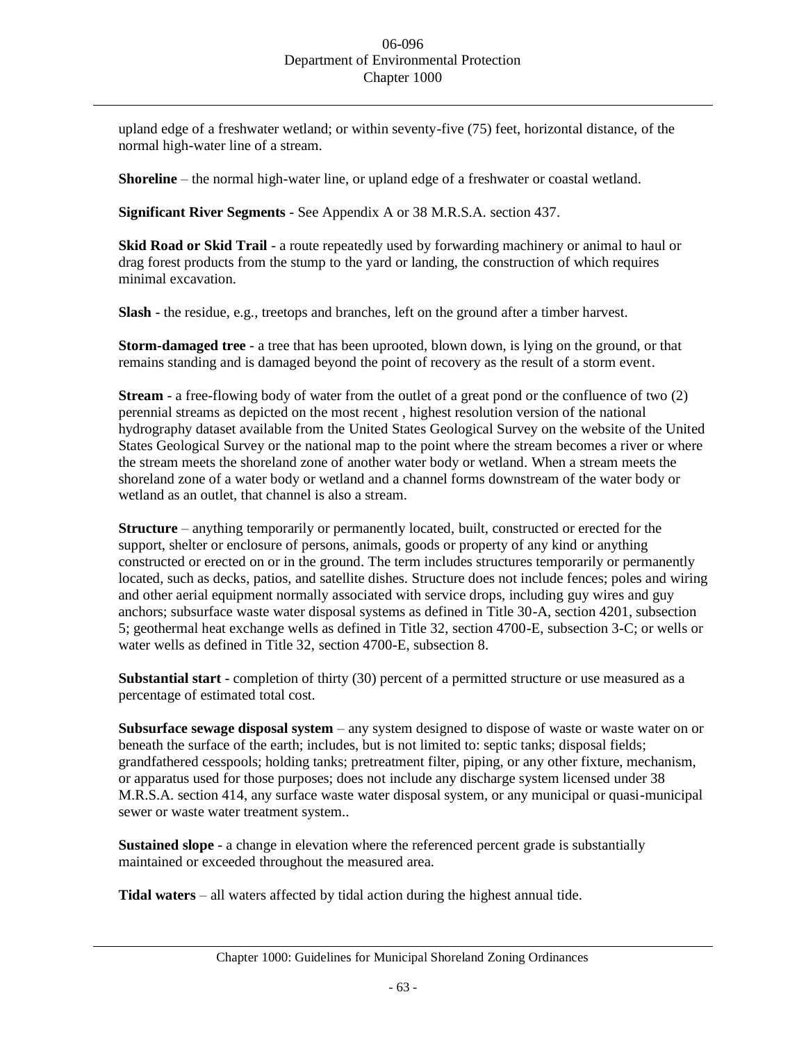upland edge of a freshwater wetland; or within seventy-five (75) feet, horizontal distance, of the normal high-water line of a stream.

**Shoreline** – the normal high-water line, or upland edge of a freshwater or coastal wetland.

**Significant River Segments** - See Appendix A or 38 M.R.S.A. section 437.

**Skid Road or Skid Trail** - a route repeatedly used by forwarding machinery or animal to haul or drag forest products from the stump to the yard or landing, the construction of which requires minimal excavation.

**Slash** - the residue, e.g., treetops and branches, left on the ground after a timber harvest.

**Storm-damaged tree** - a tree that has been uprooted, blown down, is lying on the ground, or that remains standing and is damaged beyond the point of recovery as the result of a storm event.

**Stream** - a free-flowing body of water from the outlet of a great pond or the confluence of two (2) perennial streams as depicted on the most recent , highest resolution version of the national hydrography dataset available from the United States Geological Survey on the website of the United States Geological Survey or the national map to the point where the stream becomes a river or where the stream meets the shoreland zone of another water body or wetland. When a stream meets the shoreland zone of a water body or wetland and a channel forms downstream of the water body or wetland as an outlet, that channel is also a stream.

**Structure** – anything temporarily or permanently located, built, constructed or erected for the support, shelter or enclosure of persons, animals, goods or property of any kind or anything constructed or erected on or in the ground. The term includes structures temporarily or permanently located, such as decks, patios, and satellite dishes. Structure does not include fences; poles and wiring and other aerial equipment normally associated with service drops, including guy wires and guy anchors; subsurface waste water disposal systems as defined in Title 30-A, section 4201, subsection 5; geothermal heat exchange wells as defined in Title 32, section 4700-E, subsection 3-C; or wells or water wells as defined in Title 32, section 4700-E, subsection 8.

**Substantial start** - completion of thirty (30) percent of a permitted structure or use measured as a percentage of estimated total cost.

**Subsurface sewage disposal system** – any system designed to dispose of waste or waste water on or beneath the surface of the earth; includes, but is not limited to: septic tanks; disposal fields; grandfathered cesspools; holding tanks; pretreatment filter, piping, or any other fixture, mechanism, or apparatus used for those purposes; does not include any discharge system licensed under 38 M.R.S.A. section 414, any surface waste water disposal system, or any municipal or quasi-municipal sewer or waste water treatment system..

**Sustained slope** - a change in elevation where the referenced percent grade is substantially maintained or exceeded throughout the measured area.

**Tidal waters** – all waters affected by tidal action during the highest annual tide.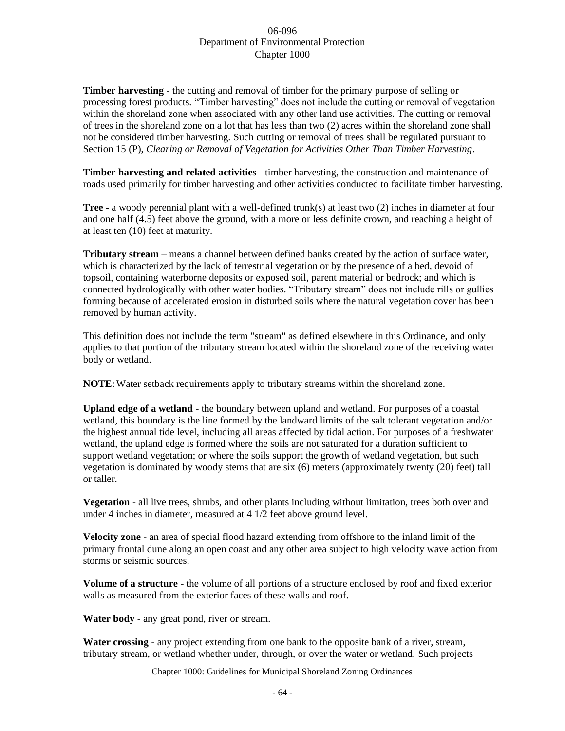**Timber harvesting** - the cutting and removal of timber for the primary purpose of selling or processing forest products. "Timber harvesting" does not include the cutting or removal of vegetation within the shoreland zone when associated with any other land use activities. The cutting or removal of trees in the shoreland zone on a lot that has less than two (2) acres within the shoreland zone shall not be considered timber harvesting. Such cutting or removal of trees shall be regulated pursuant to Section 15 (P), *Clearing or Removal of Vegetation for Activities Other Than Timber Harvesting*.

**Timber harvesting and related activities** - timber harvesting, the construction and maintenance of roads used primarily for timber harvesting and other activities conducted to facilitate timber harvesting.

**Tree** - a woody perennial plant with a well-defined trunk(s) at least two (2) inches in diameter at four and one half (4.5) feet above the ground, with a more or less definite crown, and reaching a height of at least ten (10) feet at maturity.

**Tributary stream** – means a channel between defined banks created by the action of surface water, which is characterized by the lack of terrestrial vegetation or by the presence of a bed, devoid of topsoil, containing waterborne deposits or exposed soil, parent material or bedrock; and which is connected hydrologically with other water bodies. "Tributary stream" does not include rills or gullies forming because of accelerated erosion in disturbed soils where the natural vegetation cover has been removed by human activity.

This definition does not include the term "stream" as defined elsewhere in this Ordinance, and only applies to that portion of the tributary stream located within the shoreland zone of the receiving water body or wetland.

**NOTE**: Water setback requirements apply to tributary streams within the shoreland zone.

**Upland edge of a wetland** - the boundary between upland and wetland. For purposes of a coastal wetland, this boundary is the line formed by the landward limits of the salt tolerant vegetation and/or the highest annual tide level, including all areas affected by tidal action. For purposes of a freshwater wetland, the upland edge is formed where the soils are not saturated for a duration sufficient to support wetland vegetation; or where the soils support the growth of wetland vegetation, but such vegetation is dominated by woody stems that are six (6) meters (approximately twenty (20) feet) tall or taller.

**Vegetation** - all live trees, shrubs, and other plants including without limitation, trees both over and under 4 inches in diameter, measured at 4 1/2 feet above ground level.

**Velocity zone** - an area of special flood hazard extending from offshore to the inland limit of the primary frontal dune along an open coast and any other area subject to high velocity wave action from storms or seismic sources.

**Volume of a structure** - the volume of all portions of a structure enclosed by roof and fixed exterior walls as measured from the exterior faces of these walls and roof.

**Water body** - any great pond, river or stream.

**Water crossing** - any project extending from one bank to the opposite bank of a river, stream, tributary stream, or wetland whether under, through, or over the water or wetland. Such projects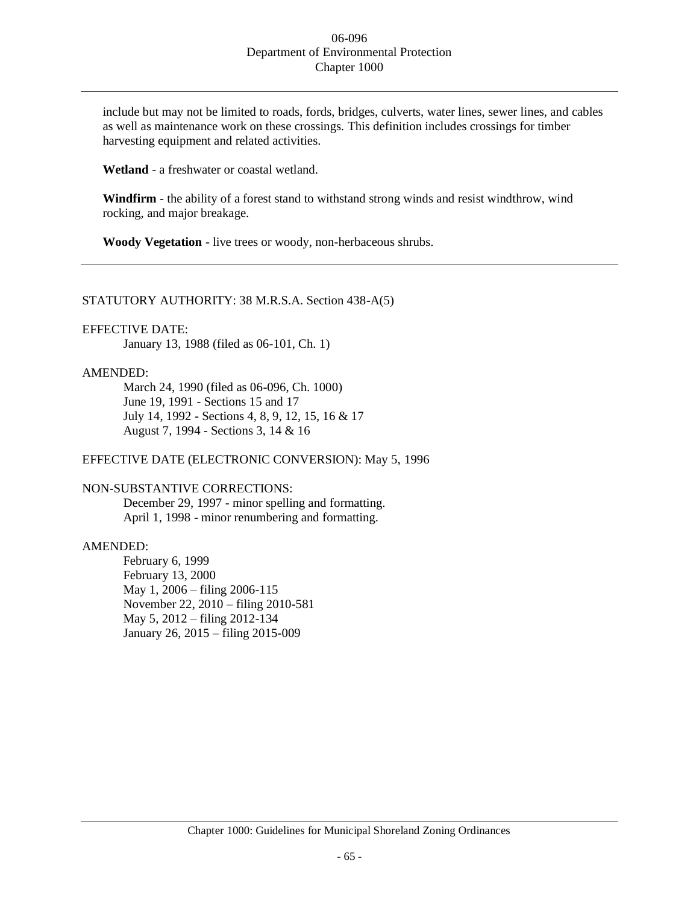include but may not be limited to roads, fords, bridges, culverts, water lines, sewer lines, and cables as well as maintenance work on these crossings. This definition includes crossings for timber harvesting equipment and related activities.

**Wetland** - a freshwater or coastal wetland.

**Windfirm** - the ability of a forest stand to withstand strong winds and resist windthrow, wind rocking, and major breakage.

**Woody Vegetation** - live trees or woody, non-herbaceous shrubs.

---

STATUTORY AUTHORITY: 38 M.R.S.A. Section 438-A(5)

EFFECTIVE DATE:

January 13, 1988 (filed as 06-101, Ch. 1)

AMENDED:

March 24, 1990 (filed as 06-096, Ch. 1000)
June 19, 1991 - Sections 15 and 17
July 14, 1992 - Sections 4, 8, 9, 12, 15, 16 & 17
August 7, 1994 - Sections 3, 14 & 16

EFFECTIVE DATE (ELECTRONIC CONVERSION): May 5, 1996

NON-SUBSTANTIVE CORRECTIONS:

December 29, 1997 - minor spelling and formatting.
April 1, 1998 - minor renumbering and formatting.

AMENDED:

February 6, 1999
February 13, 2000
May 1, 2006 – filing 2006-115
November 22, 2010 – filing 2010-581
May 5, 2012 – filing 2012-134
January 26, 2015 – filing 2015-009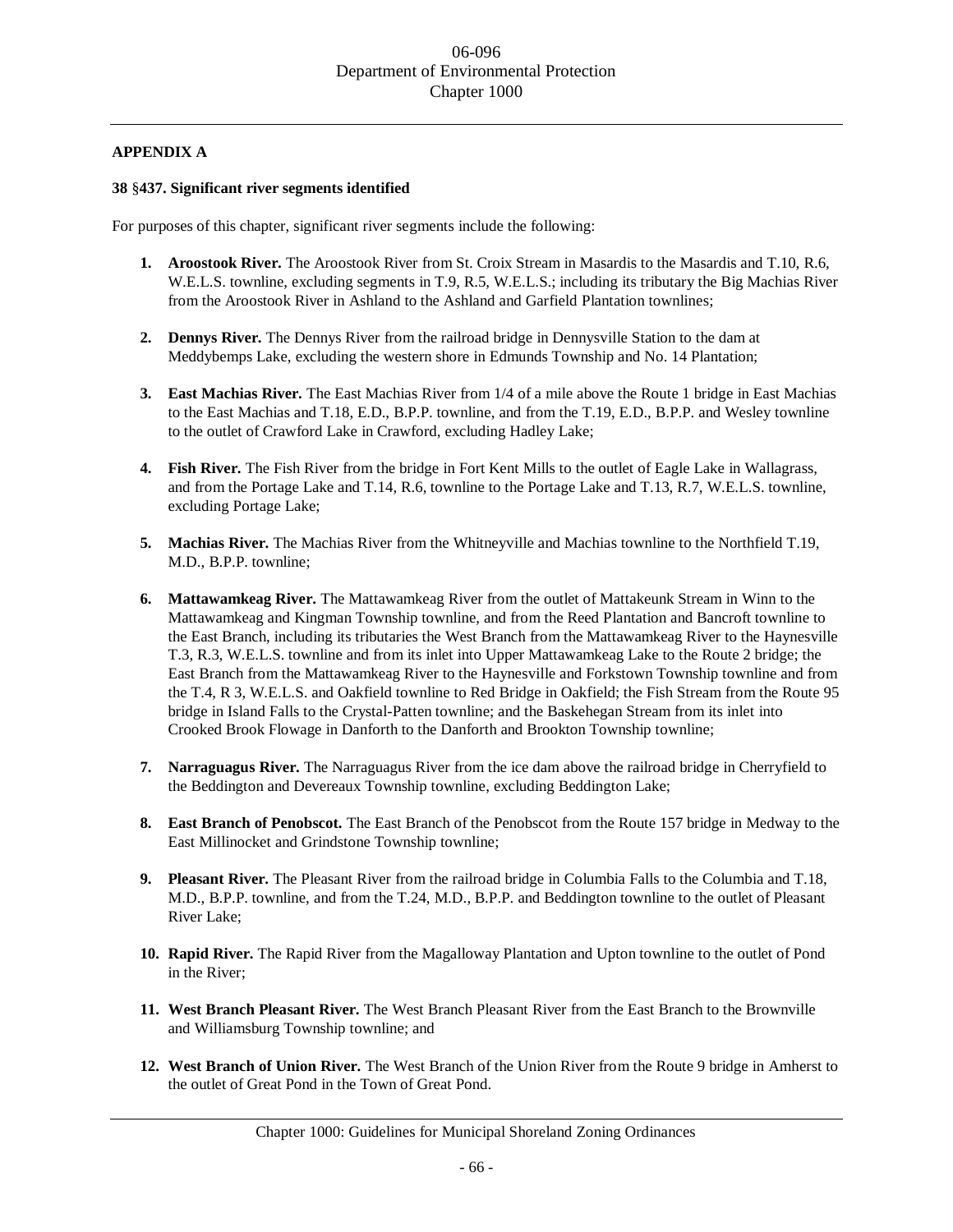## APPENDIX A

### 38 §437. Significant river segments identified

For purposes of this chapter, significant river segments include the following:

1. **Aroostook River.** The Aroostook River from St. Croix Stream in Masardis to the Masardis and T.10, R.6, W.E.L.S. townline, excluding segments in T.9, R.5, W.E.L.S.; including its tributary the Big Machias River from the Aroostook River in Ashland to the Ashland and Garfield Plantation townlines;

2. **Dennys River.** The Dennys River from the railroad bridge in Dennysville Station to the dam at Meddybemps Lake, excluding the western shore in Edmunds Township and No. 14 Plantation;

3. **East Machias River.** The East Machias River from 1/4 of a mile above the Route 1 bridge in East Machias to the East Machias and T.18, E.D., B.P.P. townline, and from the T.19, E.D., B.P.P. and Wesley townline to the outlet of Crawford Lake in Crawford, excluding Hadley Lake;

4. **Fish River.** The Fish River from the bridge in Fort Kent Mills to the outlet of Eagle Lake in Wallagrass, and from the Portage Lake and T.14, R.6, townline to the Portage Lake and T.13, R.7, W.E.L.S. townline, excluding Portage Lake;

5. **Machias River.** The Machias River from the Whitneyville and Machias townline to the Northfield T.19, M.D., B.P.P. townline;

6. **Mattawamkeag River.** The Mattawamkeag River from the outlet of Mattakeunk Stream in Winn to the Mattawamkeag and Kingman Township townline, and from the Reed Plantation and Bancroft townline to the East Branch, including its tributaries the West Branch from the Mattawamkeag River to the Haynesville T.3, R.3, W.E.L.S. townline and from its inlet into Upper Mattawamkeag Lake to the Route 2 bridge; the East Branch from the Mattawamkeag River to the Haynesville and Forkstown Township townline and from the T.4, R 3, W.E.L.S. and Oakfield townline to Red Bridge in Oakfield; the Fish Stream from the Route 95 bridge in Island Falls to the Crystal-Patten townline; and the Baskehegan Stream from its inlet into Crooked Brook Flowage in Danforth to the Danforth and Brookton Township townline;

7. **Narraguagus River.** The Narraguagus River from the ice dam above the railroad bridge in Cherryfield to the Beddington and Devereaux Township townline, excluding Beddington Lake;

8. **East Branch of Penobscot.** The East Branch of the Penobscot from the Route 157 bridge in Medway to the East Millinocket and Grindstone Township townline;

9. **Pleasant River.** The Pleasant River from the railroad bridge in Columbia Falls to the Columbia and T.18, M.D., B.P.P. townline, and from the T.24, M.D., B.P.P. and Beddington townline to the outlet of Pleasant River Lake;

10. **Rapid River.** The Rapid River from the Magalloway Plantation and Upton townline to the outlet of Pond in the River;

11. **West Branch Pleasant River.** The West Branch Pleasant River from the East Branch to the Brownville and Williamsburg Township townline; and

12. **West Branch of Union River.** The West Branch of the Union River from the Route 9 bridge in Amherst to the outlet of Great Pond in the Town of Great Pond.